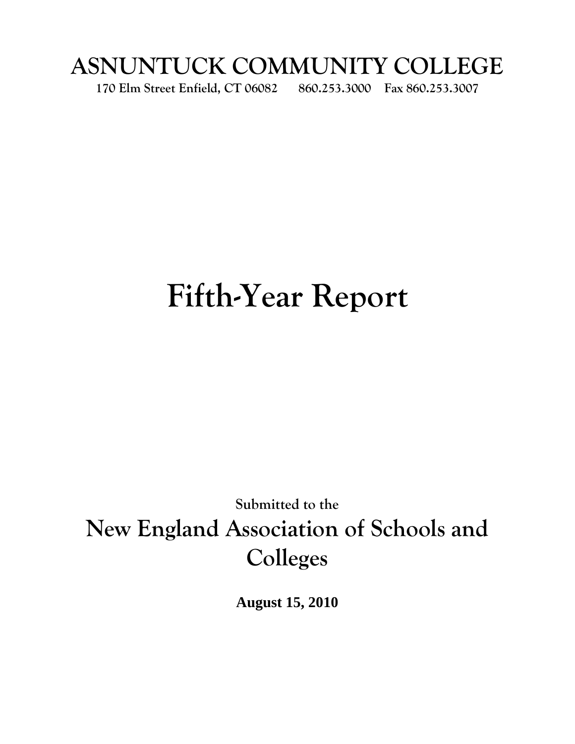# ASNUNTUCK COMMUNITY COLLEGE

**170 Elm Street Enfield, CT 06082 860.253.3000 Fax 860.253.3007**

# Fifth-Year Report

**Submitted to the**

## New England Association of Schools and Colleges

**August 15, 2010**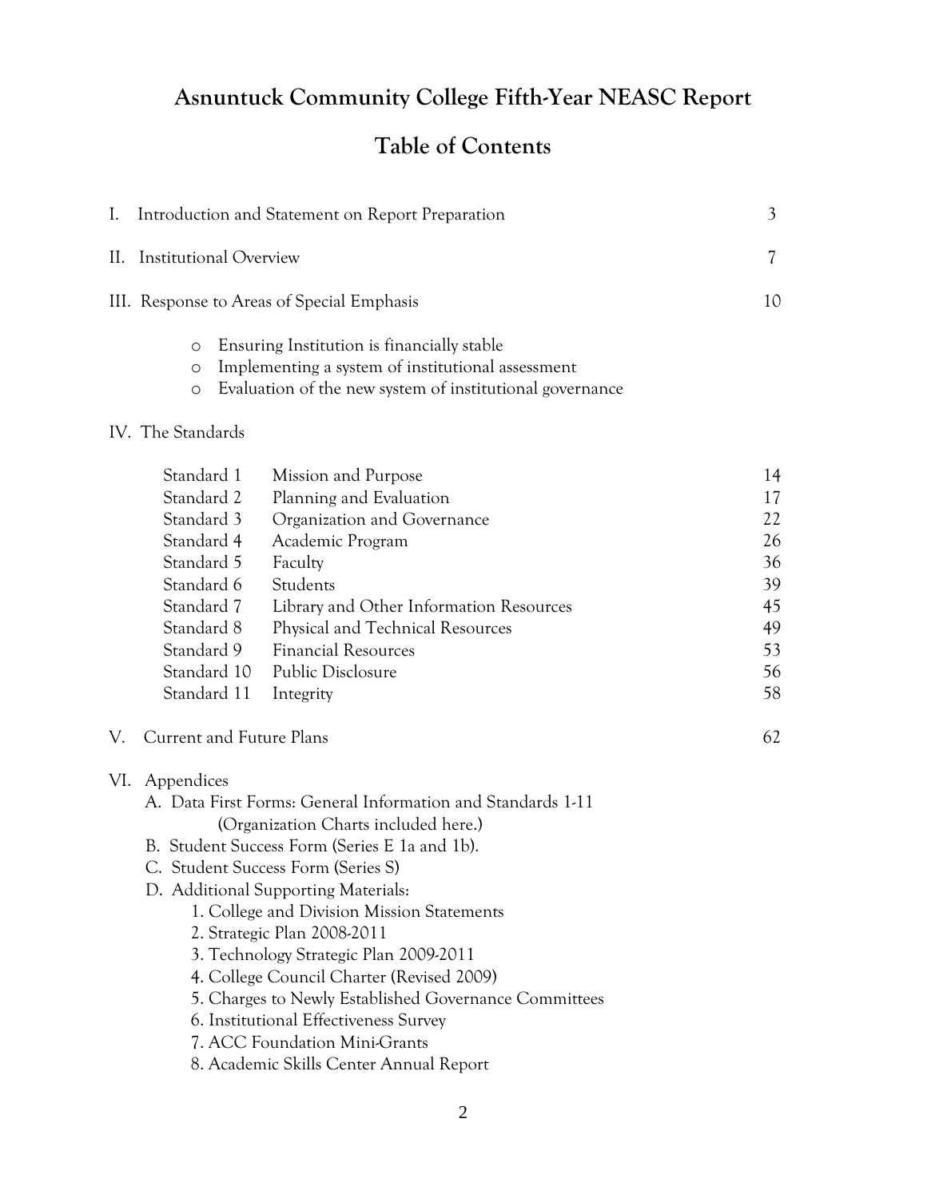# Asnuntuck Community College Fifth-Year NEASC Report

## Table of Contents

I. Introduction and Statement on Report Preparation 3

II. Institutional Overview 7

III. Response to Areas of Special Emphasis 10

- Ensuring Institution is financially stable
- Implementing a system of institutional assessment
- Evaluation of the new system of institutional governance

IV. The Standards

| | | |
|---|---|---|
| Standard 1 | Mission and Purpose | 14 |
| Standard 2 | Planning and Evaluation | 17 |
| Standard 3 | Organization and Governance | 22 |
| Standard 4 | Academic Program | 26 |
| Standard 5 | Faculty | 36 |
| Standard 6 | Students | 39 |
| Standard 7 | Library and Other Information Resources | 45 |
| Standard 8 | Physical and Technical Resources | 49 |
| Standard 9 | Financial Resources | 53 |
| Standard 10 | Public Disclosure | 56 |
| Standard 11 | Integrity | 58 |

V. Current and Future Plans 62

VI. Appendices

A. Data First Forms: General Information and Standards 1-11
(Organization Charts included here.)

B. Student Success Form (Series E 1a and 1b).

C. Student Success Form (Series S)

D. Additional Supporting Materials:

1. College and Division Mission Statements
2. Strategic Plan 2008-2011
3. Technology Strategic Plan 2009-2011
4. College Council Charter (Revised 2009)
5. Charges to Newly Established Governance Committees
6. Institutional Effectiveness Survey
7. ACC Foundation Mini-Grants
8. Academic Skills Center Annual Report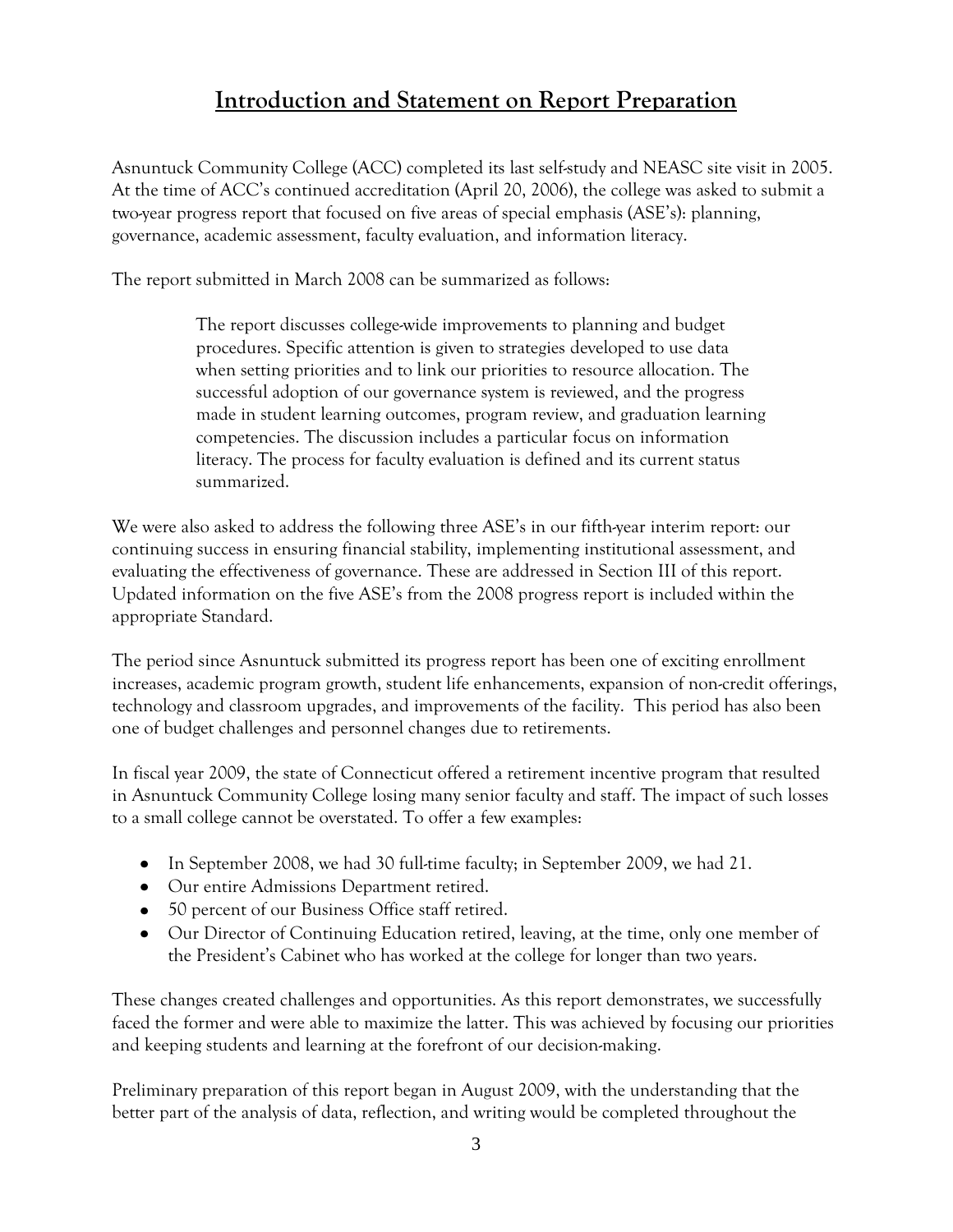## Introduction and Statement on Report Preparation

Asnuntuck Community College (ACC) completed its last self-study and NEASC site visit in 2005. At the time of ACC's continued accreditation (April 20, 2006), the college was asked to submit a two-year progress report that focused on five areas of special emphasis (ASE's): planning, governance, academic assessment, faculty evaluation, and information literacy.

The report submitted in March 2008 can be summarized as follows:

> The report discusses college-wide improvements to planning and budget procedures. Specific attention is given to strategies developed to use data when setting priorities and to link our priorities to resource allocation. The successful adoption of our governance system is reviewed, and the progress made in student learning outcomes, program review, and graduation learning competencies. The discussion includes a particular focus on information literacy. The process for faculty evaluation is defined and its current status summarized.

We were also asked to address the following three ASE's in our fifth-year interim report: our continuing success in ensuring financial stability, implementing institutional assessment, and evaluating the effectiveness of governance. These are addressed in Section III of this report. Updated information on the five ASE's from the 2008 progress report is included within the appropriate Standard.

The period since Asnuntuck submitted its progress report has been one of exciting enrollment increases, academic program growth, student life enhancements, expansion of non-credit offerings, technology and classroom upgrades, and improvements of the facility. This period has also been one of budget challenges and personnel changes due to retirements.

In fiscal year 2009, the state of Connecticut offered a retirement incentive program that resulted in Asnuntuck Community College losing many senior faculty and staff. The impact of such losses to a small college cannot be overstated. To offer a few examples:

- In September 2008, we had 30 full-time faculty; in September 2009, we had 21.
- Our entire Admissions Department retired.
- 50 percent of our Business Office staff retired.
- Our Director of Continuing Education retired, leaving, at the time, only one member of the President's Cabinet who has worked at the college for longer than two years.

These changes created challenges and opportunities. As this report demonstrates, we successfully faced the former and were able to maximize the latter. This was achieved by focusing our priorities and keeping students and learning at the forefront of our decision-making.

Preliminary preparation of this report began in August 2009, with the understanding that the better part of the analysis of data, reflection, and writing would be completed throughout the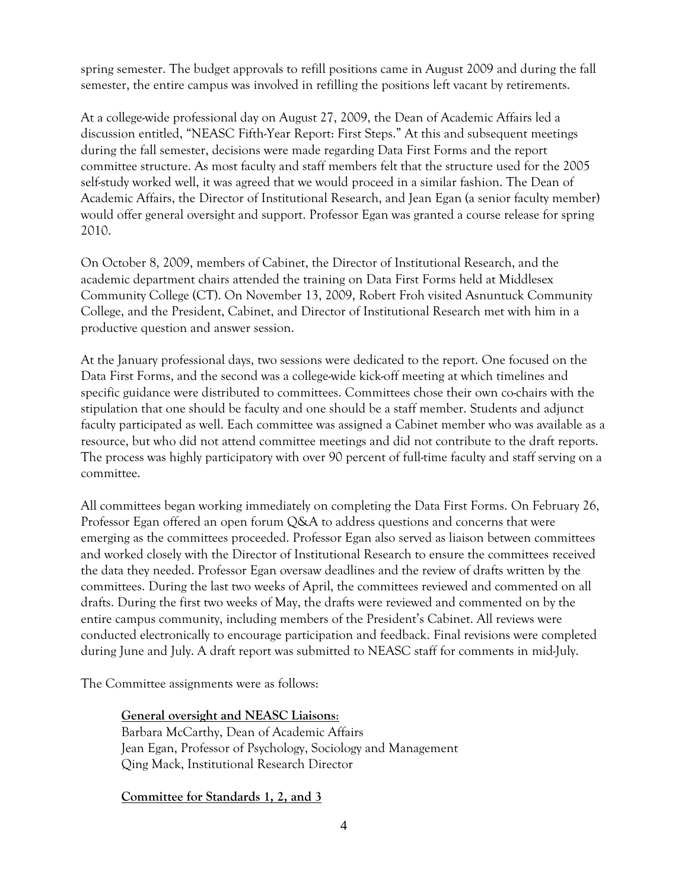spring semester. The budget approvals to refill positions came in August 2009 and during the fall semester, the entire campus was involved in refilling the positions left vacant by retirements.

At a college-wide professional day on August 27, 2009, the Dean of Academic Affairs led a discussion entitled, "NEASC Fifth-Year Report: First Steps." At this and subsequent meetings during the fall semester, decisions were made regarding Data First Forms and the report committee structure. As most faculty and staff members felt that the structure used for the 2005 self-study worked well, it was agreed that we would proceed in a similar fashion. The Dean of Academic Affairs, the Director of Institutional Research, and Jean Egan (a senior faculty member) would offer general oversight and support. Professor Egan was granted a course release for spring 2010.

On October 8, 2009, members of Cabinet, the Director of Institutional Research, and the academic department chairs attended the training on Data First Forms held at Middlesex Community College (CT). On November 13, 2009, Robert Froh visited Asnuntuck Community College, and the President, Cabinet, and Director of Institutional Research met with him in a productive question and answer session.

At the January professional days, two sessions were dedicated to the report. One focused on the Data First Forms, and the second was a college-wide kick-off meeting at which timelines and specific guidance were distributed to committees. Committees chose their own co-chairs with the stipulation that one should be faculty and one should be a staff member. Students and adjunct faculty participated as well. Each committee was assigned a Cabinet member who was available as a resource, but who did not attend committee meetings and did not contribute to the draft reports. The process was highly participatory with over 90 percent of full-time faculty and staff serving on a committee.

All committees began working immediately on completing the Data First Forms. On February 26, Professor Egan offered an open forum Q&A to address questions and concerns that were emerging as the committees proceeded. Professor Egan also served as liaison between committees and worked closely with the Director of Institutional Research to ensure the committees received the data they needed. Professor Egan oversaw deadlines and the review of drafts written by the committees. During the last two weeks of April, the committees reviewed and commented on all drafts. During the first two weeks of May, the drafts were reviewed and commented on by the entire campus community, including members of the President's Cabinet. All reviews were conducted electronically to encourage participation and feedback. Final revisions were completed during June and July. A draft report was submitted to NEASC staff for comments in mid-July.

The Committee assignments were as follows:

**General oversight and NEASC Liaisons:**
Barbara McCarthy, Dean of Academic Affairs
Jean Egan, Professor of Psychology, Sociology and Management
Qing Mack, Institutional Research Director

**Committee for Standards 1, 2, and 3**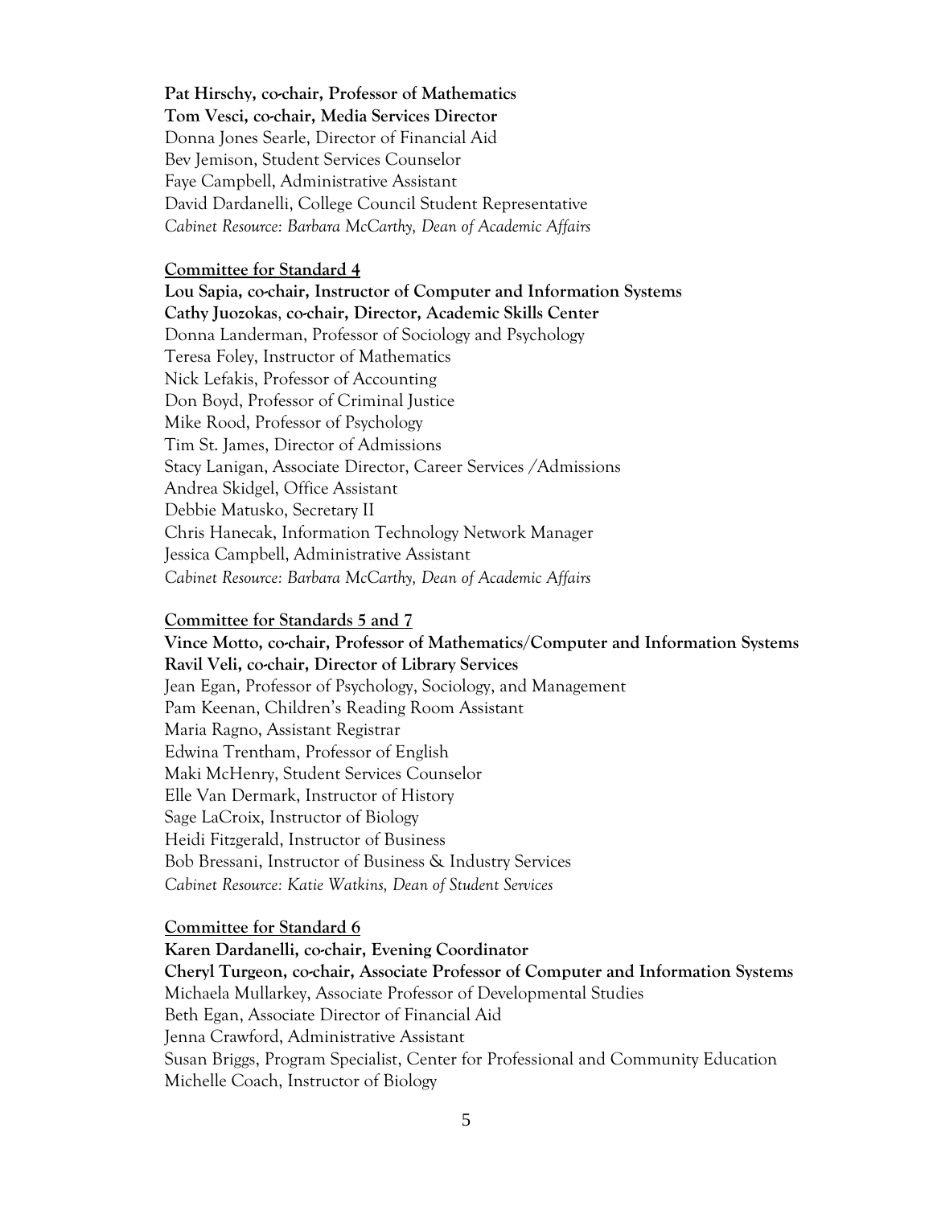**Pat Hirschy, co-chair, Professor of Mathematics**
**Tom Vesci, co-chair, Media Services Director**
Donna Jones Searle, Director of Financial Aid
Bev Jemison, Student Services Counselor
Faye Campbell, Administrative Assistant
David Dardanelli, College Council Student Representative
*Cabinet Resource: Barbara McCarthy, Dean of Academic Affairs*

**Committee for Standard 4**

**Lou Sapia, co-chair, Instructor of Computer and Information Systems**
**Cathy Juozokas, co-chair, Director, Academic Skills Center**
Donna Landerman, Professor of Sociology and Psychology
Teresa Foley, Instructor of Mathematics
Nick Lefakis, Professor of Accounting
Don Boyd, Professor of Criminal Justice
Mike Rood, Professor of Psychology
Tim St. James, Director of Admissions
Stacy Lanigan, Associate Director, Career Services /Admissions
Andrea Skidgel, Office Assistant
Debbie Matusko, Secretary II
Chris Hanecak, Information Technology Network Manager
Jessica Campbell, Administrative Assistant
*Cabinet Resource: Barbara McCarthy, Dean of Academic Affairs*

**Committee for Standards 5 and 7**

**Vince Motto, co-chair, Professor of Mathematics/Computer and Information Systems**
**Ravil Veli, co-chair, Director of Library Services**
Jean Egan, Professor of Psychology, Sociology, and Management
Pam Keenan, Children's Reading Room Assistant
Maria Ragno, Assistant Registrar
Edwina Trentham, Professor of English
Maki McHenry, Student Services Counselor
Elle Van Dermark, Instructor of History
Sage LaCroix, Instructor of Biology
Heidi Fitzgerald, Instructor of Business
Bob Bressani, Instructor of Business & Industry Services
*Cabinet Resource: Katie Watkins, Dean of Student Services*

**Committee for Standard 6**

**Karen Dardanelli, co-chair, Evening Coordinator**
**Cheryl Turgeon, co-chair, Associate Professor of Computer and Information Systems**
Michaela Mullarkey, Associate Professor of Developmental Studies
Beth Egan, Associate Director of Financial Aid
Jenna Crawford, Administrative Assistant
Susan Briggs, Program Specialist, Center for Professional and Community Education
Michelle Coach, Instructor of Biology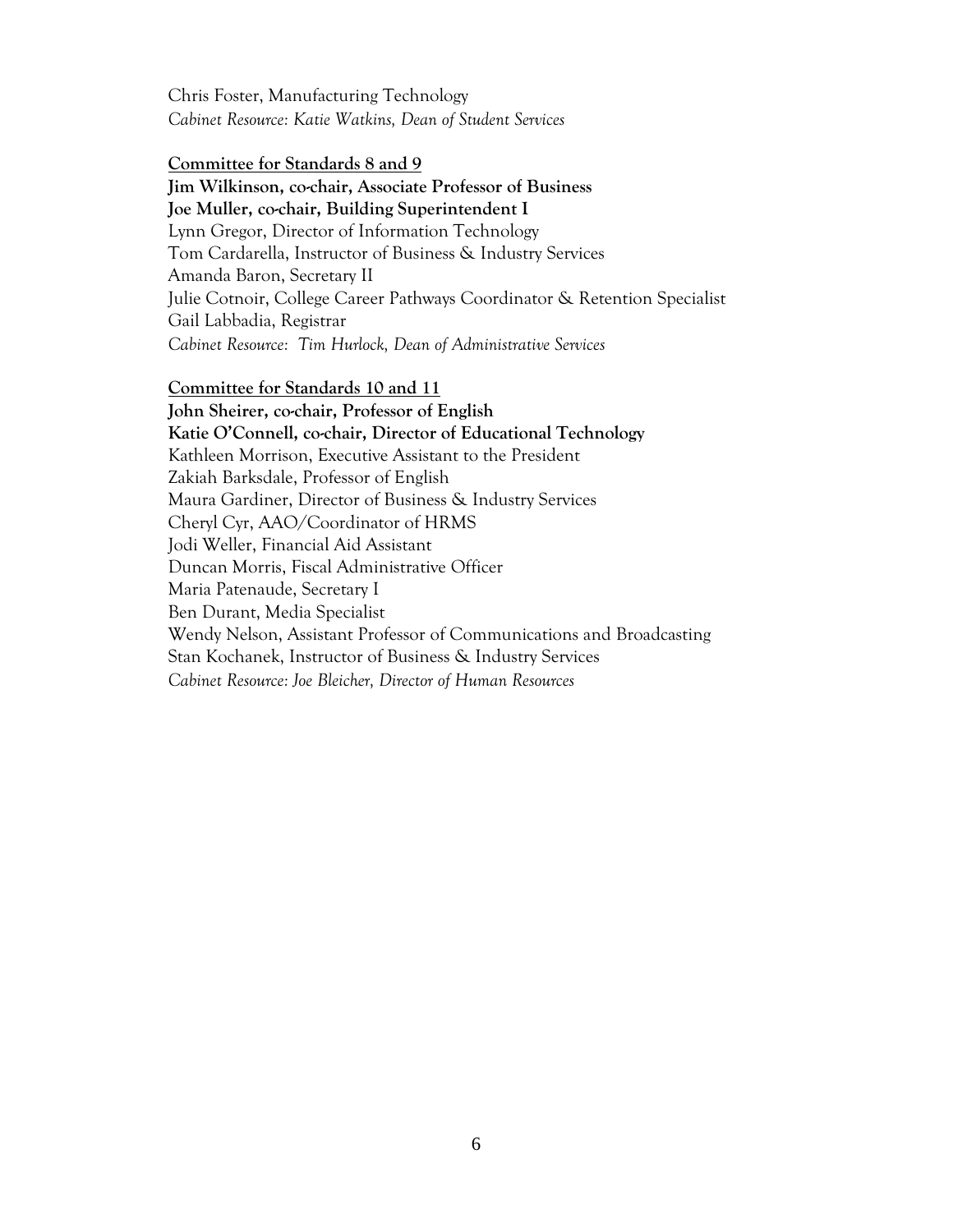Chris Foster, Manufacturing Technology
*Cabinet Resource: Katie Watkins, Dean of Student Services*

**Committee for Standards 8 and 9**

**Jim Wilkinson, co-chair, Associate Professor of Business**
**Joe Muller, co-chair, Building Superintendent I**
Lynn Gregor, Director of Information Technology
Tom Cardarella, Instructor of Business & Industry Services
Amanda Baron, Secretary II
Julie Cotnoir, College Career Pathways Coordinator & Retention Specialist
Gail Labbadia, Registrar
*Cabinet Resource: Tim Hurlock, Dean of Administrative Services*

**Committee for Standards 10 and 11**

**John Sheirer, co-chair, Professor of English**
**Katie O'Connell, co-chair, Director of Educational Technology**
Kathleen Morrison, Executive Assistant to the President
Zakiah Barksdale, Professor of English
Maura Gardiner, Director of Business & Industry Services
Cheryl Cyr, AAO/Coordinator of HRMS
Jodi Weller, Financial Aid Assistant
Duncan Morris, Fiscal Administrative Officer
Maria Patenaude, Secretary I
Ben Durant, Media Specialist
Wendy Nelson, Assistant Professor of Communications and Broadcasting
Stan Kochanek, Instructor of Business & Industry Services
*Cabinet Resource: Joe Bleicher, Director of Human Resources*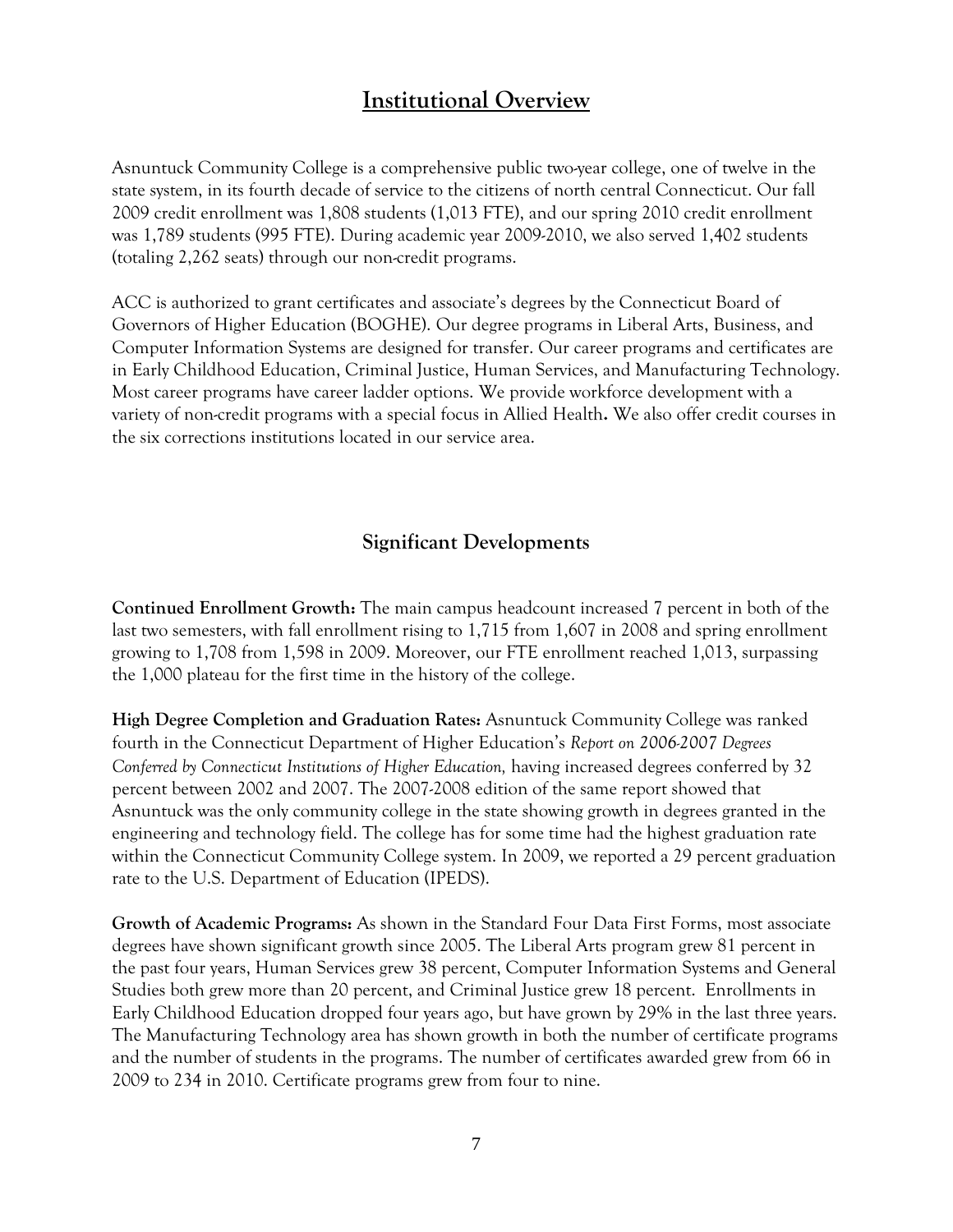# Institutional Overview

Asnuntuck Community College is a comprehensive public two-year college, one of twelve in the state system, in its fourth decade of service to the citizens of north central Connecticut. Our fall 2009 credit enrollment was 1,808 students (1,013 FTE), and our spring 2010 credit enrollment was 1,789 students (995 FTE). During academic year 2009-2010, we also served 1,402 students (totaling 2,262 seats) through our non-credit programs.

ACC is authorized to grant certificates and associate's degrees by the Connecticut Board of Governors of Higher Education (BOGHE). Our degree programs in Liberal Arts, Business, and Computer Information Systems are designed for transfer. Our career programs and certificates are in Early Childhood Education, Criminal Justice, Human Services, and Manufacturing Technology. Most career programs have career ladder options. We provide workforce development with a variety of non-credit programs with a special focus in Allied Health**.** We also offer credit courses in the six corrections institutions located in our service area.

## Significant Developments

**Continued Enrollment Growth:** The main campus headcount increased 7 percent in both of the last two semesters, with fall enrollment rising to 1,715 from 1,607 in 2008 and spring enrollment growing to 1,708 from 1,598 in 2009. Moreover, our FTE enrollment reached 1,013, surpassing the 1,000 plateau for the first time in the history of the college.

**High Degree Completion and Graduation Rates:** Asnuntuck Community College was ranked fourth in the Connecticut Department of Higher Education's *Report on 2006-2007 Degrees Conferred by Connecticut Institutions of Higher Education,* having increased degrees conferred by 32 percent between 2002 and 2007. The 2007-2008 edition of the same report showed that Asnuntuck was the only community college in the state showing growth in degrees granted in the engineering and technology field. The college has for some time had the highest graduation rate within the Connecticut Community College system. In 2009, we reported a 29 percent graduation rate to the U.S. Department of Education (IPEDS).

**Growth of Academic Programs:** As shown in the Standard Four Data First Forms, most associate degrees have shown significant growth since 2005. The Liberal Arts program grew 81 percent in the past four years, Human Services grew 38 percent, Computer Information Systems and General Studies both grew more than 20 percent, and Criminal Justice grew 18 percent. Enrollments in Early Childhood Education dropped four years ago, but have grown by 29% in the last three years. The Manufacturing Technology area has shown growth in both the number of certificate programs and the number of students in the programs. The number of certificates awarded grew from 66 in 2009 to 234 in 2010. Certificate programs grew from four to nine.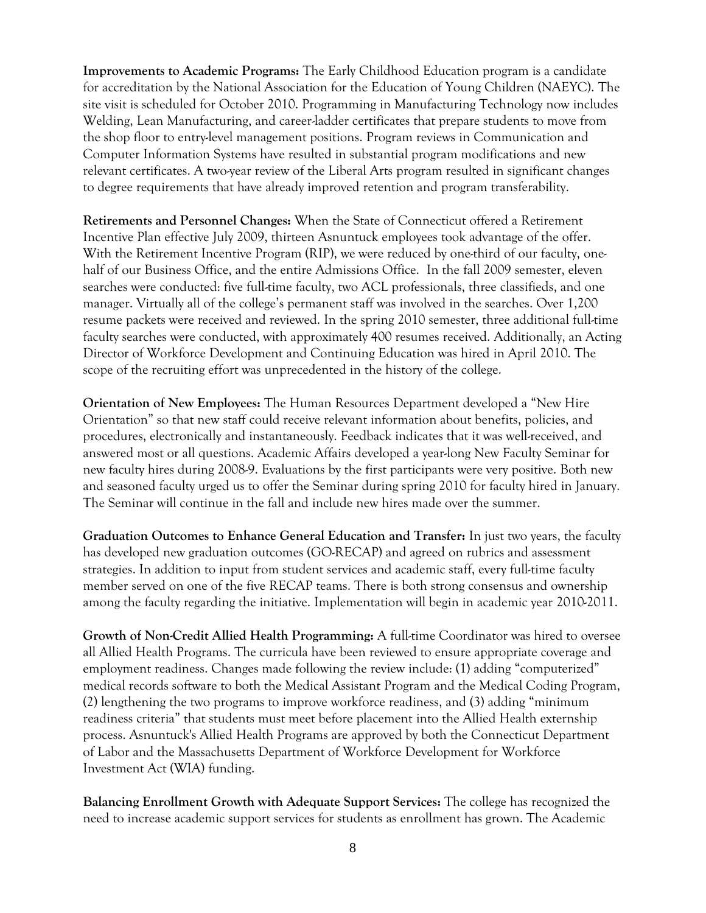**Improvements to Academic Programs:** The Early Childhood Education program is a candidate for accreditation by the National Association for the Education of Young Children (NAEYC). The site visit is scheduled for October 2010. Programming in Manufacturing Technology now includes Welding, Lean Manufacturing, and career-ladder certificates that prepare students to move from the shop floor to entry-level management positions. Program reviews in Communication and Computer Information Systems have resulted in substantial program modifications and new relevant certificates. A two-year review of the Liberal Arts program resulted in significant changes to degree requirements that have already improved retention and program transferability.

**Retirements and Personnel Changes:** When the State of Connecticut offered a Retirement Incentive Plan effective July 2009, thirteen Asnuntuck employees took advantage of the offer. With the Retirement Incentive Program (RIP), we were reduced by one-third of our faculty, one-half of our Business Office, and the entire Admissions Office. In the fall 2009 semester, eleven searches were conducted: five full-time faculty, two ACL professionals, three classifieds, and one manager. Virtually all of the college's permanent staff was involved in the searches. Over 1,200 resume packets were received and reviewed. In the spring 2010 semester, three additional full-time faculty searches were conducted, with approximately 400 resumes received. Additionally, an Acting Director of Workforce Development and Continuing Education was hired in April 2010. The scope of the recruiting effort was unprecedented in the history of the college.

**Orientation of New Employees:** The Human Resources Department developed a "New Hire Orientation" so that new staff could receive relevant information about benefits, policies, and procedures, electronically and instantaneously. Feedback indicates that it was well-received, and answered most or all questions. Academic Affairs developed a year-long New Faculty Seminar for new faculty hires during 2008-9. Evaluations by the first participants were very positive. Both new and seasoned faculty urged us to offer the Seminar during spring 2010 for faculty hired in January. The Seminar will continue in the fall and include new hires made over the summer.

**Graduation Outcomes to Enhance General Education and Transfer:** In just two years, the faculty has developed new graduation outcomes (GO-RECAP) and agreed on rubrics and assessment strategies. In addition to input from student services and academic staff, every full-time faculty member served on one of the five RECAP teams. There is both strong consensus and ownership among the faculty regarding the initiative. Implementation will begin in academic year 2010-2011.

**Growth of Non-Credit Allied Health Programming:** A full-time Coordinator was hired to oversee all Allied Health Programs. The curricula have been reviewed to ensure appropriate coverage and employment readiness. Changes made following the review include: (1) adding "computerized" medical records software to both the Medical Assistant Program and the Medical Coding Program, (2) lengthening the two programs to improve workforce readiness, and (3) adding "minimum readiness criteria" that students must meet before placement into the Allied Health externship process. Asnuntuck's Allied Health Programs are approved by both the Connecticut Department of Labor and the Massachusetts Department of Workforce Development for Workforce Investment Act (WIA) funding.

**Balancing Enrollment Growth with Adequate Support Services:** The college has recognized the need to increase academic support services for students as enrollment has grown. The Academic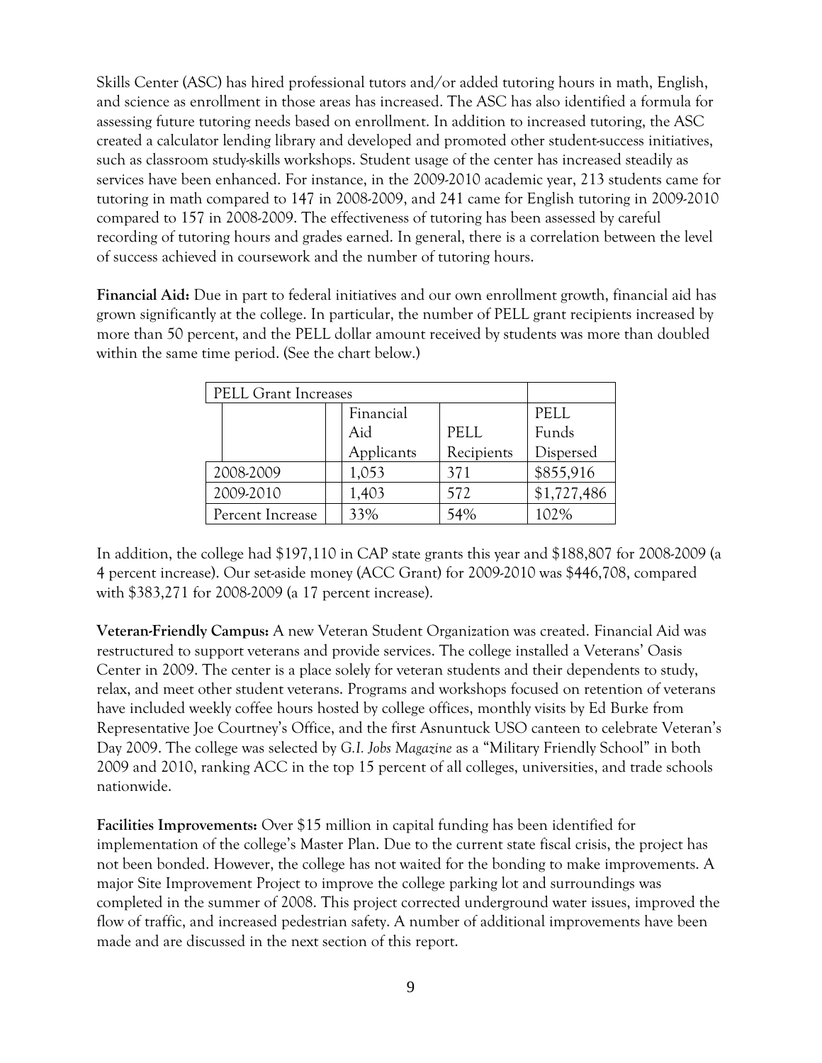Skills Center (ASC) has hired professional tutors and/or added tutoring hours in math, English, and science as enrollment in those areas has increased. The ASC has also identified a formula for assessing future tutoring needs based on enrollment. In addition to increased tutoring, the ASC created a calculator lending library and developed and promoted other student-success initiatives, such as classroom study-skills workshops. Student usage of the center has increased steadily as services have been enhanced. For instance, in the 2009-2010 academic year, 213 students came for tutoring in math compared to 147 in 2008-2009, and 241 came for English tutoring in 2009-2010 compared to 157 in 2008-2009. The effectiveness of tutoring has been assessed by careful recording of tutoring hours and grades earned. In general, there is a correlation between the level of success achieved in coursework and the number of tutoring hours.

**Financial Aid:** Due in part to federal initiatives and our own enrollment growth, financial aid has grown significantly at the college. In particular, the number of PELL grant recipients increased by more than 50 percent, and the PELL dollar amount received by students was more than doubled within the same time period. (See the chart below.)

| PELL Grant Increases | | | |
|---|---|---|---|
| | Financial Aid Applicants | PELL Recipients | PELL Funds Dispersed |
| 2008-2009 | 1,053 | 371 | $855,916 |
| 2009-2010 | 1,403 | 572 | $1,727,486 |
| Percent Increase | 33% | 54% | 102% |

In addition, the college had $197,110 in CAP state grants this year and $188,807 for 2008-2009 (a 4 percent increase). Our set-aside money (ACC Grant) for 2009-2010 was $446,708, compared with $383,271 for 2008-2009 (a 17 percent increase).

**Veteran-Friendly Campus:** A new Veteran Student Organization was created. Financial Aid was restructured to support veterans and provide services. The college installed a Veterans' Oasis Center in 2009. The center is a place solely for veteran students and their dependents to study, relax, and meet other student veterans. Programs and workshops focused on retention of veterans have included weekly coffee hours hosted by college offices, monthly visits by Ed Burke from Representative Joe Courtney's Office, and the first Asnuntuck USO canteen to celebrate Veteran's Day 2009. The college was selected by *G.I. Jobs Magazine* as a "Military Friendly School" in both 2009 and 2010, ranking ACC in the top 15 percent of all colleges, universities, and trade schools nationwide.

**Facilities Improvements:** Over $15 million in capital funding has been identified for implementation of the college's Master Plan. Due to the current state fiscal crisis, the project has not been bonded. However, the college has not waited for the bonding to make improvements. A major Site Improvement Project to improve the college parking lot and surroundings was completed in the summer of 2008. This project corrected underground water issues, improved the flow of traffic, and increased pedestrian safety. A number of additional improvements have been made and are discussed in the next section of this report.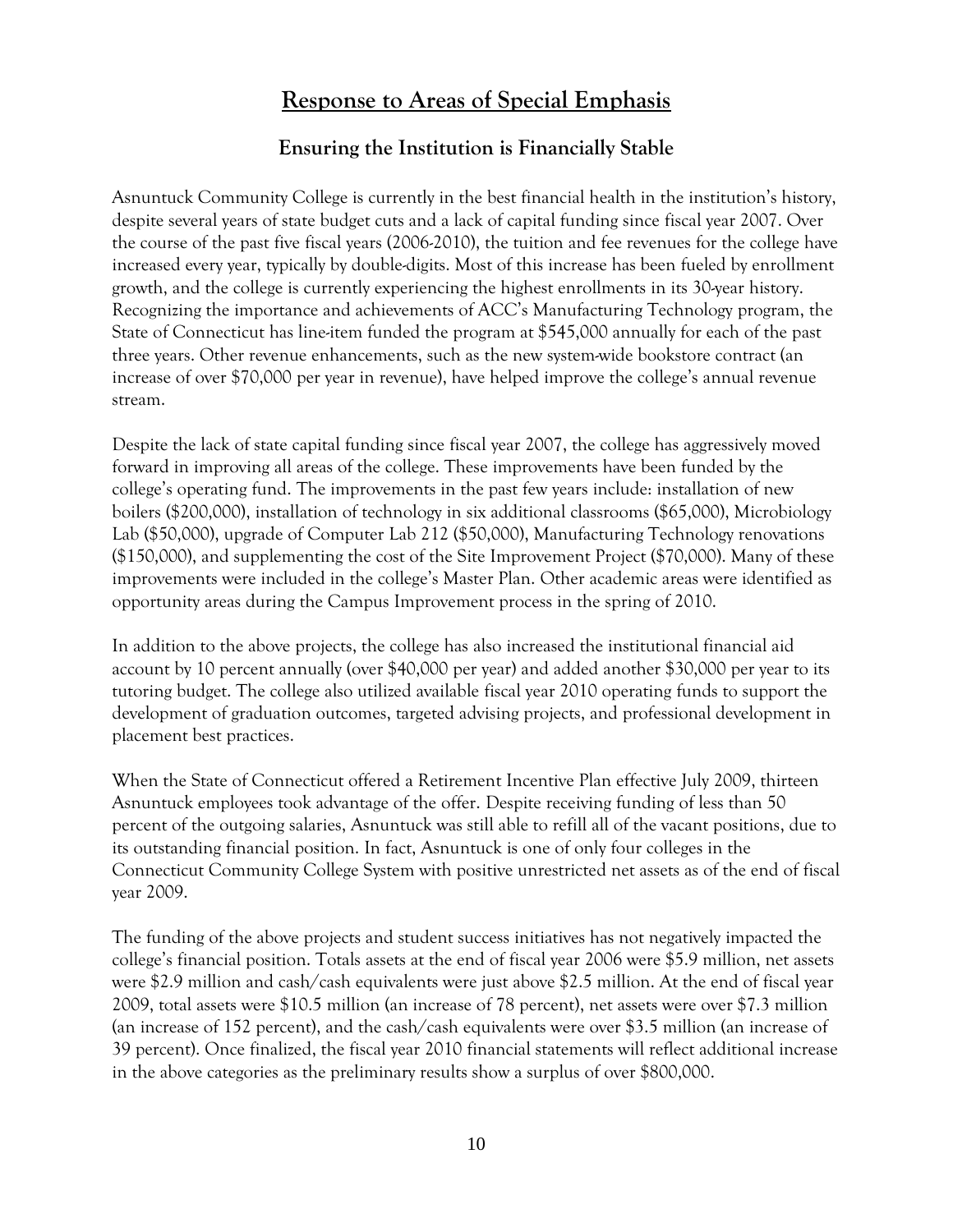# Response to Areas of Special Emphasis

## Ensuring the Institution is Financially Stable

Asnuntuck Community College is currently in the best financial health in the institution's history, despite several years of state budget cuts and a lack of capital funding since fiscal year 2007. Over the course of the past five fiscal years (2006-2010), the tuition and fee revenues for the college have increased every year, typically by double-digits. Most of this increase has been fueled by enrollment growth, and the college is currently experiencing the highest enrollments in its 30-year history. Recognizing the importance and achievements of ACC's Manufacturing Technology program, the State of Connecticut has line-item funded the program at $545,000 annually for each of the past three years. Other revenue enhancements, such as the new system-wide bookstore contract (an increase of over $70,000 per year in revenue), have helped improve the college's annual revenue stream.

Despite the lack of state capital funding since fiscal year 2007, the college has aggressively moved forward in improving all areas of the college. These improvements have been funded by the college's operating fund. The improvements in the past few years include: installation of new boilers ($200,000), installation of technology in six additional classrooms ($65,000), Microbiology Lab ($50,000), upgrade of Computer Lab 212 ($50,000), Manufacturing Technology renovations ($150,000), and supplementing the cost of the Site Improvement Project ($70,000). Many of these improvements were included in the college's Master Plan. Other academic areas were identified as opportunity areas during the Campus Improvement process in the spring of 2010.

In addition to the above projects, the college has also increased the institutional financial aid account by 10 percent annually (over $40,000 per year) and added another $30,000 per year to its tutoring budget. The college also utilized available fiscal year 2010 operating funds to support the development of graduation outcomes, targeted advising projects, and professional development in placement best practices.

When the State of Connecticut offered a Retirement Incentive Plan effective July 2009, thirteen Asnuntuck employees took advantage of the offer. Despite receiving funding of less than 50 percent of the outgoing salaries, Asnuntuck was still able to refill all of the vacant positions, due to its outstanding financial position. In fact, Asnuntuck is one of only four colleges in the Connecticut Community College System with positive unrestricted net assets as of the end of fiscal year 2009.

The funding of the above projects and student success initiatives has not negatively impacted the college's financial position. Totals assets at the end of fiscal year 2006 were $5.9 million, net assets were $2.9 million and cash/cash equivalents were just above $2.5 million. At the end of fiscal year 2009, total assets were $10.5 million (an increase of 78 percent), net assets were over $7.3 million (an increase of 152 percent), and the cash/cash equivalents were over $3.5 million (an increase of 39 percent). Once finalized, the fiscal year 2010 financial statements will reflect additional increase in the above categories as the preliminary results show a surplus of over $800,000.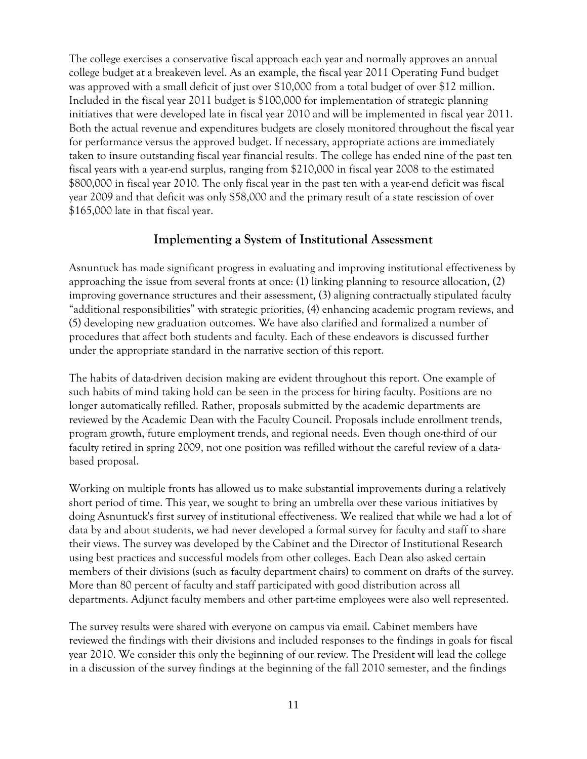The college exercises a conservative fiscal approach each year and normally approves an annual college budget at a breakeven level. As an example, the fiscal year 2011 Operating Fund budget was approved with a small deficit of just over $10,000 from a total budget of over $12 million. Included in the fiscal year 2011 budget is $100,000 for implementation of strategic planning initiatives that were developed late in fiscal year 2010 and will be implemented in fiscal year 2011. Both the actual revenue and expenditures budgets are closely monitored throughout the fiscal year for performance versus the approved budget. If necessary, appropriate actions are immediately taken to insure outstanding fiscal year financial results. The college has ended nine of the past ten fiscal years with a year-end surplus, ranging from $210,000 in fiscal year 2008 to the estimated $800,000 in fiscal year 2010. The only fiscal year in the past ten with a year-end deficit was fiscal year 2009 and that deficit was only $58,000 and the primary result of a state rescission of over $165,000 late in that fiscal year.

## Implementing a System of Institutional Assessment

Asnuntuck has made significant progress in evaluating and improving institutional effectiveness by approaching the issue from several fronts at once: (1) linking planning to resource allocation, (2) improving governance structures and their assessment, (3) aligning contractually stipulated faculty "additional responsibilities" with strategic priorities, (4) enhancing academic program reviews, and (5) developing new graduation outcomes. We have also clarified and formalized a number of procedures that affect both students and faculty. Each of these endeavors is discussed further under the appropriate standard in the narrative section of this report.

The habits of data-driven decision making are evident throughout this report. One example of such habits of mind taking hold can be seen in the process for hiring faculty. Positions are no longer automatically refilled. Rather, proposals submitted by the academic departments are reviewed by the Academic Dean with the Faculty Council. Proposals include enrollment trends, program growth, future employment trends, and regional needs. Even though one-third of our faculty retired in spring 2009, not one position was refilled without the careful review of a data-based proposal.

Working on multiple fronts has allowed us to make substantial improvements during a relatively short period of time. This year, we sought to bring an umbrella over these various initiatives by doing Asnuntuck's first survey of institutional effectiveness. We realized that while we had a lot of data by and about students, we had never developed a formal survey for faculty and staff to share their views. The survey was developed by the Cabinet and the Director of Institutional Research using best practices and successful models from other colleges. Each Dean also asked certain members of their divisions (such as faculty department chairs) to comment on drafts of the survey. More than 80 percent of faculty and staff participated with good distribution across all departments. Adjunct faculty members and other part-time employees were also well represented.

The survey results were shared with everyone on campus via email. Cabinet members have reviewed the findings with their divisions and included responses to the findings in goals for fiscal year 2010. We consider this only the beginning of our review. The President will lead the college in a discussion of the survey findings at the beginning of the fall 2010 semester, and the findings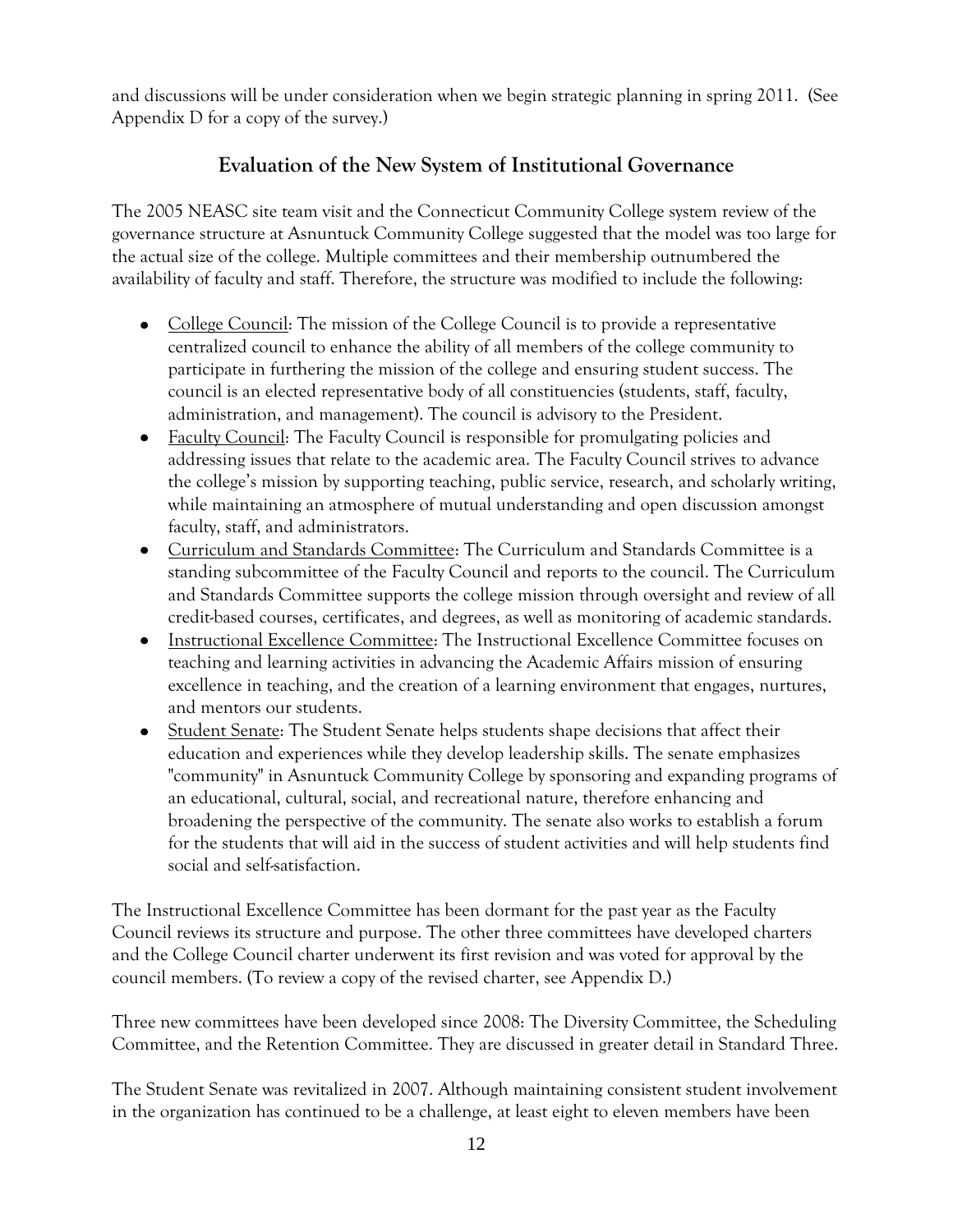and discussions will be under consideration when we begin strategic planning in spring 2011. (See Appendix D for a copy of the survey.)

## Evaluation of the New System of Institutional Governance

The 2005 NEASC site team visit and the Connecticut Community College system review of the governance structure at Asnuntuck Community College suggested that the model was too large for the actual size of the college. Multiple committees and their membership outnumbered the availability of faculty and staff. Therefore, the structure was modified to include the following:

- <u>College Council</u>: The mission of the College Council is to provide a representative centralized council to enhance the ability of all members of the college community to participate in furthering the mission of the college and ensuring student success. The council is an elected representative body of all constituencies (students, staff, faculty, administration, and management). The council is advisory to the President.
- <u>Faculty Council</u>: The Faculty Council is responsible for promulgating policies and addressing issues that relate to the academic area. The Faculty Council strives to advance the college's mission by supporting teaching, public service, research, and scholarly writing, while maintaining an atmosphere of mutual understanding and open discussion amongst faculty, staff, and administrators.
- <u>Curriculum and Standards Committee</u>: The Curriculum and Standards Committee is a standing subcommittee of the Faculty Council and reports to the council. The Curriculum and Standards Committee supports the college mission through oversight and review of all credit-based courses, certificates, and degrees, as well as monitoring of academic standards.
- <u>Instructional Excellence Committee</u>: The Instructional Excellence Committee focuses on teaching and learning activities in advancing the Academic Affairs mission of ensuring excellence in teaching, and the creation of a learning environment that engages, nurtures, and mentors our students.
- <u>Student Senate</u>: The Student Senate helps students shape decisions that affect their education and experiences while they develop leadership skills. The senate emphasizes "community" in Asnuntuck Community College by sponsoring and expanding programs of an educational, cultural, social, and recreational nature, therefore enhancing and broadening the perspective of the community. The senate also works to establish a forum for the students that will aid in the success of student activities and will help students find social and self-satisfaction.

The Instructional Excellence Committee has been dormant for the past year as the Faculty Council reviews its structure and purpose. The other three committees have developed charters and the College Council charter underwent its first revision and was voted for approval by the council members. (To review a copy of the revised charter, see Appendix D.)

Three new committees have been developed since 2008: The Diversity Committee, the Scheduling Committee, and the Retention Committee. They are discussed in greater detail in Standard Three.

The Student Senate was revitalized in 2007. Although maintaining consistent student involvement in the organization has continued to be a challenge, at least eight to eleven members have been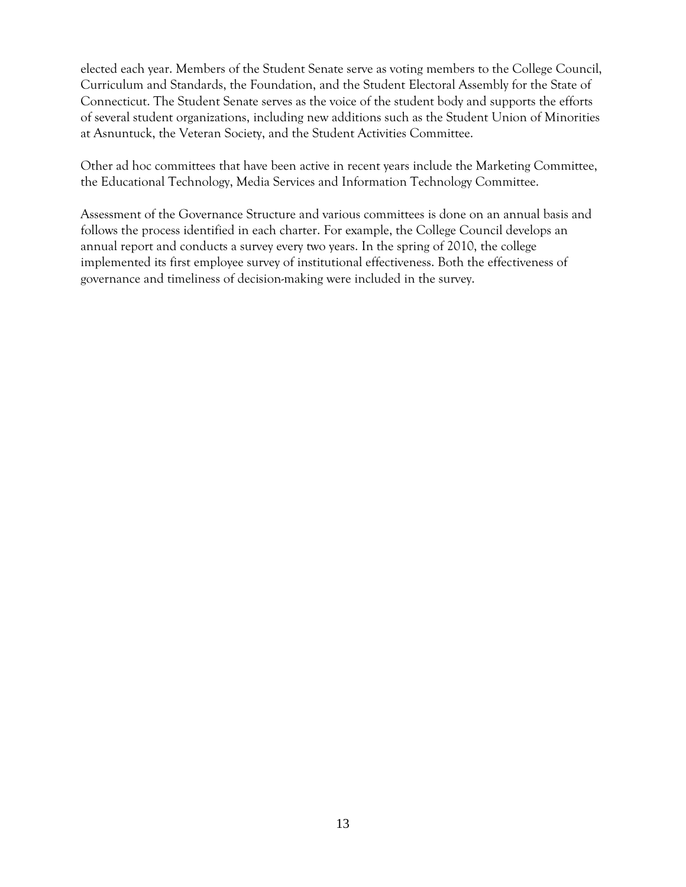elected each year. Members of the Student Senate serve as voting members to the College Council, Curriculum and Standards, the Foundation, and the Student Electoral Assembly for the State of Connecticut. The Student Senate serves as the voice of the student body and supports the efforts of several student organizations, including new additions such as the Student Union of Minorities at Asnuntuck, the Veteran Society, and the Student Activities Committee.

Other ad hoc committees that have been active in recent years include the Marketing Committee, the Educational Technology, Media Services and Information Technology Committee.

Assessment of the Governance Structure and various committees is done on an annual basis and follows the process identified in each charter. For example, the College Council develops an annual report and conducts a survey every two years. In the spring of 2010, the college implemented its first employee survey of institutional effectiveness. Both the effectiveness of governance and timeliness of decision-making were included in the survey.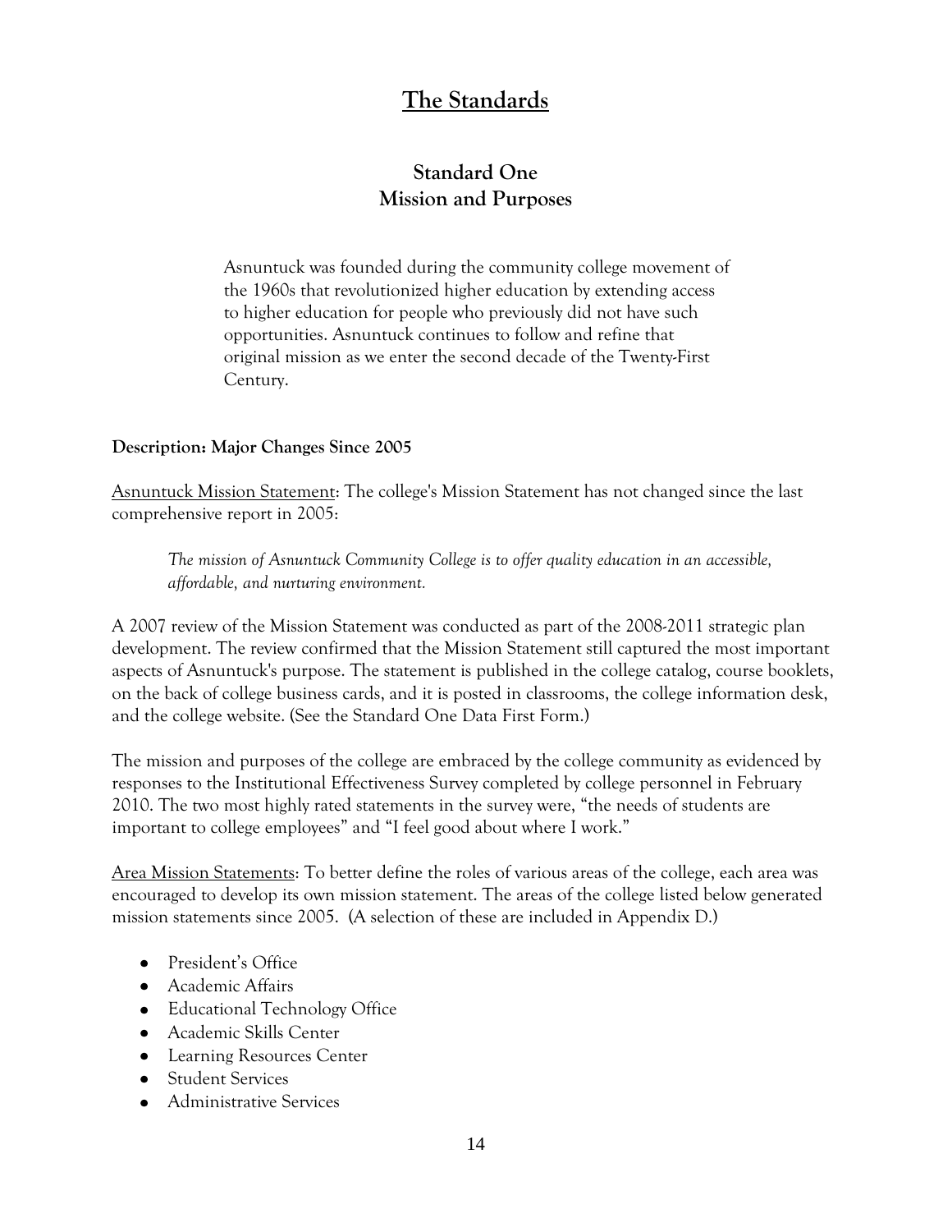# The Standards

## Standard One
## Mission and Purposes

> Asnuntuck was founded during the community college movement of the 1960s that revolutionized higher education by extending access to higher education for people who previously did not have such opportunities. Asnuntuck continues to follow and refine that original mission as we enter the second decade of the Twenty-First Century.

**Description: Major Changes Since 2005**

Asnuntuck Mission Statement: The college's Mission Statement has not changed since the last comprehensive report in 2005:

> *The mission of Asnuntuck Community College is to offer quality education in an accessible, affordable, and nurturing environment.*

A 2007 review of the Mission Statement was conducted as part of the 2008-2011 strategic plan development. The review confirmed that the Mission Statement still captured the most important aspects of Asnuntuck's purpose. The statement is published in the college catalog, course booklets, on the back of college business cards, and it is posted in classrooms, the college information desk, and the college website. (See the Standard One Data First Form.)

The mission and purposes of the college are embraced by the college community as evidenced by responses to the Institutional Effectiveness Survey completed by college personnel in February 2010. The two most highly rated statements in the survey were, "the needs of students are important to college employees" and "I feel good about where I work."

Area Mission Statements: To better define the roles of various areas of the college, each area was encouraged to develop its own mission statement. The areas of the college listed below generated mission statements since 2005. (A selection of these are included in Appendix D.)

- President's Office
- Academic Affairs
- Educational Technology Office
- Academic Skills Center
- Learning Resources Center
- Student Services
- Administrative Services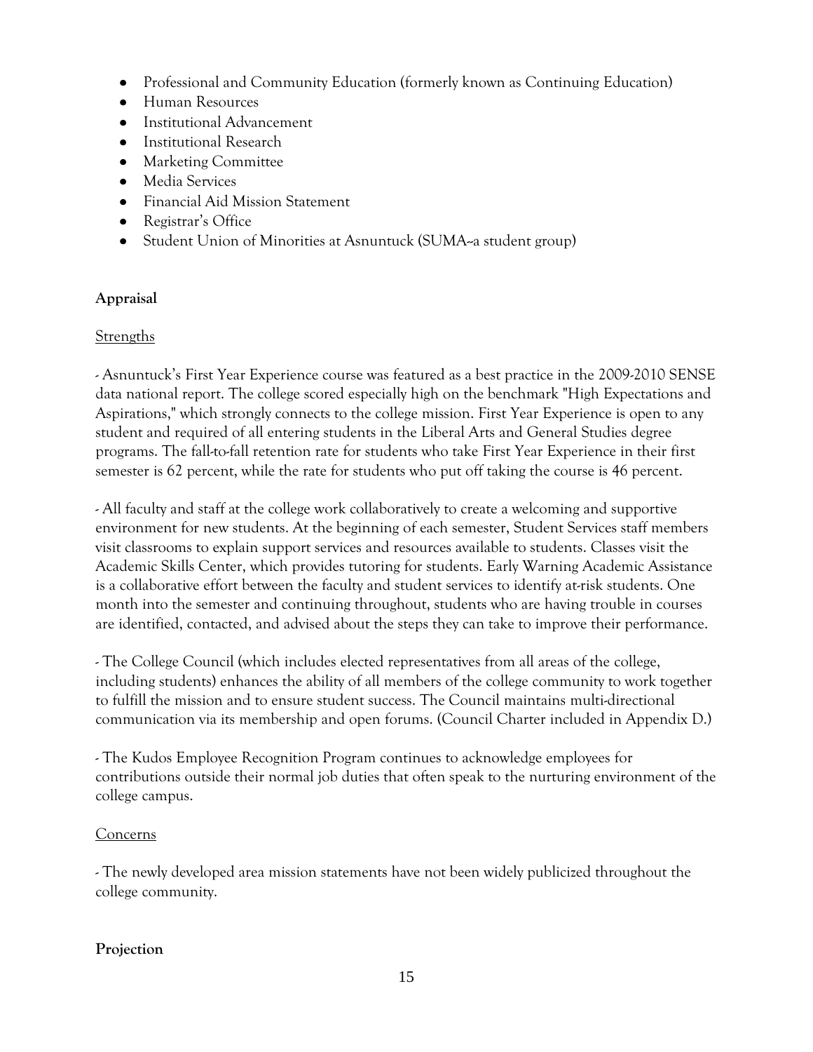- Professional and Community Education (formerly known as Continuing Education)
- Human Resources
- Institutional Advancement
- Institutional Research
- Marketing Committee
- Media Services
- Financial Aid Mission Statement
- Registrar's Office
- Student Union of Minorities at Asnuntuck (SUMA--a student group)

**Appraisal**

Strengths

- Asnuntuck's First Year Experience course was featured as a best practice in the 2009-2010 SENSE data national report. The college scored especially high on the benchmark "High Expectations and Aspirations," which strongly connects to the college mission. First Year Experience is open to any student and required of all entering students in the Liberal Arts and General Studies degree programs. The fall-to-fall retention rate for students who take First Year Experience in their first semester is 62 percent, while the rate for students who put off taking the course is 46 percent.

- All faculty and staff at the college work collaboratively to create a welcoming and supportive environment for new students. At the beginning of each semester, Student Services staff members visit classrooms to explain support services and resources available to students. Classes visit the Academic Skills Center, which provides tutoring for students. Early Warning Academic Assistance is a collaborative effort between the faculty and student services to identify at-risk students. One month into the semester and continuing throughout, students who are having trouble in courses are identified, contacted, and advised about the steps they can take to improve their performance.

- The College Council (which includes elected representatives from all areas of the college, including students) enhances the ability of all members of the college community to work together to fulfill the mission and to ensure student success. The Council maintains multi-directional communication via its membership and open forums. (Council Charter included in Appendix D.)

- The Kudos Employee Recognition Program continues to acknowledge employees for contributions outside their normal job duties that often speak to the nurturing environment of the college campus.

Concerns

- The newly developed area mission statements have not been widely publicized throughout the college community.

**Projection**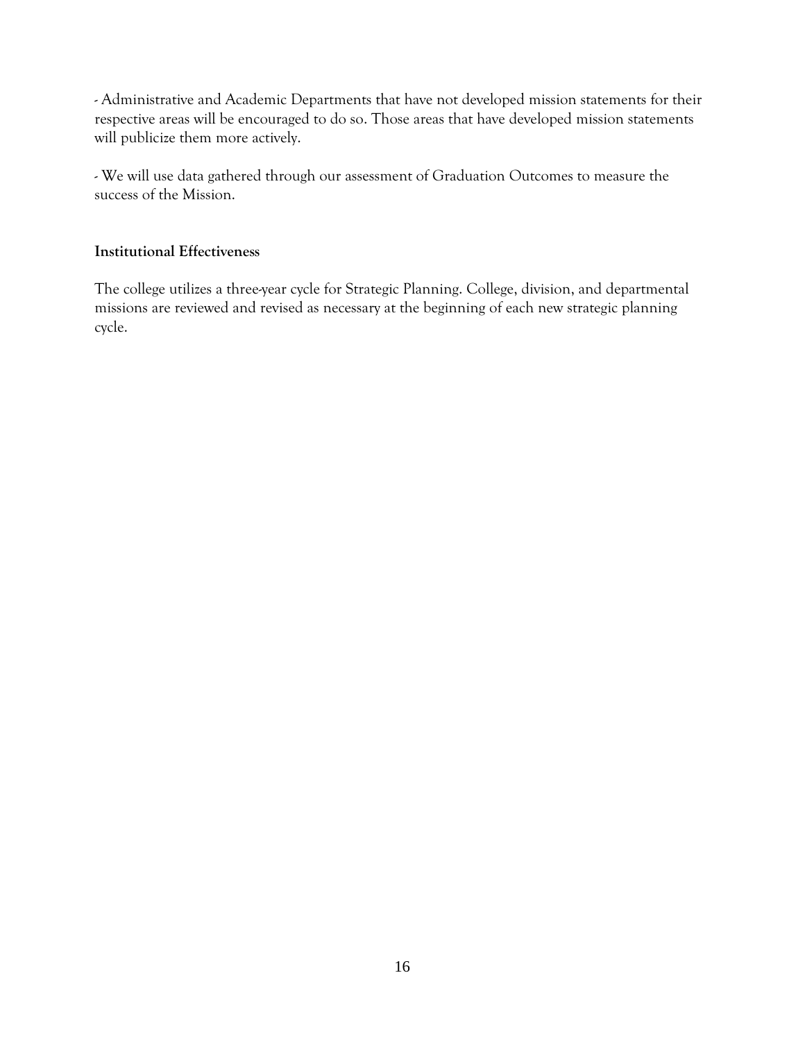- Administrative and Academic Departments that have not developed mission statements for their respective areas will be encouraged to do so. Those areas that have developed mission statements will publicize them more actively.

- We will use data gathered through our assessment of Graduation Outcomes to measure the success of the Mission.

**Institutional Effectiveness**

The college utilizes a three-year cycle for Strategic Planning. College, division, and departmental missions are reviewed and revised as necessary at the beginning of each new strategic planning cycle.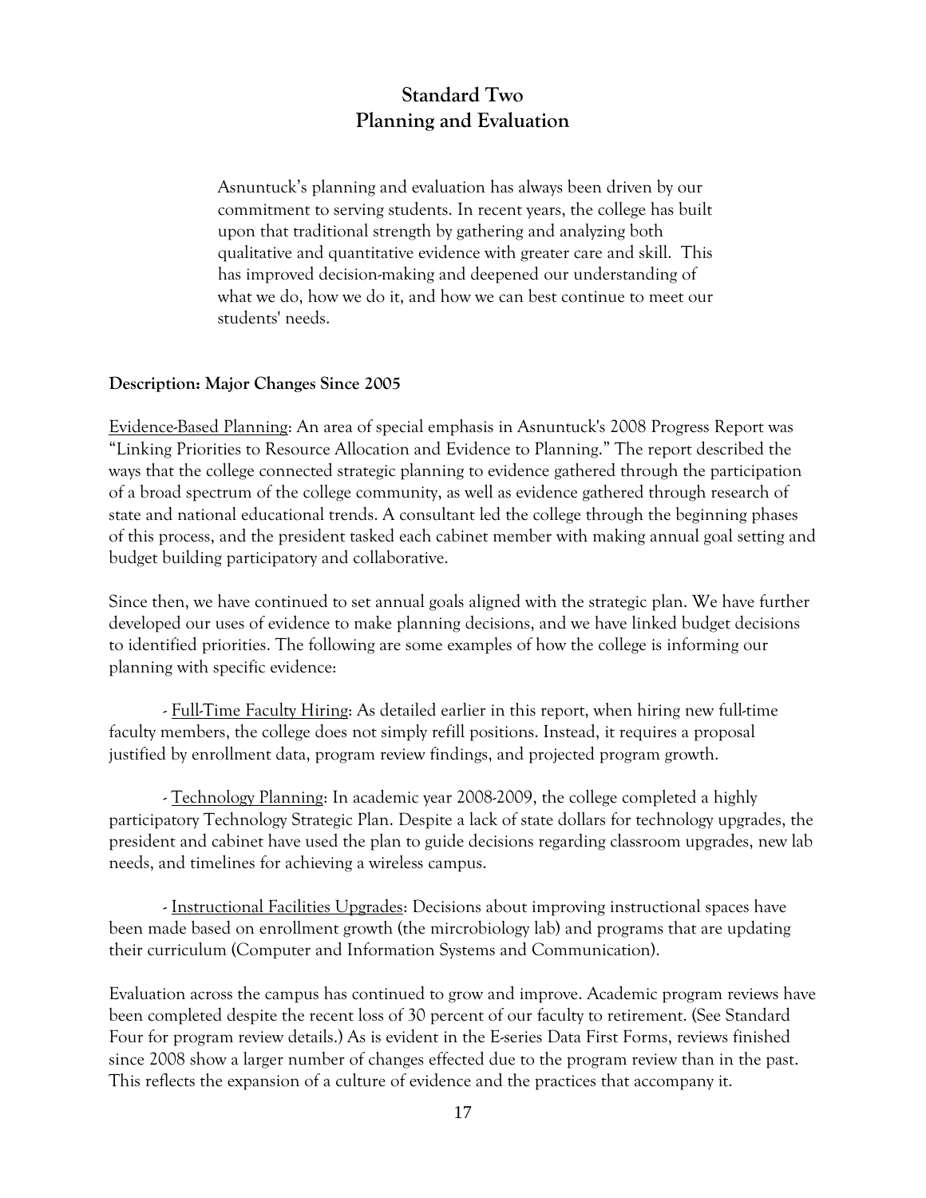## Standard Two
## Planning and Evaluation

> Asnuntuck's planning and evaluation has always been driven by our commitment to serving students. In recent years, the college has built upon that traditional strength by gathering and analyzing both qualitative and quantitative evidence with greater care and skill. This has improved decision-making and deepened our understanding of what we do, how we do it, and how we can best continue to meet our students' needs.

**Description: Major Changes Since 2005**

Evidence-Based Planning: An area of special emphasis in Asnuntuck's 2008 Progress Report was "Linking Priorities to Resource Allocation and Evidence to Planning." The report described the ways that the college connected strategic planning to evidence gathered through the participation of a broad spectrum of the college community, as well as evidence gathered through research of state and national educational trends. A consultant led the college through the beginning phases of this process, and the president tasked each cabinet member with making annual goal setting and budget building participatory and collaborative.

Since then, we have continued to set annual goals aligned with the strategic plan. We have further developed our uses of evidence to make planning decisions, and we have linked budget decisions to identified priorities. The following are some examples of how the college is informing our planning with specific evidence:

- Full-Time Faculty Hiring: As detailed earlier in this report, when hiring new full-time faculty members, the college does not simply refill positions. Instead, it requires a proposal justified by enrollment data, program review findings, and projected program growth.

- Technology Planning: In academic year 2008-2009, the college completed a highly participatory Technology Strategic Plan. Despite a lack of state dollars for technology upgrades, the president and cabinet have used the plan to guide decisions regarding classroom upgrades, new lab needs, and timelines for achieving a wireless campus.

- Instructional Facilities Upgrades: Decisions about improving instructional spaces have been made based on enrollment growth (the mircrobiology lab) and programs that are updating their curriculum (Computer and Information Systems and Communication).

Evaluation across the campus has continued to grow and improve. Academic program reviews have been completed despite the recent loss of 30 percent of our faculty to retirement. (See Standard Four for program review details.) As is evident in the E-series Data First Forms, reviews finished since 2008 show a larger number of changes effected due to the program review than in the past. This reflects the expansion of a culture of evidence and the practices that accompany it.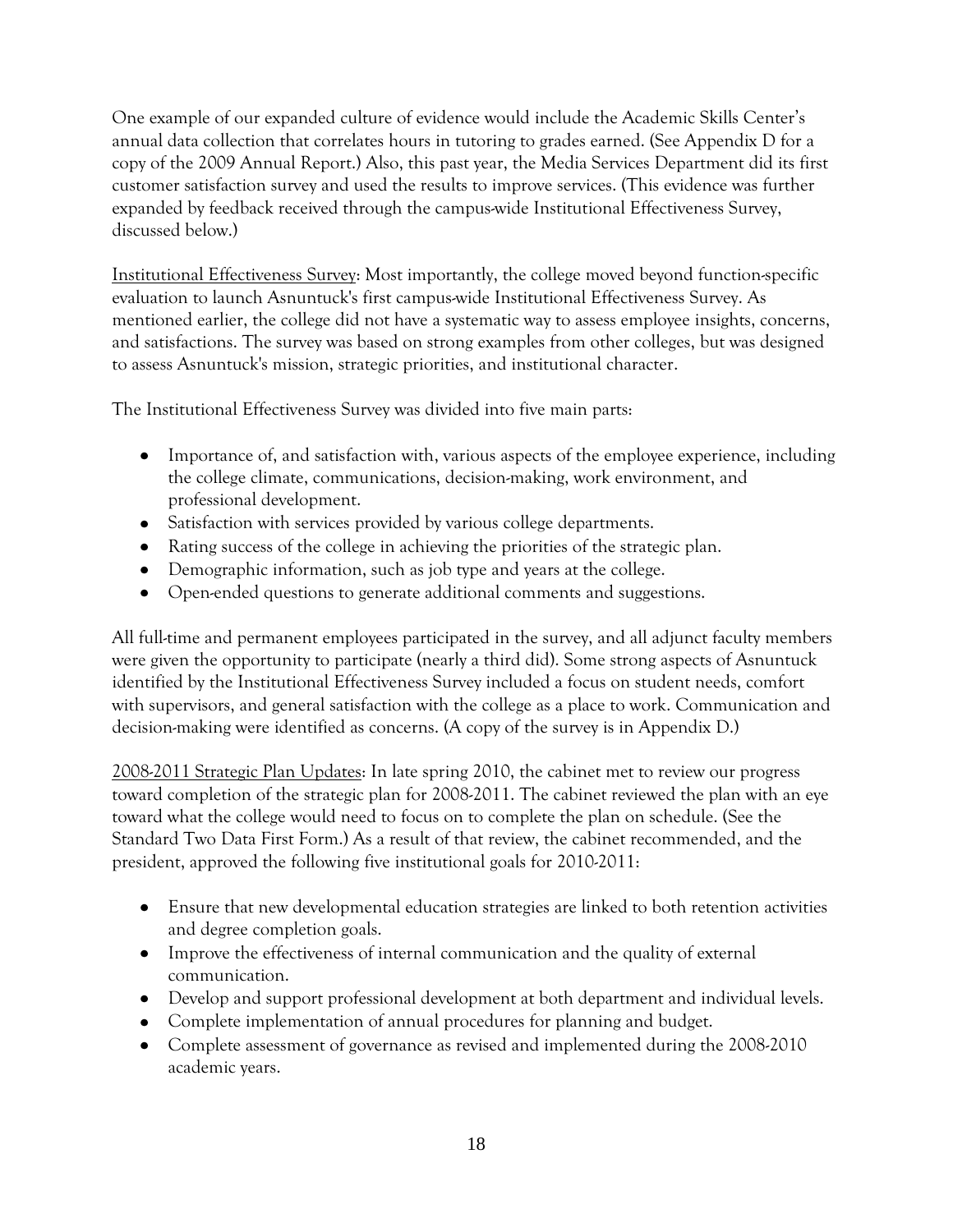One example of our expanded culture of evidence would include the Academic Skills Center's annual data collection that correlates hours in tutoring to grades earned. (See Appendix D for a copy of the 2009 Annual Report.) Also, this past year, the Media Services Department did its first customer satisfaction survey and used the results to improve services. (This evidence was further expanded by feedback received through the campus-wide Institutional Effectiveness Survey, discussed below.)

<u>Institutional Effectiveness Survey</u>: Most importantly, the college moved beyond function-specific evaluation to launch Asnuntuck's first campus-wide Institutional Effectiveness Survey. As mentioned earlier, the college did not have a systematic way to assess employee insights, concerns, and satisfactions. The survey was based on strong examples from other colleges, but was designed to assess Asnuntuck's mission, strategic priorities, and institutional character.

The Institutional Effectiveness Survey was divided into five main parts:

- Importance of, and satisfaction with, various aspects of the employee experience, including the college climate, communications, decision-making, work environment, and professional development.
- Satisfaction with services provided by various college departments.
- Rating success of the college in achieving the priorities of the strategic plan.
- Demographic information, such as job type and years at the college.
- Open-ended questions to generate additional comments and suggestions.

All full-time and permanent employees participated in the survey, and all adjunct faculty members were given the opportunity to participate (nearly a third did). Some strong aspects of Asnuntuck identified by the Institutional Effectiveness Survey included a focus on student needs, comfort with supervisors, and general satisfaction with the college as a place to work. Communication and decision-making were identified as concerns. (A copy of the survey is in Appendix D.)

<u>2008-2011 Strategic Plan Updates</u>: In late spring 2010, the cabinet met to review our progress toward completion of the strategic plan for 2008-2011. The cabinet reviewed the plan with an eye toward what the college would need to focus on to complete the plan on schedule. (See the Standard Two Data First Form.) As a result of that review, the cabinet recommended, and the president, approved the following five institutional goals for 2010-2011:

- Ensure that new developmental education strategies are linked to both retention activities and degree completion goals.
- Improve the effectiveness of internal communication and the quality of external communication.
- Develop and support professional development at both department and individual levels.
- Complete implementation of annual procedures for planning and budget.
- Complete assessment of governance as revised and implemented during the 2008-2010 academic years.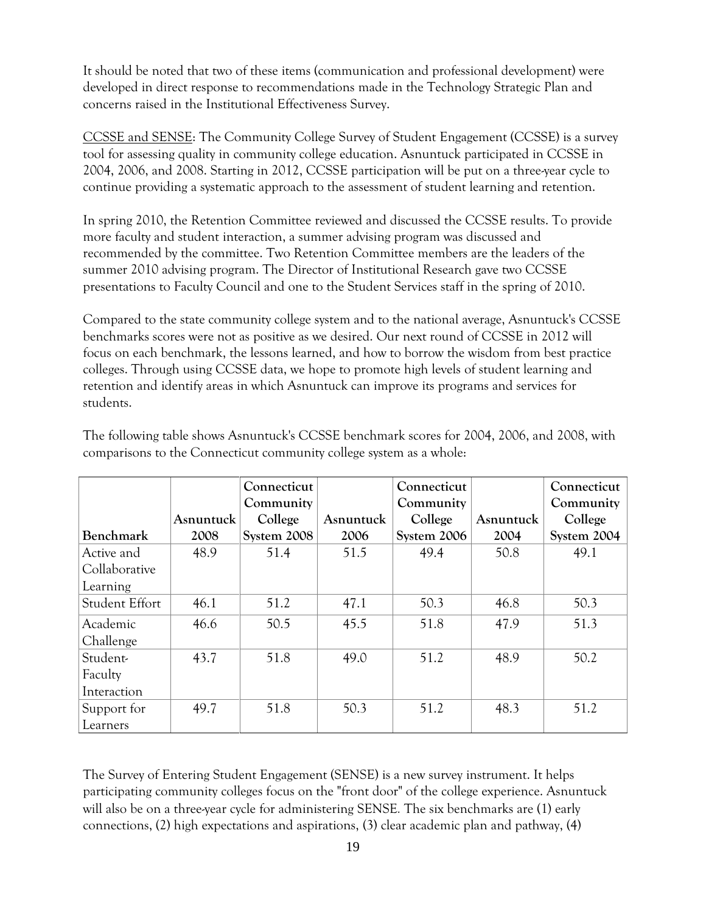It should be noted that two of these items (communication and professional development) were developed in direct response to recommendations made in the Technology Strategic Plan and concerns raised in the Institutional Effectiveness Survey.

<u>CCSSE and SENSE</u>: The Community College Survey of Student Engagement (CCSSE) is a survey tool for assessing quality in community college education. Asnuntuck participated in CCSSE in 2004, 2006, and 2008. Starting in 2012, CCSSE participation will be put on a three-year cycle to continue providing a systematic approach to the assessment of student learning and retention.

In spring 2010, the Retention Committee reviewed and discussed the CCSSE results. To provide more faculty and student interaction, a summer advising program was discussed and recommended by the committee. Two Retention Committee members are the leaders of the summer 2010 advising program. The Director of Institutional Research gave two CCSSE presentations to Faculty Council and one to the Student Services staff in the spring of 2010.

Compared to the state community college system and to the national average, Asnuntuck's CCSSE benchmarks scores were not as positive as we desired. Our next round of CCSSE in 2012 will focus on each benchmark, the lessons learned, and how to borrow the wisdom from best practice colleges. Through using CCSSE data, we hope to promote high levels of student learning and retention and identify areas in which Asnuntuck can improve its programs and services for students.

The following table shows Asnuntuck's CCSSE benchmark scores for 2004, 2006, and 2008, with comparisons to the Connecticut community college system as a whole:

| Benchmark | Asnuntuck 2008 | Connecticut Community College System 2008 | Asnuntuck 2006 | Connecticut Community College System 2006 | Asnuntuck 2004 | Connecticut Community College System 2004 |
|---|---|---|---|---|---|---|
| Active and Collaborative Learning | 48.9 | 51.4 | 51.5 | 49.4 | 50.8 | 49.1 |
| Student Effort | 46.1 | 51.2 | 47.1 | 50.3 | 46.8 | 50.3 |
| Academic Challenge | 46.6 | 50.5 | 45.5 | 51.8 | 47.9 | 51.3 |
| Student-Faculty Interaction | 43.7 | 51.8 | 49.0 | 51.2 | 48.9 | 50.2 |
| Support for Learners | 49.7 | 51.8 | 50.3 | 51.2 | 48.3 | 51.2 |

The Survey of Entering Student Engagement (SENSE) is a new survey instrument. It helps participating community colleges focus on the "front door" of the college experience. Asnuntuck will also be on a three-year cycle for administering SENSE. The six benchmarks are (1) early connections, (2) high expectations and aspirations, (3) clear academic plan and pathway, (4)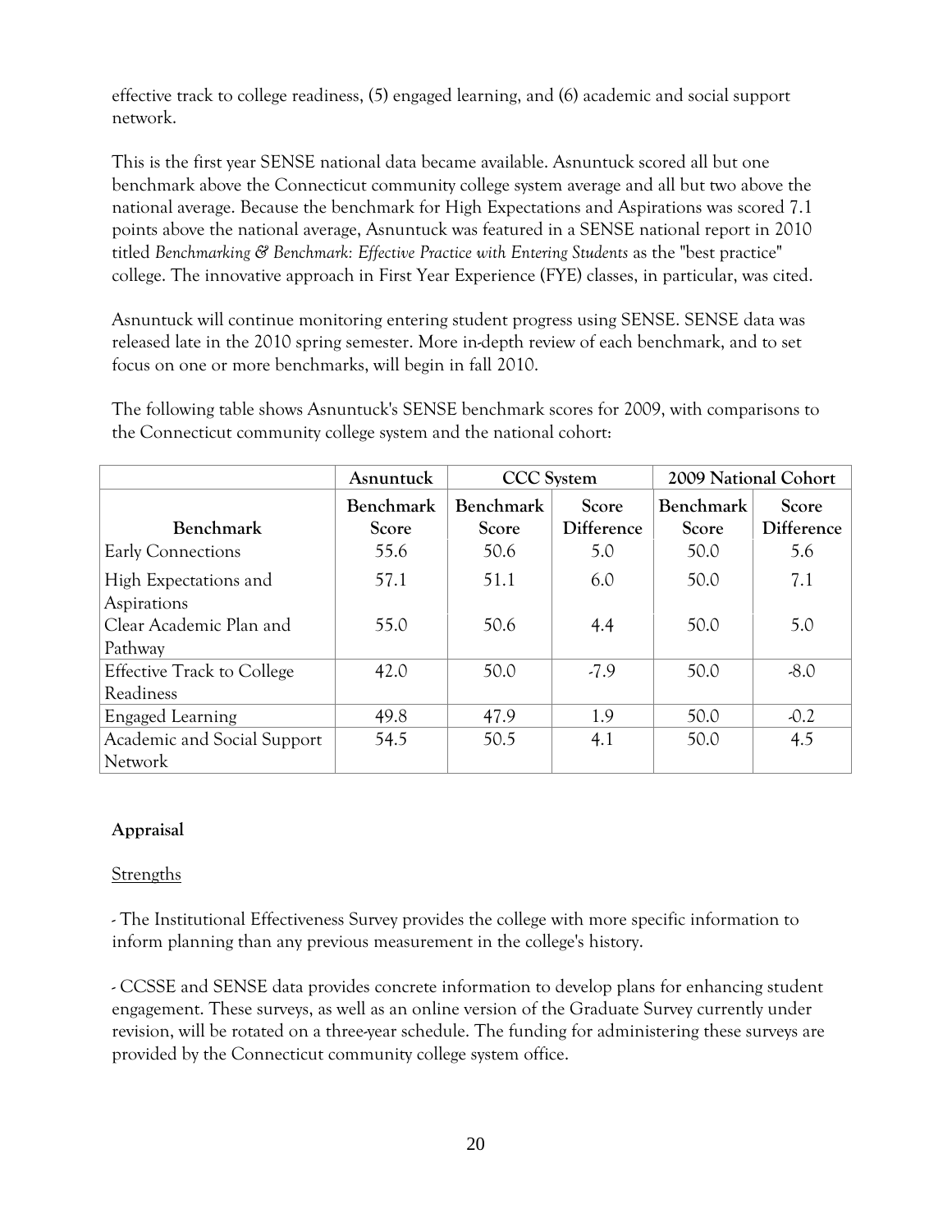effective track to college readiness, (5) engaged learning, and (6) academic and social support network.

This is the first year SENSE national data became available. Asnuntuck scored all but one benchmark above the Connecticut community college system average and all but two above the national average. Because the benchmark for High Expectations and Aspirations was scored 7.1 points above the national average, Asnuntuck was featured in a SENSE national report in 2010 titled *Benchmarking & Benchmark: Effective Practice with Entering Students* as the "best practice" college. The innovative approach in First Year Experience (FYE) classes, in particular, was cited.

Asnuntuck will continue monitoring entering student progress using SENSE. SENSE data was released late in the 2010 spring semester. More in-depth review of each benchmark, and to set focus on one or more benchmarks, will begin in fall 2010.

The following table shows Asnuntuck's SENSE benchmark scores for 2009, with comparisons to the Connecticut community college system and the national cohort:

| | Asnuntuck | CCC System | | 2009 National Cohort | |
|---|---|---|---|---|---|
| **Benchmark** | **Benchmark Score** | **Benchmark Score** | **Score Difference** | **Benchmark Score** | **Score Difference** |
| Early Connections | 55.6 | 50.6 | 5.0 | 50.0 | 5.6 |
| High Expectations and Aspirations | 57.1 | 51.1 | 6.0 | 50.0 | 7.1 |
| Clear Academic Plan and Pathway | 55.0 | 50.6 | 4.4 | 50.0 | 5.0 |
| Effective Track to College Readiness | 42.0 | 50.0 | -7.9 | 50.0 | -8.0 |
| Engaged Learning | 49.8 | 47.9 | 1.9 | 50.0 | -0.2 |
| Academic and Social Support Network | 54.5 | 50.5 | 4.1 | 50.0 | 4.5 |

**Appraisal**

Strengths

- The Institutional Effectiveness Survey provides the college with more specific information to inform planning than any previous measurement in the college's history.

- CCSSE and SENSE data provides concrete information to develop plans for enhancing student engagement. These surveys, as well as an online version of the Graduate Survey currently under revision, will be rotated on a three-year schedule. The funding for administering these surveys are provided by the Connecticut community college system office.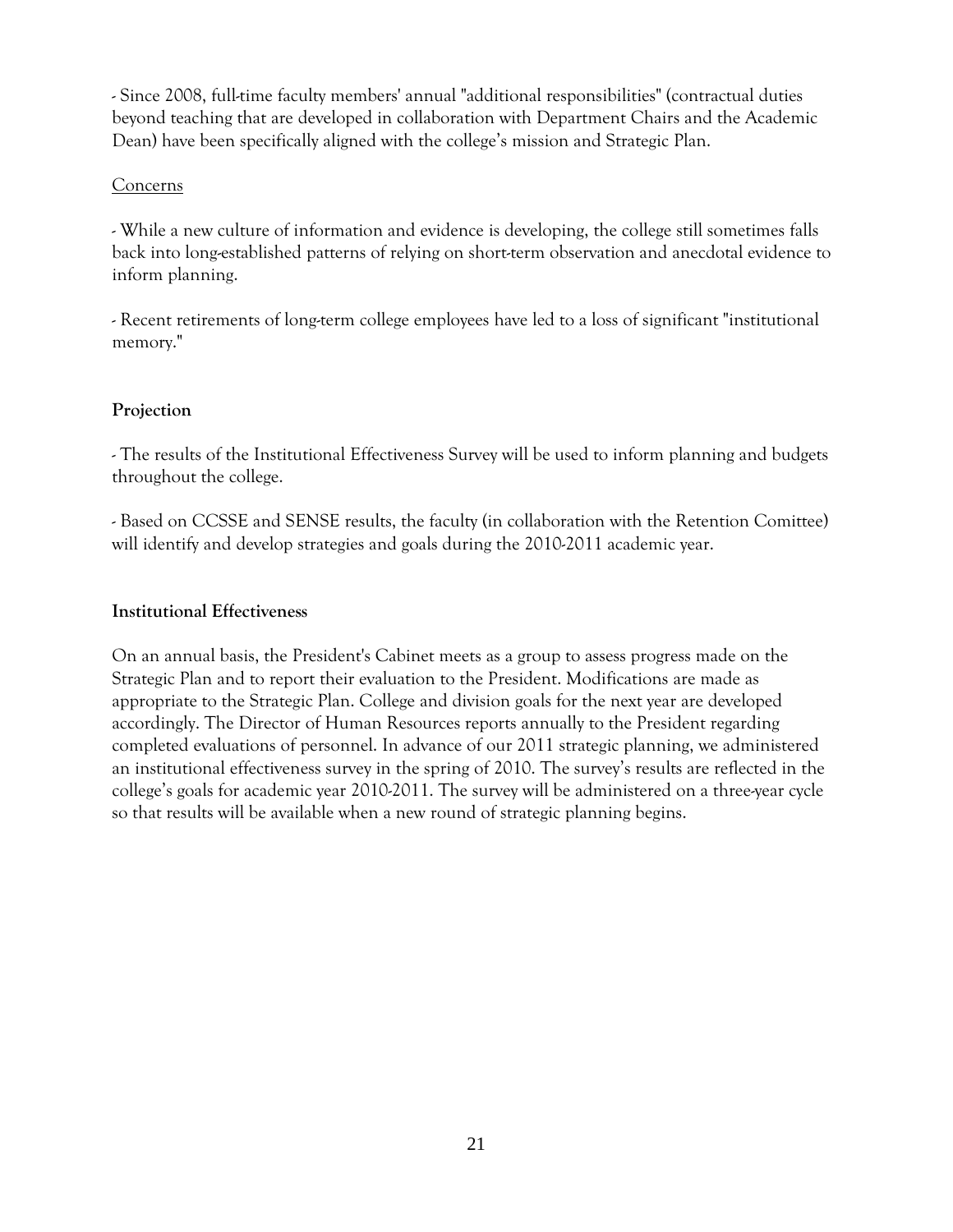- Since 2008, full-time faculty members' annual "additional responsibilities" (contractual duties beyond teaching that are developed in collaboration with Department Chairs and the Academic Dean) have been specifically aligned with the college's mission and Strategic Plan.

<u>Concerns</u>

- While a new culture of information and evidence is developing, the college still sometimes falls back into long-established patterns of relying on short-term observation and anecdotal evidence to inform planning.

- Recent retirements of long-term college employees have led to a loss of significant "institutional memory."

**Projection**

- The results of the Institutional Effectiveness Survey will be used to inform planning and budgets throughout the college.

- Based on CCSSE and SENSE results, the faculty (in collaboration with the Retention Comittee) will identify and develop strategies and goals during the 2010-2011 academic year.

**Institutional Effectiveness**

On an annual basis, the President's Cabinet meets as a group to assess progress made on the Strategic Plan and to report their evaluation to the President. Modifications are made as appropriate to the Strategic Plan. College and division goals for the next year are developed accordingly. The Director of Human Resources reports annually to the President regarding completed evaluations of personnel. In advance of our 2011 strategic planning, we administered an institutional effectiveness survey in the spring of 2010. The survey's results are reflected in the college's goals for academic year 2010-2011. The survey will be administered on a three-year cycle so that results will be available when a new round of strategic planning begins.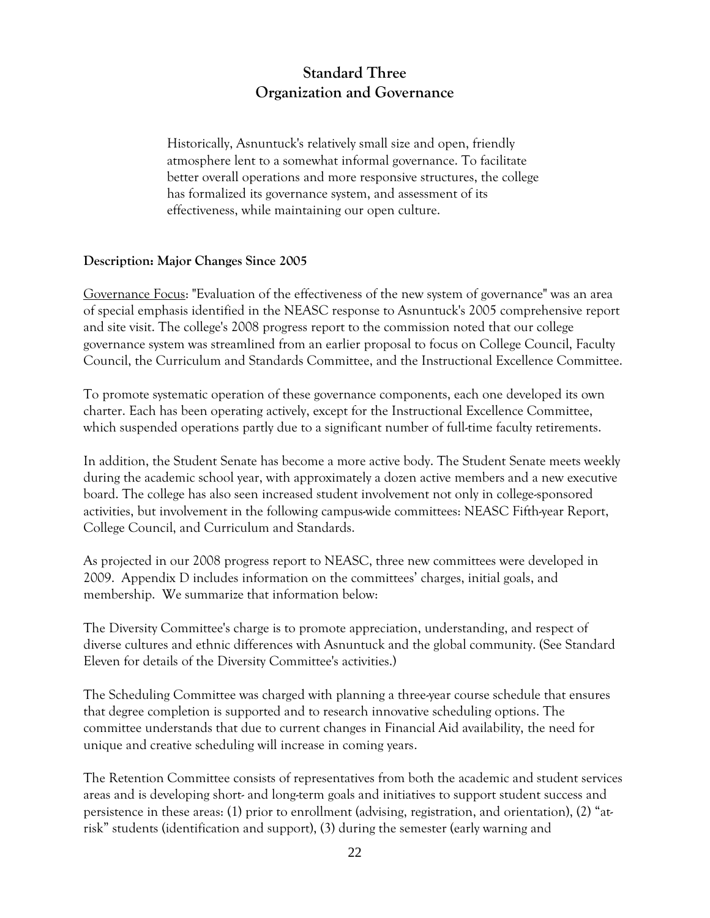# Standard Three
## Organization and Governance

> Historically, Asnuntuck's relatively small size and open, friendly atmosphere lent to a somewhat informal governance. To facilitate better overall operations and more responsive structures, the college has formalized its governance system, and assessment of its effectiveness, while maintaining our open culture.

**Description: Major Changes Since 2005**

Governance Focus: "Evaluation of the effectiveness of the new system of governance" was an area of special emphasis identified in the NEASC response to Asnuntuck's 2005 comprehensive report and site visit. The college's 2008 progress report to the commission noted that our college governance system was streamlined from an earlier proposal to focus on College Council, Faculty Council, the Curriculum and Standards Committee, and the Instructional Excellence Committee.

To promote systematic operation of these governance components, each one developed its own charter. Each has been operating actively, except for the Instructional Excellence Committee, which suspended operations partly due to a significant number of full-time faculty retirements.

In addition, the Student Senate has become a more active body. The Student Senate meets weekly during the academic school year, with approximately a dozen active members and a new executive board. The college has also seen increased student involvement not only in college-sponsored activities, but involvement in the following campus-wide committees: NEASC Fifth-year Report, College Council, and Curriculum and Standards.

As projected in our 2008 progress report to NEASC, three new committees were developed in 2009. Appendix D includes information on the committees' charges, initial goals, and membership. We summarize that information below:

The Diversity Committee's charge is to promote appreciation, understanding, and respect of diverse cultures and ethnic differences with Asnuntuck and the global community. (See Standard Eleven for details of the Diversity Committee's activities.)

The Scheduling Committee was charged with planning a three-year course schedule that ensures that degree completion is supported and to research innovative scheduling options. The committee understands that due to current changes in Financial Aid availability, the need for unique and creative scheduling will increase in coming years.

The Retention Committee consists of representatives from both the academic and student services areas and is developing short- and long-term goals and initiatives to support student success and persistence in these areas: (1) prior to enrollment (advising, registration, and orientation), (2) "at-risk" students (identification and support), (3) during the semester (early warning and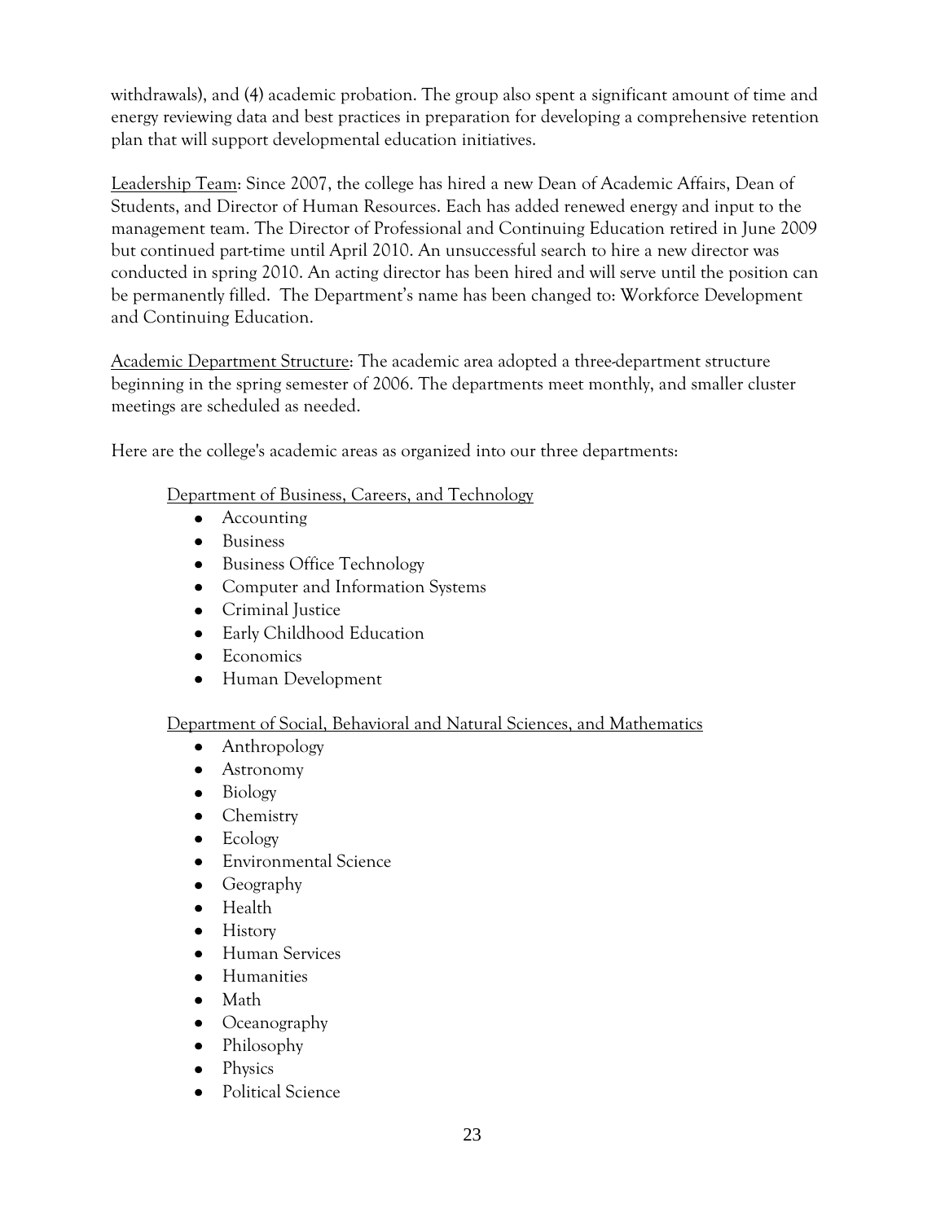withdrawals), and (4) academic probation. The group also spent a significant amount of time and energy reviewing data and best practices in preparation for developing a comprehensive retention plan that will support developmental education initiatives.

<u>Leadership Team</u>: Since 2007, the college has hired a new Dean of Academic Affairs, Dean of Students, and Director of Human Resources. Each has added renewed energy and input to the management team. The Director of Professional and Continuing Education retired in June 2009 but continued part-time until April 2010. An unsuccessful search to hire a new director was conducted in spring 2010. An acting director has been hired and will serve until the position can be permanently filled. The Department's name has been changed to: Workforce Development and Continuing Education.

<u>Academic Department Structure</u>: The academic area adopted a three-department structure beginning in the spring semester of 2006. The departments meet monthly, and smaller cluster meetings are scheduled as needed.

Here are the college's academic areas as organized into our three departments:

<u>Department of Business, Careers, and Technology</u>

- Accounting
- Business
- Business Office Technology
- Computer and Information Systems
- Criminal Justice
- Early Childhood Education
- Economics
- Human Development

<u>Department of Social, Behavioral and Natural Sciences, and Mathematics</u>

- Anthropology
- Astronomy
- Biology
- Chemistry
- Ecology
- Environmental Science
- Geography
- Health
- History
- Human Services
- Humanities
- Math
- Oceanography
- Philosophy
- Physics
- Political Science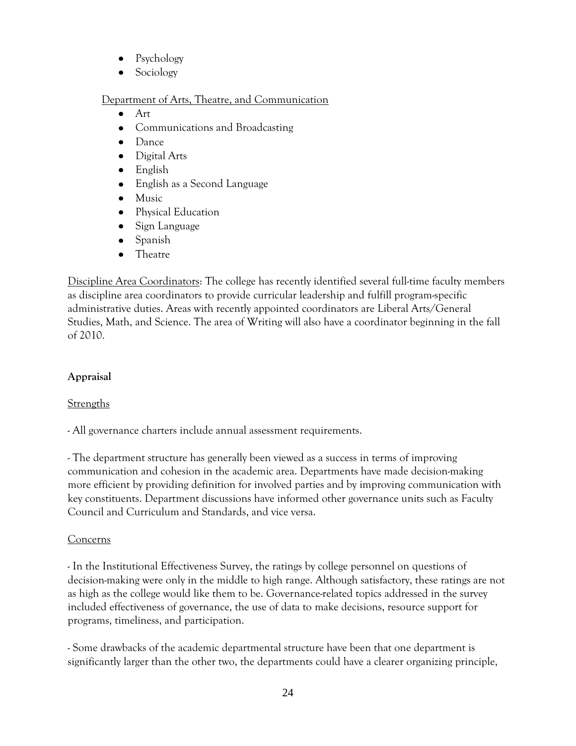- Psychology
- Sociology

Department of Arts, Theatre, and Communication

- Art
- Communications and Broadcasting
- Dance
- Digital Arts
- English
- English as a Second Language
- Music
- Physical Education
- Sign Language
- Spanish
- Theatre

Discipline Area Coordinators: The college has recently identified several full-time faculty members as discipline area coordinators to provide curricular leadership and fulfill program-specific administrative duties. Areas with recently appointed coordinators are Liberal Arts/General Studies, Math, and Science. The area of Writing will also have a coordinator beginning in the fall of 2010.

**Appraisal**

Strengths

- All governance charters include annual assessment requirements.

- The department structure has generally been viewed as a success in terms of improving communication and cohesion in the academic area. Departments have made decision-making more efficient by providing definition for involved parties and by improving communication with key constituents. Department discussions have informed other governance units such as Faculty Council and Curriculum and Standards, and vice versa.

Concerns

- In the Institutional Effectiveness Survey, the ratings by college personnel on questions of decision-making were only in the middle to high range. Although satisfactory, these ratings are not as high as the college would like them to be. Governance-related topics addressed in the survey included effectiveness of governance, the use of data to make decisions, resource support for programs, timeliness, and participation.

- Some drawbacks of the academic departmental structure have been that one department is significantly larger than the other two, the departments could have a clearer organizing principle,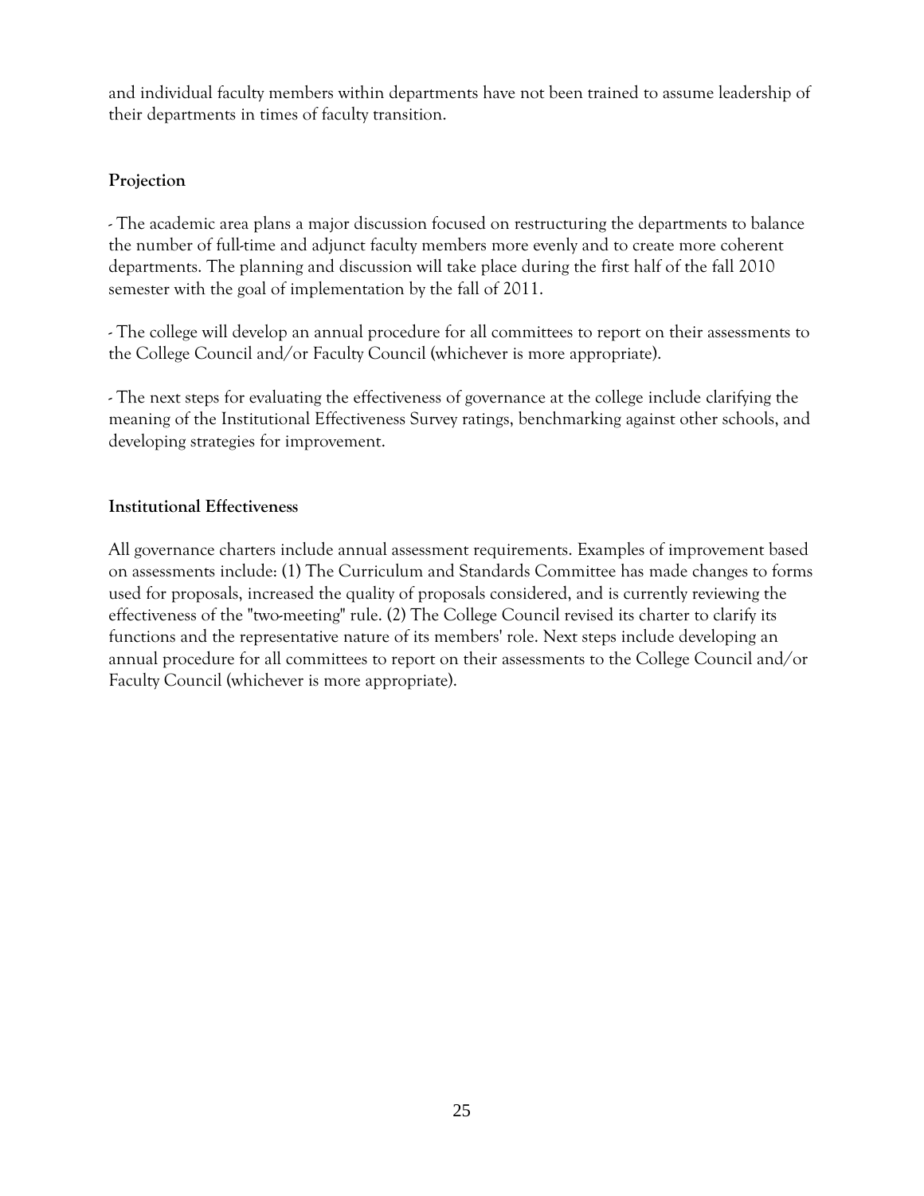and individual faculty members within departments have not been trained to assume leadership of their departments in times of faculty transition.

### Projection

- The academic area plans a major discussion focused on restructuring the departments to balance the number of full-time and adjunct faculty members more evenly and to create more coherent departments. The planning and discussion will take place during the first half of the fall 2010 semester with the goal of implementation by the fall of 2011.

- The college will develop an annual procedure for all committees to report on their assessments to the College Council and/or Faculty Council (whichever is more appropriate).

- The next steps for evaluating the effectiveness of governance at the college include clarifying the meaning of the Institutional Effectiveness Survey ratings, benchmarking against other schools, and developing strategies for improvement.

### Institutional Effectiveness

All governance charters include annual assessment requirements. Examples of improvement based on assessments include: (1) The Curriculum and Standards Committee has made changes to forms used for proposals, increased the quality of proposals considered, and is currently reviewing the effectiveness of the "two-meeting" rule. (2) The College Council revised its charter to clarify its functions and the representative nature of its members' role. Next steps include developing an annual procedure for all committees to report on their assessments to the College Council and/or Faculty Council (whichever is more appropriate).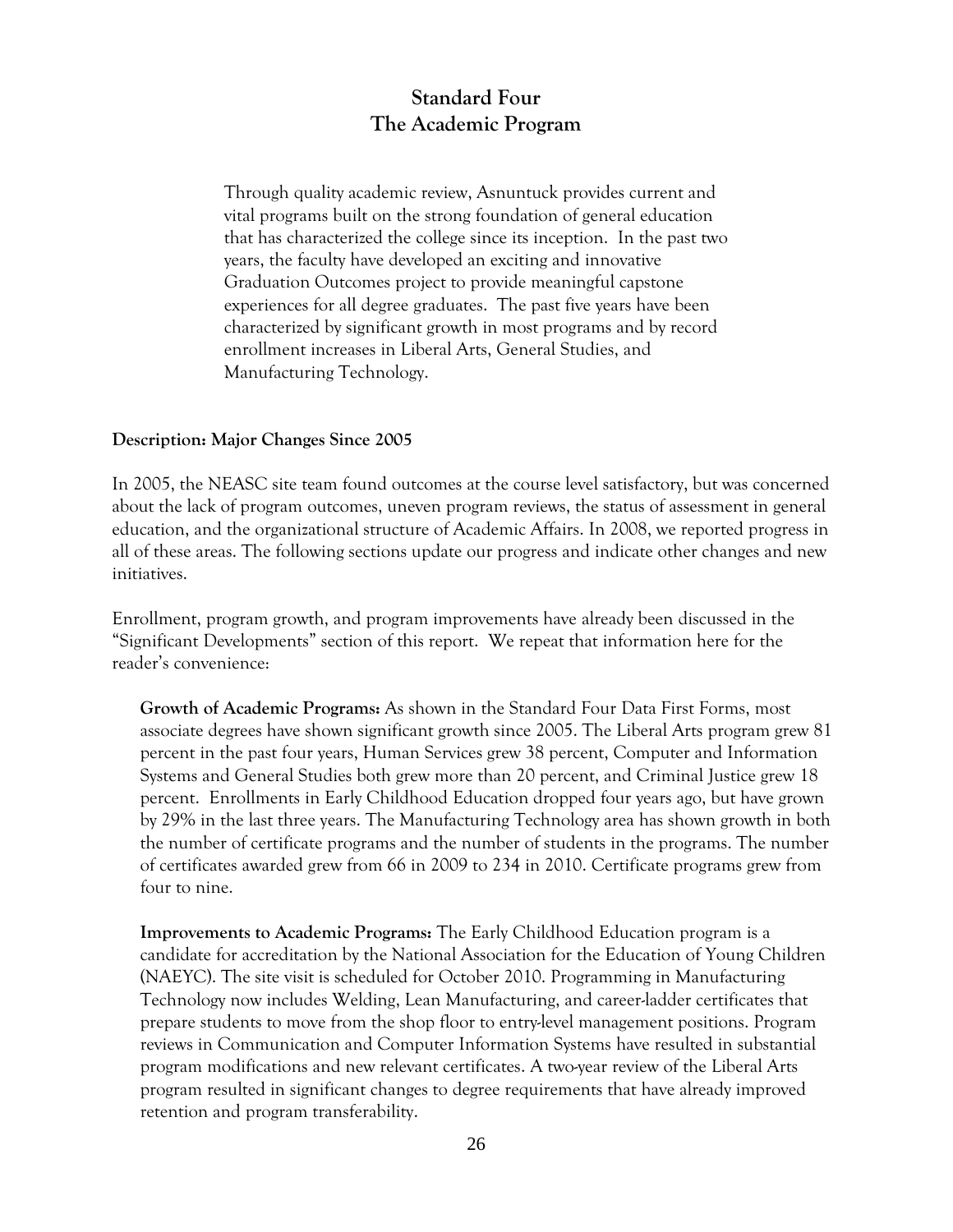## Standard Four
## The Academic Program

> Through quality academic review, Asnuntuck provides current and vital programs built on the strong foundation of general education that has characterized the college since its inception. In the past two years, the faculty have developed an exciting and innovative Graduation Outcomes project to provide meaningful capstone experiences for all degree graduates. The past five years have been characterized by significant growth in most programs and by record enrollment increases in Liberal Arts, General Studies, and Manufacturing Technology.

**Description: Major Changes Since 2005**

In 2005, the NEASC site team found outcomes at the course level satisfactory, but was concerned about the lack of program outcomes, uneven program reviews, the status of assessment in general education, and the organizational structure of Academic Affairs. In 2008, we reported progress in all of these areas. The following sections update our progress and indicate other changes and new initiatives.

Enrollment, program growth, and program improvements have already been discussed in the "Significant Developments" section of this report. We repeat that information here for the reader's convenience:

**Growth of Academic Programs:** As shown in the Standard Four Data First Forms, most associate degrees have shown significant growth since 2005. The Liberal Arts program grew 81 percent in the past four years, Human Services grew 38 percent, Computer and Information Systems and General Studies both grew more than 20 percent, and Criminal Justice grew 18 percent. Enrollments in Early Childhood Education dropped four years ago, but have grown by 29% in the last three years. The Manufacturing Technology area has shown growth in both the number of certificate programs and the number of students in the programs. The number of certificates awarded grew from 66 in 2009 to 234 in 2010. Certificate programs grew from four to nine.

**Improvements to Academic Programs:** The Early Childhood Education program is a candidate for accreditation by the National Association for the Education of Young Children (NAEYC). The site visit is scheduled for October 2010. Programming in Manufacturing Technology now includes Welding, Lean Manufacturing, and career-ladder certificates that prepare students to move from the shop floor to entry-level management positions. Program reviews in Communication and Computer Information Systems have resulted in substantial program modifications and new relevant certificates. A two-year review of the Liberal Arts program resulted in significant changes to degree requirements that have already improved retention and program transferability.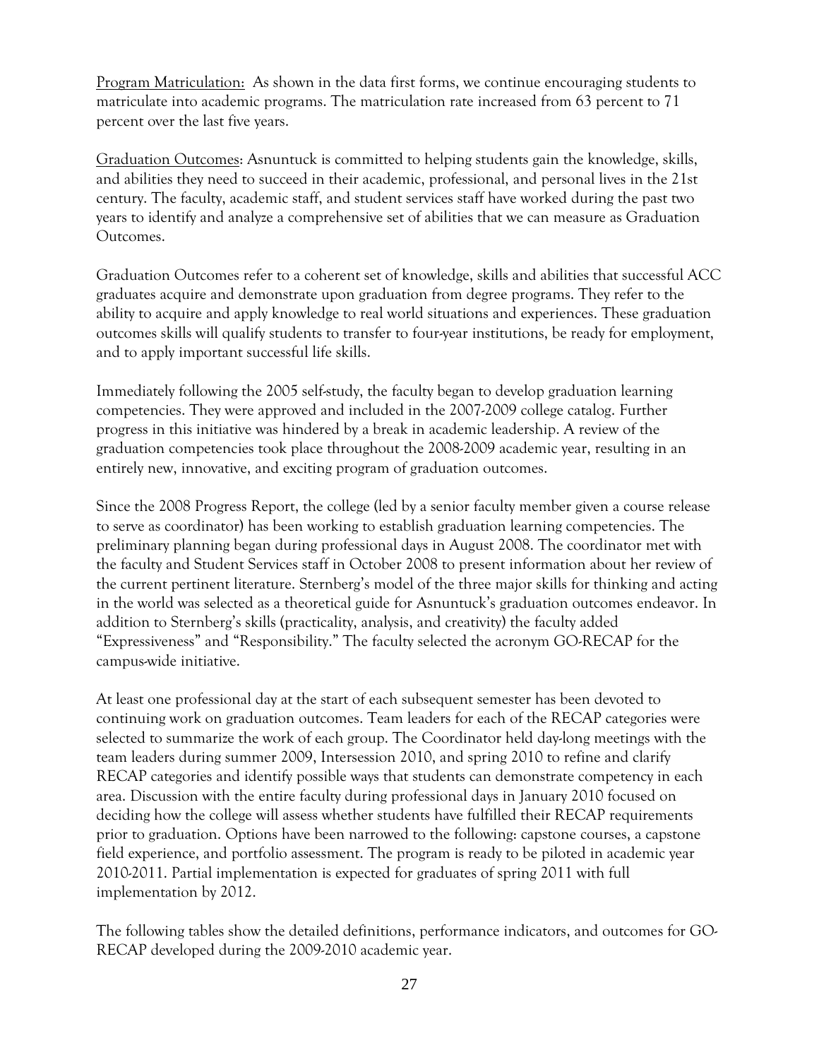Program Matriculation: As shown in the data first forms, we continue encouraging students to matriculate into academic programs. The matriculation rate increased from 63 percent to 71 percent over the last five years.

Graduation Outcomes: Asnuntuck is committed to helping students gain the knowledge, skills, and abilities they need to succeed in their academic, professional, and personal lives in the 21st century. The faculty, academic staff, and student services staff have worked during the past two years to identify and analyze a comprehensive set of abilities that we can measure as Graduation Outcomes.

Graduation Outcomes refer to a coherent set of knowledge, skills and abilities that successful ACC graduates acquire and demonstrate upon graduation from degree programs. They refer to the ability to acquire and apply knowledge to real world situations and experiences. These graduation outcomes skills will qualify students to transfer to four-year institutions, be ready for employment, and to apply important successful life skills.

Immediately following the 2005 self-study, the faculty began to develop graduation learning competencies. They were approved and included in the 2007-2009 college catalog. Further progress in this initiative was hindered by a break in academic leadership. A review of the graduation competencies took place throughout the 2008-2009 academic year, resulting in an entirely new, innovative, and exciting program of graduation outcomes.

Since the 2008 Progress Report, the college (led by a senior faculty member given a course release to serve as coordinator) has been working to establish graduation learning competencies. The preliminary planning began during professional days in August 2008. The coordinator met with the faculty and Student Services staff in October 2008 to present information about her review of the current pertinent literature. Sternberg's model of the three major skills for thinking and acting in the world was selected as a theoretical guide for Asnuntuck's graduation outcomes endeavor. In addition to Sternberg's skills (practicality, analysis, and creativity) the faculty added "Expressiveness" and "Responsibility." The faculty selected the acronym GO-RECAP for the campus-wide initiative.

At least one professional day at the start of each subsequent semester has been devoted to continuing work on graduation outcomes. Team leaders for each of the RECAP categories were selected to summarize the work of each group. The Coordinator held day-long meetings with the team leaders during summer 2009, Intersession 2010, and spring 2010 to refine and clarify RECAP categories and identify possible ways that students can demonstrate competency in each area. Discussion with the entire faculty during professional days in January 2010 focused on deciding how the college will assess whether students have fulfilled their RECAP requirements prior to graduation. Options have been narrowed to the following: capstone courses, a capstone field experience, and portfolio assessment. The program is ready to be piloted in academic year 2010-2011. Partial implementation is expected for graduates of spring 2011 with full implementation by 2012.

The following tables show the detailed definitions, performance indicators, and outcomes for GO-RECAP developed during the 2009-2010 academic year.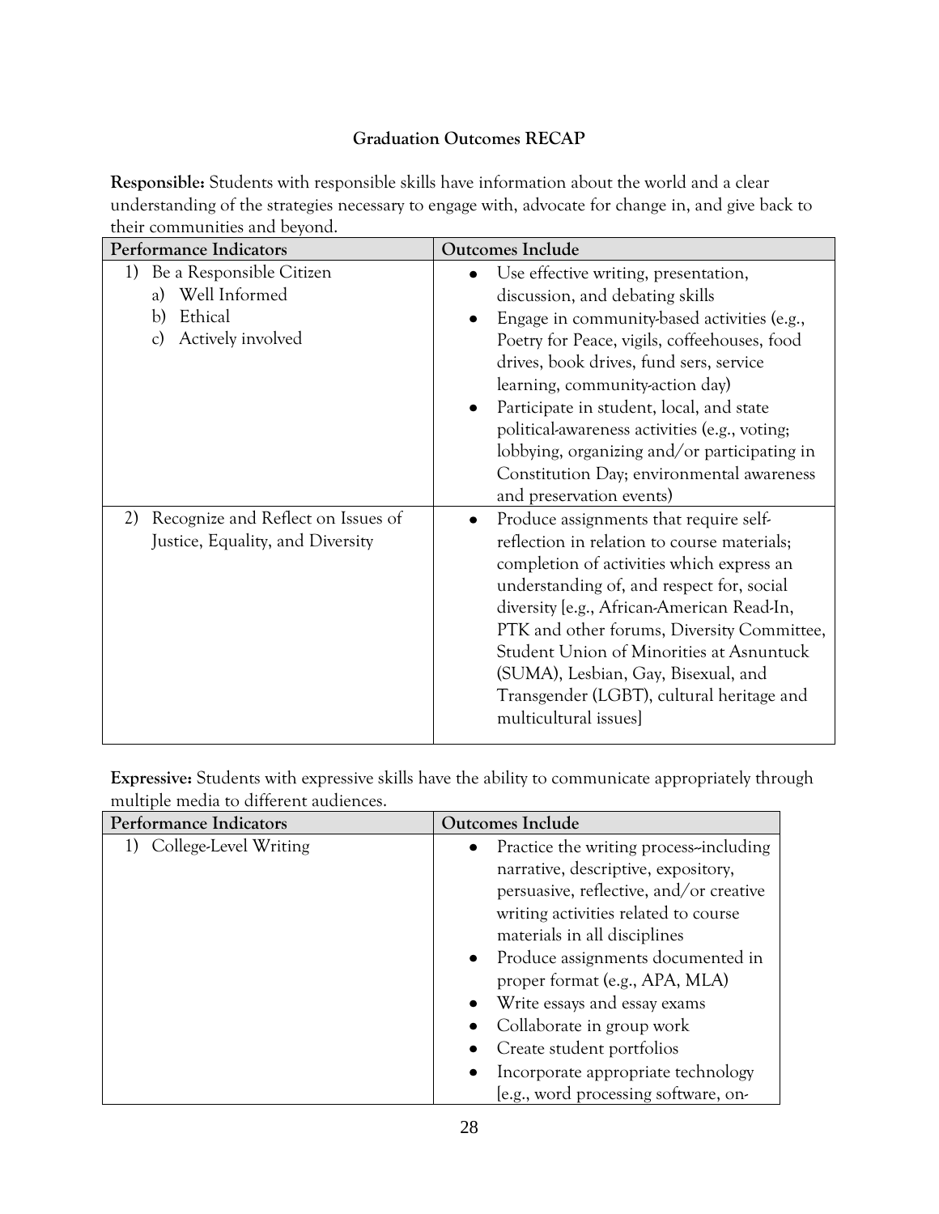**Graduation Outcomes RECAP**

**Responsible:** Students with responsible skills have information about the world and a clear understanding of the strategies necessary to engage with, advocate for change in, and give back to their communities and beyond.

| Performance Indicators | Outcomes Include |
|---|---|
| 1) Be a Responsible Citizen<br>a) Well Informed<br>b) Ethical<br>c) Actively involved | • Use effective writing, presentation, discussion, and debating skills<br>• Engage in community-based activities (e.g., Poetry for Peace, vigils, coffeehouses, food drives, book drives, fund sers, service learning, community-action day)<br>• Participate in student, local, and state political-awareness activities (e.g., voting; lobbying, organizing and/or participating in Constitution Day; environmental awareness and preservation events) |
| 2) Recognize and Reflect on Issues of Justice, Equality, and Diversity | • Produce assignments that require self-reflection in relation to course materials; completion of activities which express an understanding of, and respect for, social diversity [e.g., African-American Read-In, PTK and other forums, Diversity Committee, Student Union of Minorities at Asnuntuck (SUMA), Lesbian, Gay, Bisexual, and Transgender (LGBT), cultural heritage and multicultural issues] |

**Expressive:** Students with expressive skills have the ability to communicate appropriately through multiple media to different audiences.

| Performance Indicators | Outcomes Include |
|---|---|
| 1) College-Level Writing | • Practice the writing process--including narrative, descriptive, expository, persuasive, reflective, and/or creative writing activities related to course materials in all disciplines<br>• Produce assignments documented in proper format (e.g., APA, MLA)<br>• Write essays and essay exams<br>• Collaborate in group work<br>• Create student portfolios<br>• Incorporate appropriate technology [e.g., word processing software, on- |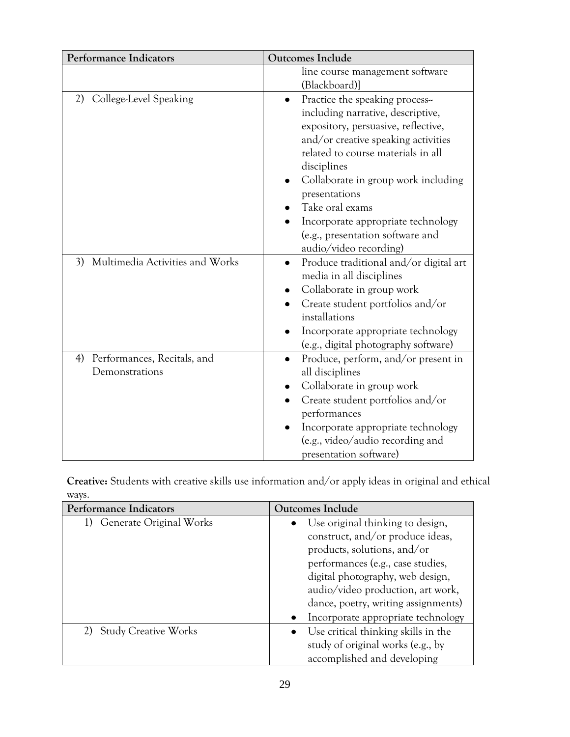| Performance Indicators | Outcomes Include |
|---|---|
| | line course management software (Blackboard)] |
| 2) College-Level Speaking | • Practice the speaking process--including narrative, descriptive, expository, persuasive, reflective, and/or creative speaking activities related to course materials in all disciplines<br>• Collaborate in group work including presentations<br>• Take oral exams<br>• Incorporate appropriate technology (e.g., presentation software and audio/video recording) |
| 3) Multimedia Activities and Works | • Produce traditional and/or digital art media in all disciplines<br>• Collaborate in group work<br>• Create student portfolios and/or installations<br>• Incorporate appropriate technology (e.g., digital photography software) |
| 4) Performances, Recitals, and Demonstrations | • Produce, perform, and/or present in all disciplines<br>• Collaborate in group work<br>• Create student portfolios and/or performances<br>• Incorporate appropriate technology (e.g., video/audio recording and presentation software) |

**Creative:** Students with creative skills use information and/or apply ideas in original and ethical ways.

| Performance Indicators | Outcomes Include |
|---|---|
| 1) Generate Original Works | • Use original thinking to design, construct, and/or produce ideas, products, solutions, and/or performances (e.g., case studies, digital photography, web design, audio/video production, art work, dance, poetry, writing assignments)<br>• Incorporate appropriate technology |
| 2) Study Creative Works | • Use critical thinking skills in the study of original works (e.g., by accomplished and developing |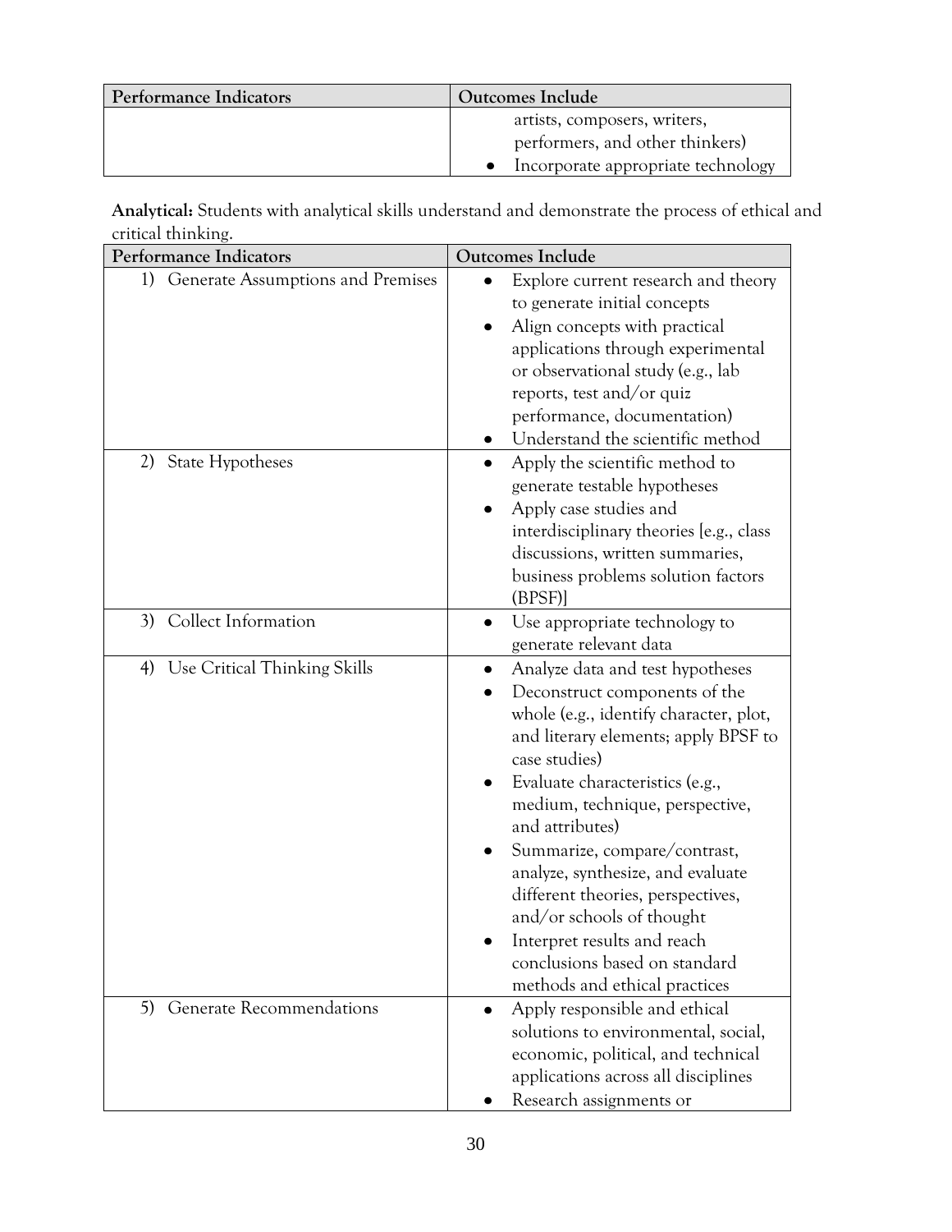| Performance Indicators | Outcomes Include |
|---|---|
| | artists, composers, writers, performers, and other thinkers)<br>• Incorporate appropriate technology |

**Analytical:** Students with analytical skills understand and demonstrate the process of ethical and critical thinking.

| Performance Indicators | Outcomes Include |
|---|---|
| 1) Generate Assumptions and Premises | • Explore current research and theory to generate initial concepts<br>• Align concepts with practical applications through experimental or observational study (e.g., lab reports, test and/or quiz performance, documentation)<br>• Understand the scientific method |
| 2) State Hypotheses | • Apply the scientific method to generate testable hypotheses<br>• Apply case studies and interdisciplinary theories [e.g., class discussions, written summaries, business problems solution factors (BPSF)] |
| 3) Collect Information | • Use appropriate technology to generate relevant data |
| 4) Use Critical Thinking Skills | • Analyze data and test hypotheses<br>• Deconstruct components of the whole (e.g., identify character, plot, and literary elements; apply BPSF to case studies)<br>• Evaluate characteristics (e.g., medium, technique, perspective, and attributes)<br>• Summarize, compare/contrast, analyze, synthesize, and evaluate different theories, perspectives, and/or schools of thought<br>• Interpret results and reach conclusions based on standard methods and ethical practices |
| 5) Generate Recommendations | • Apply responsible and ethical solutions to environmental, social, economic, political, and technical applications across all disciplines<br>• Research assignments or |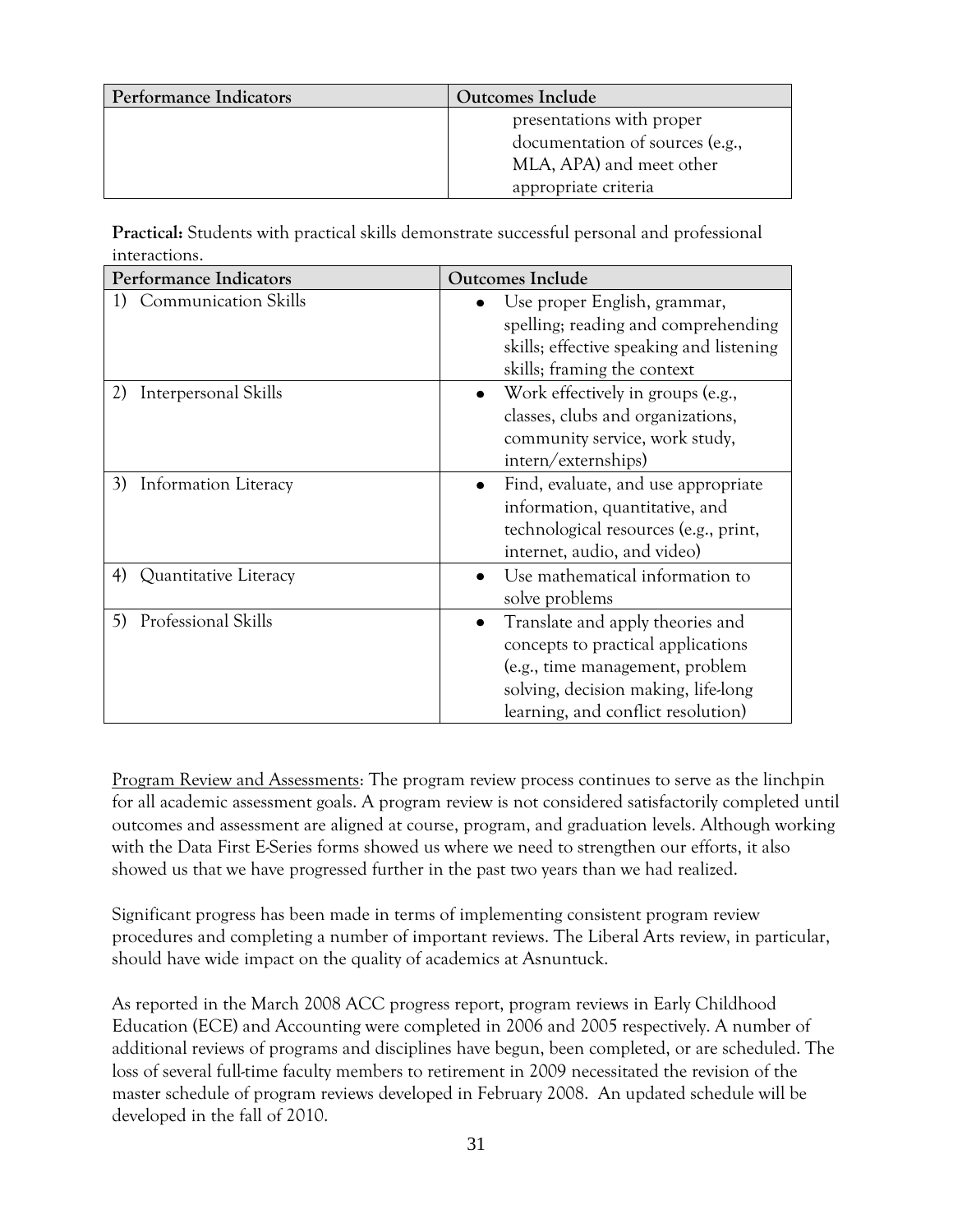| Performance Indicators | Outcomes Include |
|---|---|
| | presentations with proper documentation of sources (e.g., MLA, APA) and meet other appropriate criteria |

**Practical:** Students with practical skills demonstrate successful personal and professional interactions.

| Performance Indicators | Outcomes Include |
|---|---|
| 1) Communication Skills | • Use proper English, grammar, spelling; reading and comprehending skills; effective speaking and listening skills; framing the context |
| 2) Interpersonal Skills | • Work effectively in groups (e.g., classes, clubs and organizations, community service, work study, intern/externships) |
| 3) Information Literacy | • Find, evaluate, and use appropriate information, quantitative, and technological resources (e.g., print, internet, audio, and video) |
| 4) Quantitative Literacy | • Use mathematical information to solve problems |
| 5) Professional Skills | • Translate and apply theories and concepts to practical applications (e.g., time management, problem solving, decision making, life-long learning, and conflict resolution) |

<u>Program Review and Assessments</u>: The program review process continues to serve as the linchpin for all academic assessment goals. A program review is not considered satisfactorily completed until outcomes and assessment are aligned at course, program, and graduation levels. Although working with the Data First E-Series forms showed us where we need to strengthen our efforts, it also showed us that we have progressed further in the past two years than we had realized.

Significant progress has been made in terms of implementing consistent program review procedures and completing a number of important reviews. The Liberal Arts review, in particular, should have wide impact on the quality of academics at Asnuntuck.

As reported in the March 2008 ACC progress report, program reviews in Early Childhood Education (ECE) and Accounting were completed in 2006 and 2005 respectively. A number of additional reviews of programs and disciplines have begun, been completed, or are scheduled. The loss of several full-time faculty members to retirement in 2009 necessitated the revision of the master schedule of program reviews developed in February 2008. An updated schedule will be developed in the fall of 2010.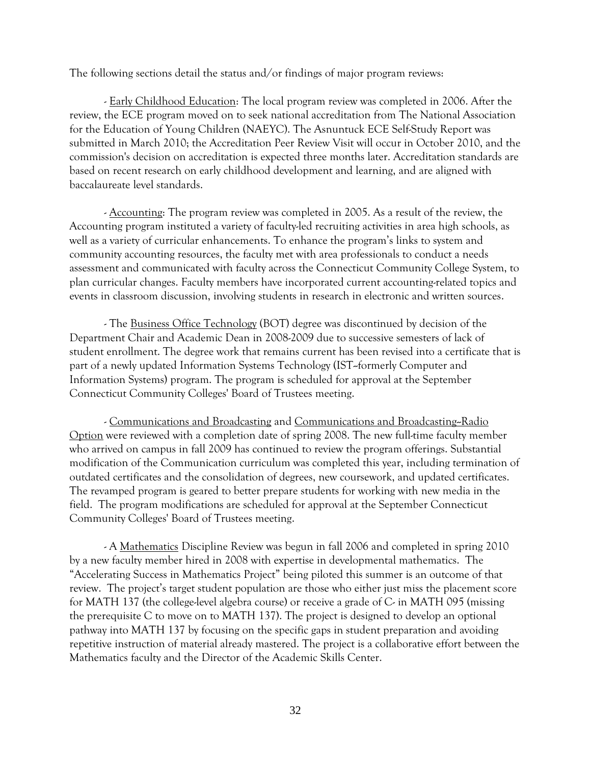The following sections detail the status and/or findings of major program reviews:

- Early Childhood Education: The local program review was completed in 2006. After the review, the ECE program moved on to seek national accreditation from The National Association for the Education of Young Children (NAEYC). The Asnuntuck ECE Self-Study Report was submitted in March 2010; the Accreditation Peer Review Visit will occur in October 2010, and the commission's decision on accreditation is expected three months later. Accreditation standards are based on recent research on early childhood development and learning, and are aligned with baccalaureate level standards.

- Accounting: The program review was completed in 2005. As a result of the review, the Accounting program instituted a variety of faculty-led recruiting activities in area high schools, as well as a variety of curricular enhancements. To enhance the program's links to system and community accounting resources, the faculty met with area professionals to conduct a needs assessment and communicated with faculty across the Connecticut Community College System, to plan curricular changes. Faculty members have incorporated current accounting-related topics and events in classroom discussion, involving students in research in electronic and written sources.

- The Business Office Technology (BOT) degree was discontinued by decision of the Department Chair and Academic Dean in 2008-2009 due to successive semesters of lack of student enrollment. The degree work that remains current has been revised into a certificate that is part of a newly updated Information Systems Technology (IST--formerly Computer and Information Systems) program. The program is scheduled for approval at the September Connecticut Community Colleges' Board of Trustees meeting.

- Communications and Broadcasting and Communications and Broadcasting--Radio Option were reviewed with a completion date of spring 2008. The new full-time faculty member who arrived on campus in fall 2009 has continued to review the program offerings. Substantial modification of the Communication curriculum was completed this year, including termination of outdated certificates and the consolidation of degrees, new coursework, and updated certificates. The revamped program is geared to better prepare students for working with new media in the field. The program modifications are scheduled for approval at the September Connecticut Community Colleges' Board of Trustees meeting.

- A Mathematics Discipline Review was begun in fall 2006 and completed in spring 2010 by a new faculty member hired in 2008 with expertise in developmental mathematics. The "Accelerating Success in Mathematics Project" being piloted this summer is an outcome of that review. The project's target student population are those who either just miss the placement score for MATH 137 (the college-level algebra course) or receive a grade of C- in MATH 095 (missing the prerequisite C to move on to MATH 137). The project is designed to develop an optional pathway into MATH 137 by focusing on the specific gaps in student preparation and avoiding repetitive instruction of material already mastered. The project is a collaborative effort between the Mathematics faculty and the Director of the Academic Skills Center.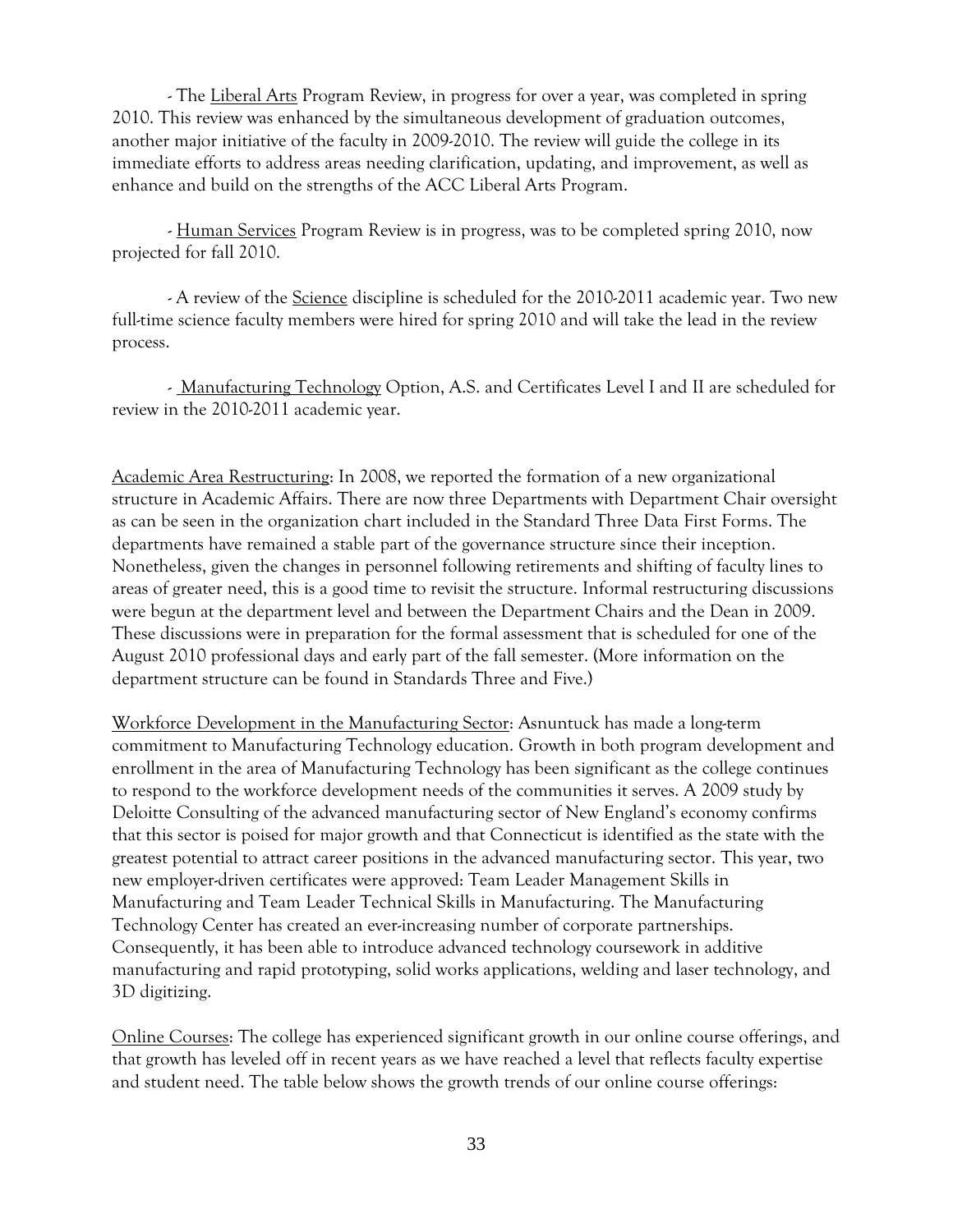- The Liberal Arts Program Review, in progress for over a year, was completed in spring 2010. This review was enhanced by the simultaneous development of graduation outcomes, another major initiative of the faculty in 2009-2010. The review will guide the college in its immediate efforts to address areas needing clarification, updating, and improvement, as well as enhance and build on the strengths of the ACC Liberal Arts Program.

- Human Services Program Review is in progress, was to be completed spring 2010, now projected for fall 2010.

- A review of the Science discipline is scheduled for the 2010-2011 academic year. Two new full-time science faculty members were hired for spring 2010 and will take the lead in the review process.

- Manufacturing Technology Option, A.S. and Certificates Level I and II are scheduled for review in the 2010-2011 academic year.

Academic Area Restructuring: In 2008, we reported the formation of a new organizational structure in Academic Affairs. There are now three Departments with Department Chair oversight as can be seen in the organization chart included in the Standard Three Data First Forms. The departments have remained a stable part of the governance structure since their inception. Nonetheless, given the changes in personnel following retirements and shifting of faculty lines to areas of greater need, this is a good time to revisit the structure. Informal restructuring discussions were begun at the department level and between the Department Chairs and the Dean in 2009. These discussions were in preparation for the formal assessment that is scheduled for one of the August 2010 professional days and early part of the fall semester. (More information on the department structure can be found in Standards Three and Five.)

Workforce Development in the Manufacturing Sector: Asnuntuck has made a long-term commitment to Manufacturing Technology education. Growth in both program development and enrollment in the area of Manufacturing Technology has been significant as the college continues to respond to the workforce development needs of the communities it serves. A 2009 study by Deloitte Consulting of the advanced manufacturing sector of New England's economy confirms that this sector is poised for major growth and that Connecticut is identified as the state with the greatest potential to attract career positions in the advanced manufacturing sector. This year, two new employer-driven certificates were approved: Team Leader Management Skills in Manufacturing and Team Leader Technical Skills in Manufacturing. The Manufacturing Technology Center has created an ever-increasing number of corporate partnerships. Consequently, it has been able to introduce advanced technology coursework in additive manufacturing and rapid prototyping, solid works applications, welding and laser technology, and 3D digitizing.

Online Courses: The college has experienced significant growth in our online course offerings, and that growth has leveled off in recent years as we have reached a level that reflects faculty expertise and student need. The table below shows the growth trends of our online course offerings: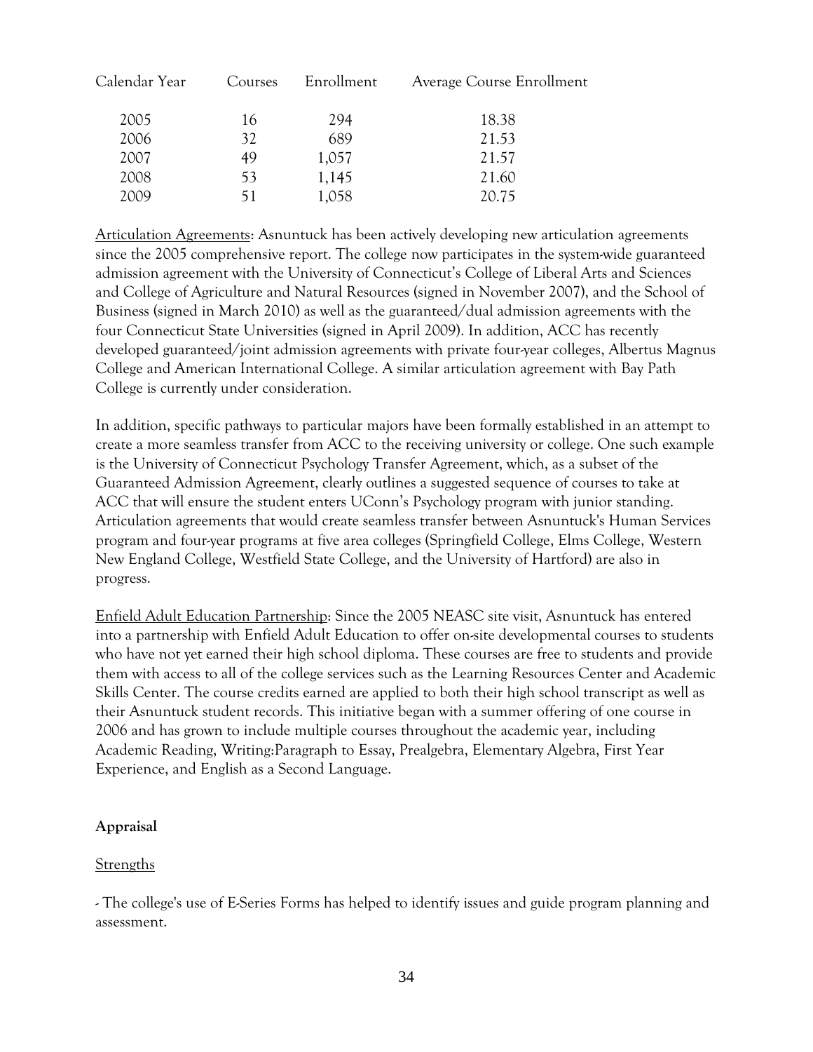| Calendar Year | Courses | Enrollment | Average Course Enrollment |
|---|---|---|---|
| 2005 | 16 | 294 | 18.38 |
| 2006 | 32 | 689 | 21.53 |
| 2007 | 49 | 1,057 | 21.57 |
| 2008 | 53 | 1,145 | 21.60 |
| 2009 | 51 | 1,058 | 20.75 |

<u>Articulation Agreements</u>: Asnuntuck has been actively developing new articulation agreements since the 2005 comprehensive report. The college now participates in the system-wide guaranteed admission agreement with the University of Connecticut's College of Liberal Arts and Sciences and College of Agriculture and Natural Resources (signed in November 2007), and the School of Business (signed in March 2010) as well as the guaranteed/dual admission agreements with the four Connecticut State Universities (signed in April 2009). In addition, ACC has recently developed guaranteed/joint admission agreements with private four-year colleges, Albertus Magnus College and American International College. A similar articulation agreement with Bay Path College is currently under consideration.

In addition, specific pathways to particular majors have been formally established in an attempt to create a more seamless transfer from ACC to the receiving university or college. One such example is the University of Connecticut Psychology Transfer Agreement, which, as a subset of the Guaranteed Admission Agreement, clearly outlines a suggested sequence of courses to take at ACC that will ensure the student enters UConn's Psychology program with junior standing. Articulation agreements that would create seamless transfer between Asnuntuck's Human Services program and four-year programs at five area colleges (Springfield College, Elms College, Western New England College, Westfield State College, and the University of Hartford) are also in progress.

<u>Enfield Adult Education Partnership</u>: Since the 2005 NEASC site visit, Asnuntuck has entered into a partnership with Enfield Adult Education to offer on-site developmental courses to students who have not yet earned their high school diploma. These courses are free to students and provide them with access to all of the college services such as the Learning Resources Center and Academic Skills Center. The course credits earned are applied to both their high school transcript as well as their Asnuntuck student records. This initiative began with a summer offering of one course in 2006 and has grown to include multiple courses throughout the academic year, including Academic Reading, Writing:Paragraph to Essay, Prealgebra, Elementary Algebra, First Year Experience, and English as a Second Language.

**Appraisal**

<u>Strengths</u>

- The college's use of E-Series Forms has helped to identify issues and guide program planning and assessment.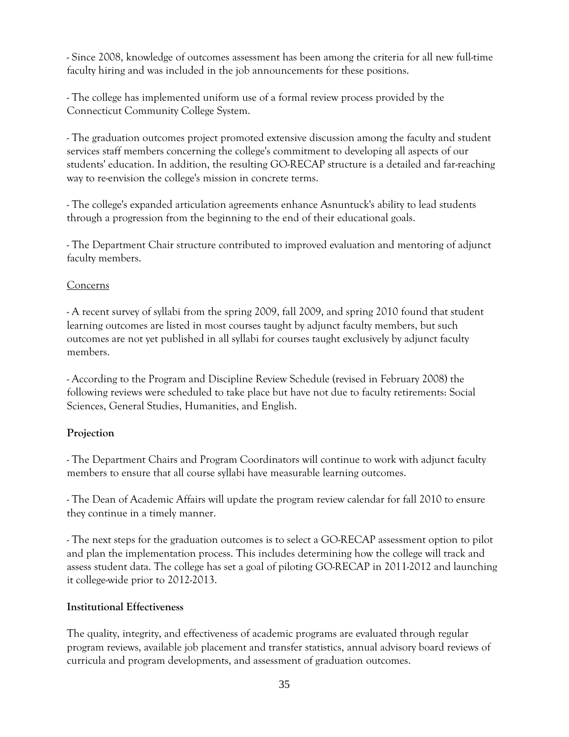- Since 2008, knowledge of outcomes assessment has been among the criteria for all new full-time faculty hiring and was included in the job announcements for these positions.

- The college has implemented uniform use of a formal review process provided by the Connecticut Community College System.

- The graduation outcomes project promoted extensive discussion among the faculty and student services staff members concerning the college's commitment to developing all aspects of our students' education. In addition, the resulting GO-RECAP structure is a detailed and far-reaching way to re-envision the college's mission in concrete terms.

- The college's expanded articulation agreements enhance Asnuntuck's ability to lead students through a progression from the beginning to the end of their educational goals.

- The Department Chair structure contributed to improved evaluation and mentoring of adjunct faculty members.

<u>Concerns</u>

- A recent survey of syllabi from the spring 2009, fall 2009, and spring 2010 found that student learning outcomes are listed in most courses taught by adjunct faculty members, but such outcomes are not yet published in all syllabi for courses taught exclusively by adjunct faculty members.

- According to the Program and Discipline Review Schedule (revised in February 2008) the following reviews were scheduled to take place but have not due to faculty retirements: Social Sciences, General Studies, Humanities, and English.

**Projection**

- The Department Chairs and Program Coordinators will continue to work with adjunct faculty members to ensure that all course syllabi have measurable learning outcomes.

- The Dean of Academic Affairs will update the program review calendar for fall 2010 to ensure they continue in a timely manner.

- The next steps for the graduation outcomes is to select a GO-RECAP assessment option to pilot and plan the implementation process. This includes determining how the college will track and assess student data. The college has set a goal of piloting GO-RECAP in 2011-2012 and launching it college-wide prior to 2012-2013.

**Institutional Effectiveness**

The quality, integrity, and effectiveness of academic programs are evaluated through regular program reviews, available job placement and transfer statistics, annual advisory board reviews of curricula and program developments, and assessment of graduation outcomes.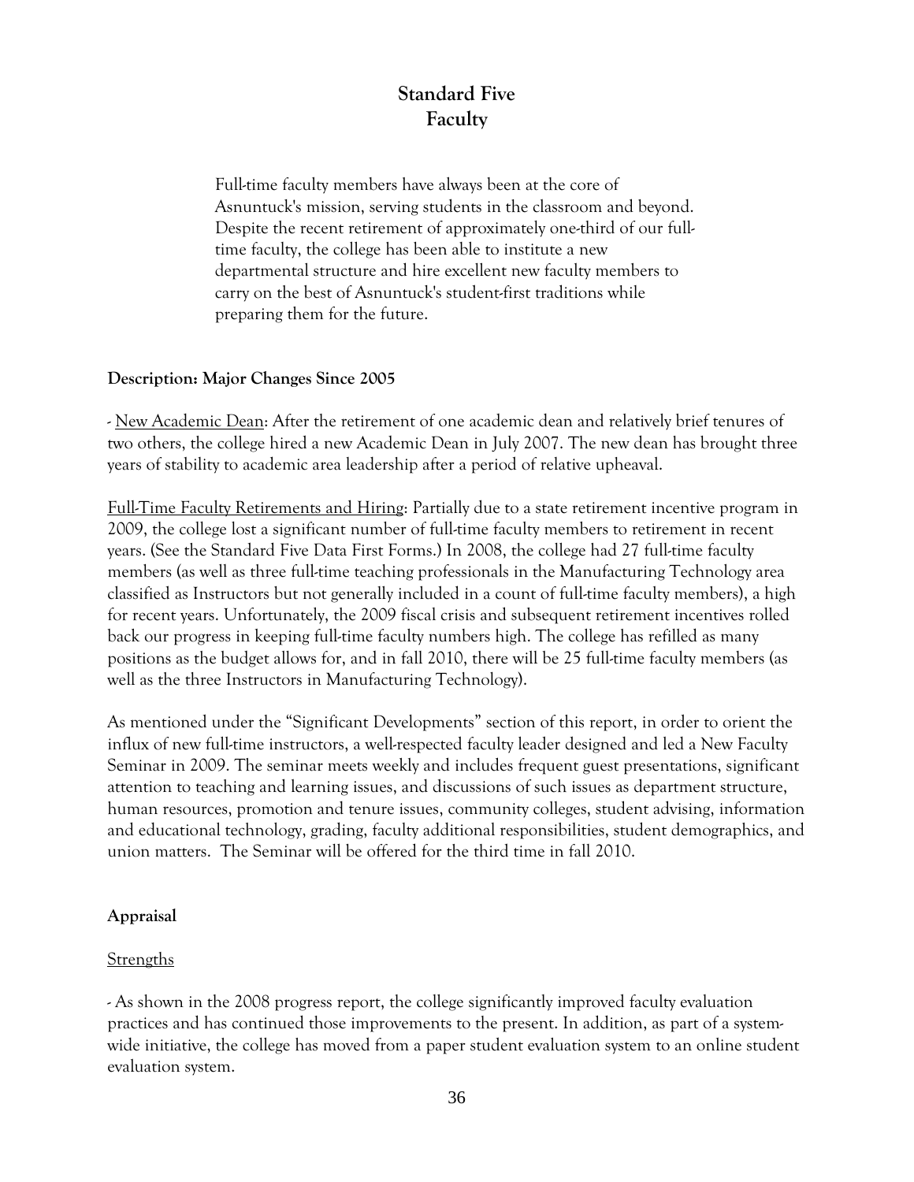# Standard Five
# Faculty

> Full-time faculty members have always been at the core of Asnuntuck's mission, serving students in the classroom and beyond. Despite the recent retirement of approximately one-third of our full-time faculty, the college has been able to institute a new departmental structure and hire excellent new faculty members to carry on the best of Asnuntuck's student-first traditions while preparing them for the future.

**Description: Major Changes Since 2005**

- <u>New Academic Dean</u>: After the retirement of one academic dean and relatively brief tenures of two others, the college hired a new Academic Dean in July 2007. The new dean has brought three years of stability to academic area leadership after a period of relative upheaval.

<u>Full-Time Faculty Retirements and Hiring</u>: Partially due to a state retirement incentive program in 2009, the college lost a significant number of full-time faculty members to retirement in recent years. (See the Standard Five Data First Forms.) In 2008, the college had 27 full-time faculty members (as well as three full-time teaching professionals in the Manufacturing Technology area classified as Instructors but not generally included in a count of full-time faculty members), a high for recent years. Unfortunately, the 2009 fiscal crisis and subsequent retirement incentives rolled back our progress in keeping full-time faculty numbers high. The college has refilled as many positions as the budget allows for, and in fall 2010, there will be 25 full-time faculty members (as well as the three Instructors in Manufacturing Technology).

As mentioned under the "Significant Developments" section of this report, in order to orient the influx of new full-time instructors, a well-respected faculty leader designed and led a New Faculty Seminar in 2009. The seminar meets weekly and includes frequent guest presentations, significant attention to teaching and learning issues, and discussions of such issues as department structure, human resources, promotion and tenure issues, community colleges, student advising, information and educational technology, grading, faculty additional responsibilities, student demographics, and union matters. The Seminar will be offered for the third time in fall 2010.

**Appraisal**

<u>Strengths</u>

- As shown in the 2008 progress report, the college significantly improved faculty evaluation practices and has continued those improvements to the present. In addition, as part of a system-wide initiative, the college has moved from a paper student evaluation system to an online student evaluation system.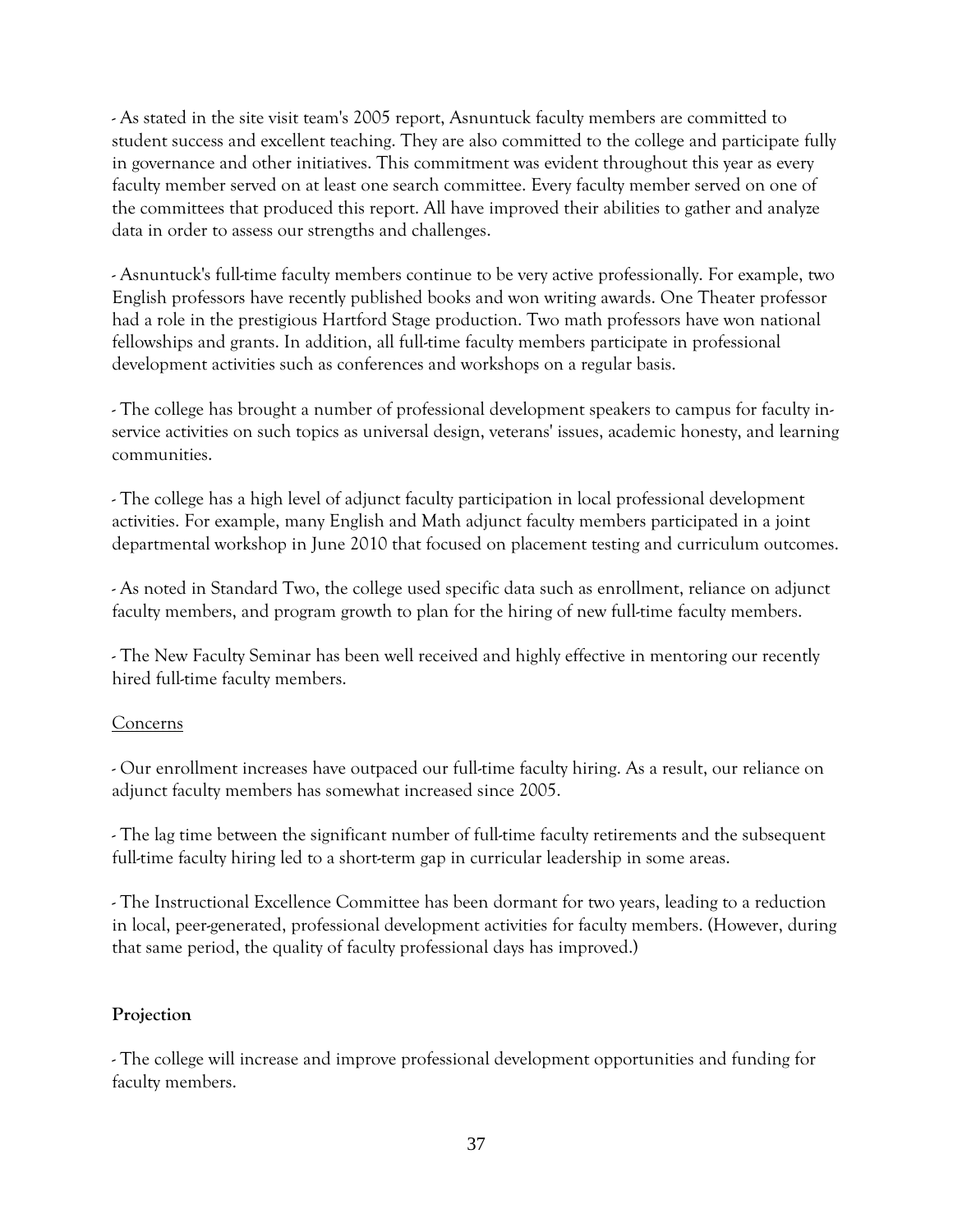- As stated in the site visit team's 2005 report, Asnuntuck faculty members are committed to student success and excellent teaching. They are also committed to the college and participate fully in governance and other initiatives. This commitment was evident throughout this year as every faculty member served on at least one search committee. Every faculty member served on one of the committees that produced this report. All have improved their abilities to gather and analyze data in order to assess our strengths and challenges.

- Asnuntuck's full-time faculty members continue to be very active professionally. For example, two English professors have recently published books and won writing awards. One Theater professor had a role in the prestigious Hartford Stage production. Two math professors have won national fellowships and grants. In addition, all full-time faculty members participate in professional development activities such as conferences and workshops on a regular basis.

- The college has brought a number of professional development speakers to campus for faculty in-service activities on such topics as universal design, veterans' issues, academic honesty, and learning communities.

- The college has a high level of adjunct faculty participation in local professional development activities. For example, many English and Math adjunct faculty members participated in a joint departmental workshop in June 2010 that focused on placement testing and curriculum outcomes.

- As noted in Standard Two, the college used specific data such as enrollment, reliance on adjunct faculty members, and program growth to plan for the hiring of new full-time faculty members.

- The New Faculty Seminar has been well received and highly effective in mentoring our recently hired full-time faculty members.

Concerns

- Our enrollment increases have outpaced our full-time faculty hiring. As a result, our reliance on adjunct faculty members has somewhat increased since 2005.

- The lag time between the significant number of full-time faculty retirements and the subsequent full-time faculty hiring led to a short-term gap in curricular leadership in some areas.

- The Instructional Excellence Committee has been dormant for two years, leading to a reduction in local, peer-generated, professional development activities for faculty members. (However, during that same period, the quality of faculty professional days has improved.)

**Projection**

- The college will increase and improve professional development opportunities and funding for faculty members.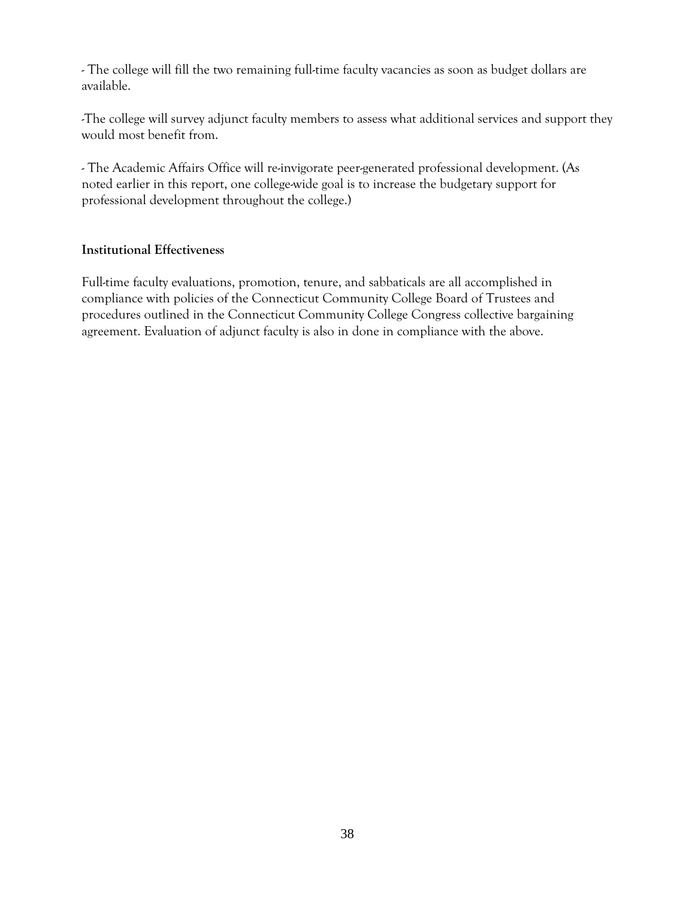- The college will fill the two remaining full-time faculty vacancies as soon as budget dollars are available.

-The college will survey adjunct faculty members to assess what additional services and support they would most benefit from.

- The Academic Affairs Office will re-invigorate peer-generated professional development. (As noted earlier in this report, one college-wide goal is to increase the budgetary support for professional development throughout the college.)

**Institutional Effectiveness**

Full-time faculty evaluations, promotion, tenure, and sabbaticals are all accomplished in compliance with policies of the Connecticut Community College Board of Trustees and procedures outlined in the Connecticut Community College Congress collective bargaining agreement. Evaluation of adjunct faculty is also in done in compliance with the above.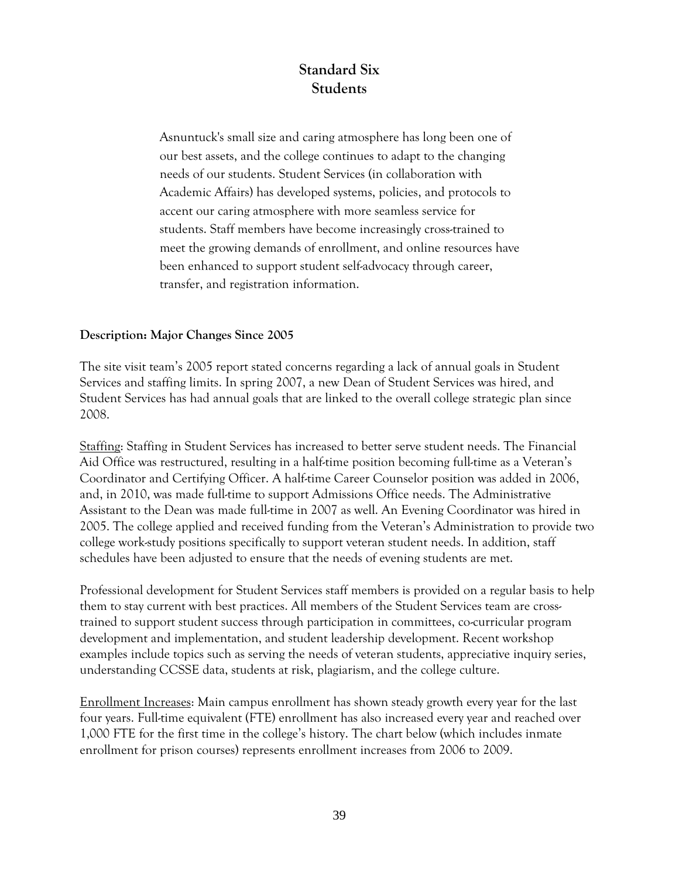# Standard Six
# Students

> Asnuntuck's small size and caring atmosphere has long been one of our best assets, and the college continues to adapt to the changing needs of our students. Student Services (in collaboration with Academic Affairs) has developed systems, policies, and protocols to accent our caring atmosphere with more seamless service for students. Staff members have become increasingly cross-trained to meet the growing demands of enrollment, and online resources have been enhanced to support student self-advocacy through career, transfer, and registration information.

**Description: Major Changes Since 2005**

The site visit team's 2005 report stated concerns regarding a lack of annual goals in Student Services and staffing limits. In spring 2007, a new Dean of Student Services was hired, and Student Services has had annual goals that are linked to the overall college strategic plan since 2008.

<u>Staffing</u>: Staffing in Student Services has increased to better serve student needs. The Financial Aid Office was restructured, resulting in a half-time position becoming full-time as a Veteran's Coordinator and Certifying Officer. A half-time Career Counselor position was added in 2006, and, in 2010, was made full-time to support Admissions Office needs. The Administrative Assistant to the Dean was made full-time in 2007 as well. An Evening Coordinator was hired in 2005. The college applied and received funding from the Veteran's Administration to provide two college work-study positions specifically to support veteran student needs. In addition, staff schedules have been adjusted to ensure that the needs of evening students are met.

Professional development for Student Services staff members is provided on a regular basis to help them to stay current with best practices. All members of the Student Services team are cross-trained to support student success through participation in committees, co-curricular program development and implementation, and student leadership development. Recent workshop examples include topics such as serving the needs of veteran students, appreciative inquiry series, understanding CCSSE data, students at risk, plagiarism, and the college culture.

<u>Enrollment Increases</u>: Main campus enrollment has shown steady growth every year for the last four years. Full-time equivalent (FTE) enrollment has also increased every year and reached over 1,000 FTE for the first time in the college's history. The chart below (which includes inmate enrollment for prison courses) represents enrollment increases from 2006 to 2009.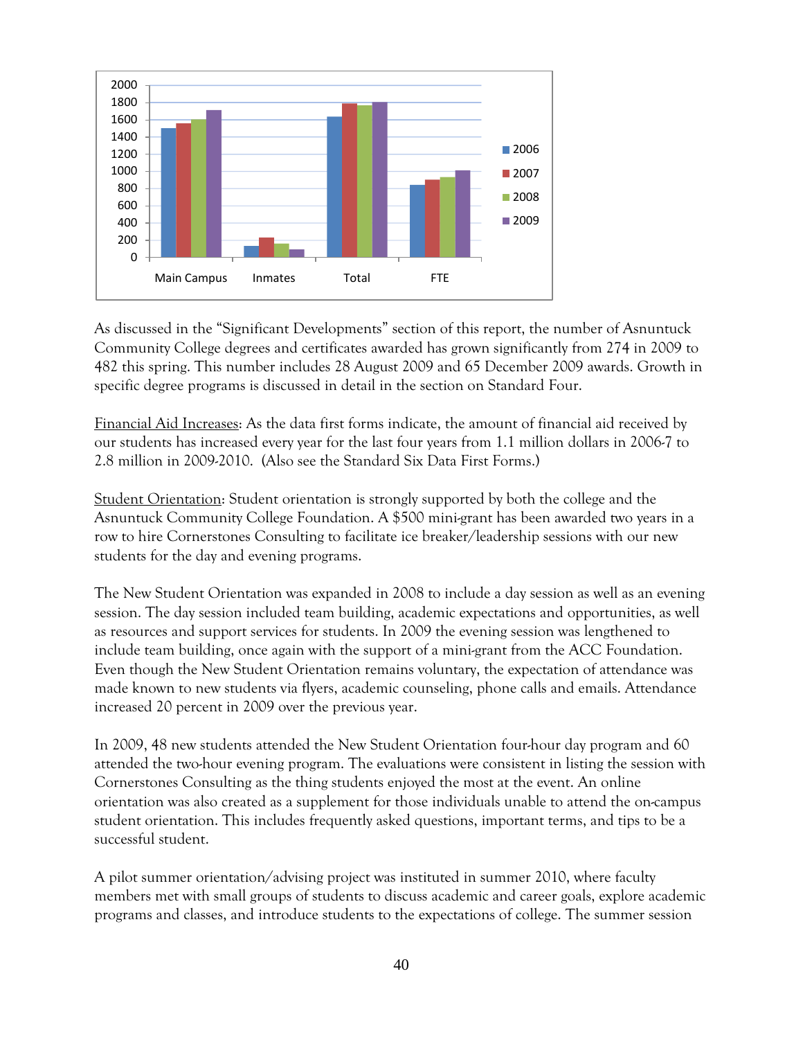As discussed in the "Significant Developments" section of this report, the number of Asnuntuck Community College degrees and certificates awarded has grown significantly from 274 in 2009 to 482 this spring. This number includes 28 August 2009 and 65 December 2009 awards. Growth in specific degree programs is discussed in detail in the section on Standard Four.

<u>Financial Aid Increases</u>: As the data first forms indicate, the amount of financial aid received by our students has increased every year for the last four years from 1.1 million dollars in 2006-7 to 2.8 million in 2009-2010. (Also see the Standard Six Data First Forms.)

<u>Student Orientation</u>: Student orientation is strongly supported by both the college and the Asnuntuck Community College Foundation. A $500 mini-grant has been awarded two years in a row to hire Cornerstones Consulting to facilitate ice breaker/leadership sessions with our new students for the day and evening programs.

The New Student Orientation was expanded in 2008 to include a day session as well as an evening session. The day session included team building, academic expectations and opportunities, as well as resources and support services for students. In 2009 the evening session was lengthened to include team building, once again with the support of a mini-grant from the ACC Foundation. Even though the New Student Orientation remains voluntary, the expectation of attendance was made known to new students via flyers, academic counseling, phone calls and emails. Attendance increased 20 percent in 2009 over the previous year.

In 2009, 48 new students attended the New Student Orientation four-hour day program and 60 attended the two-hour evening program. The evaluations were consistent in listing the session with Cornerstones Consulting as the thing students enjoyed the most at the event. An online orientation was also created as a supplement for those individuals unable to attend the on-campus student orientation. This includes frequently asked questions, important terms, and tips to be a successful student.

A pilot summer orientation/advising project was instituted in summer 2010, where faculty members met with small groups of students to discuss academic and career goals, explore academic programs and classes, and introduce students to the expectations of college. The summer session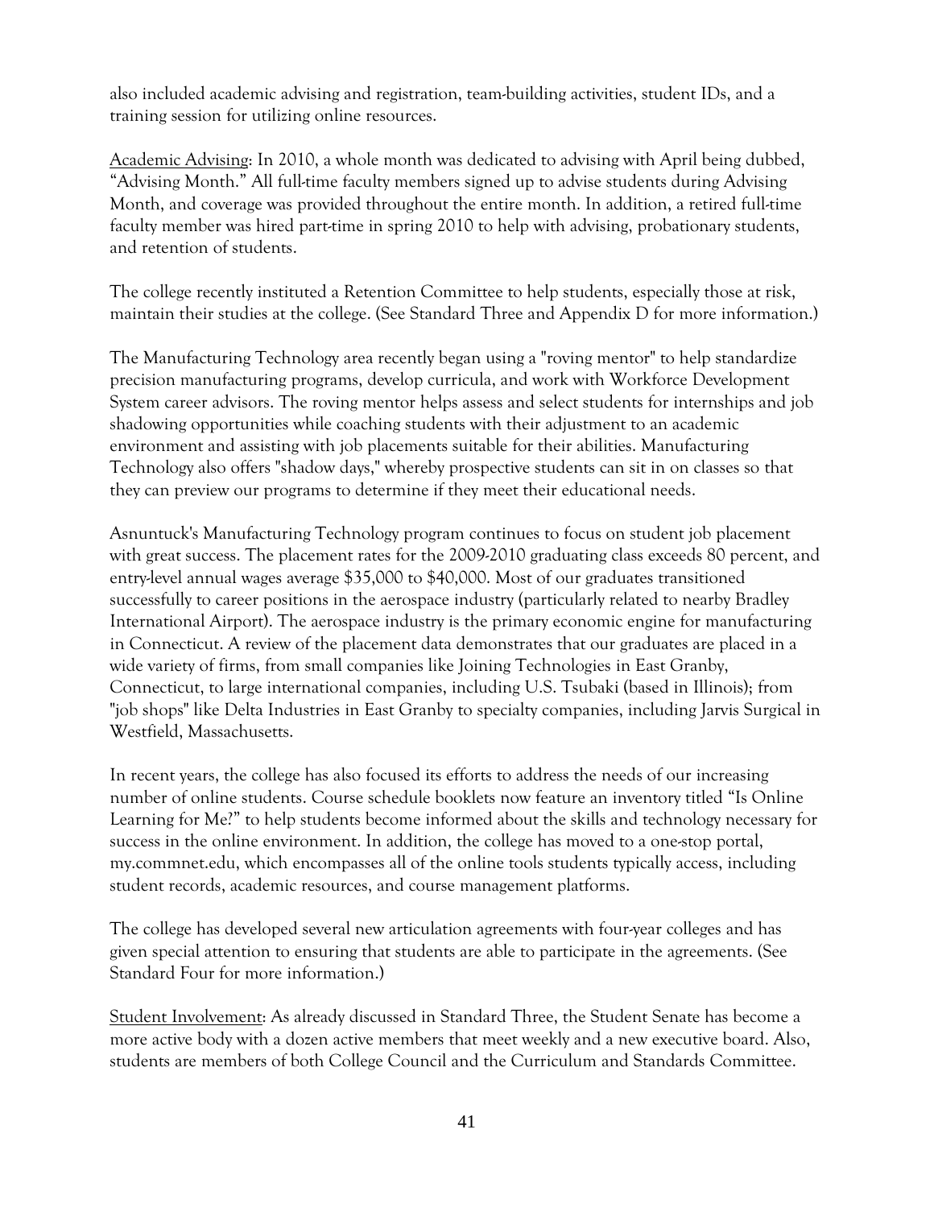also included academic advising and registration, team-building activities, student IDs, and a training session for utilizing online resources.

<u>Academic Advising</u>: In 2010, a whole month was dedicated to advising with April being dubbed, "Advising Month." All full-time faculty members signed up to advise students during Advising Month, and coverage was provided throughout the entire month. In addition, a retired full-time faculty member was hired part-time in spring 2010 to help with advising, probationary students, and retention of students.

The college recently instituted a Retention Committee to help students, especially those at risk, maintain their studies at the college. (See Standard Three and Appendix D for more information.)

The Manufacturing Technology area recently began using a "roving mentor" to help standardize precision manufacturing programs, develop curricula, and work with Workforce Development System career advisors. The roving mentor helps assess and select students for internships and job shadowing opportunities while coaching students with their adjustment to an academic environment and assisting with job placements suitable for their abilities. Manufacturing Technology also offers "shadow days," whereby prospective students can sit in on classes so that they can preview our programs to determine if they meet their educational needs.

Asnuntuck's Manufacturing Technology program continues to focus on student job placement with great success. The placement rates for the 2009-2010 graduating class exceeds 80 percent, and entry-level annual wages average $35,000 to $40,000. Most of our graduates transitioned successfully to career positions in the aerospace industry (particularly related to nearby Bradley International Airport). The aerospace industry is the primary economic engine for manufacturing in Connecticut. A review of the placement data demonstrates that our graduates are placed in a wide variety of firms, from small companies like Joining Technologies in East Granby, Connecticut, to large international companies, including U.S. Tsubaki (based in Illinois); from "job shops" like Delta Industries in East Granby to specialty companies, including Jarvis Surgical in Westfield, Massachusetts.

In recent years, the college has also focused its efforts to address the needs of our increasing number of online students. Course schedule booklets now feature an inventory titled "Is Online Learning for Me?" to help students become informed about the skills and technology necessary for success in the online environment. In addition, the college has moved to a one-stop portal, my.commnet.edu, which encompasses all of the online tools students typically access, including student records, academic resources, and course management platforms.

The college has developed several new articulation agreements with four-year colleges and has given special attention to ensuring that students are able to participate in the agreements. (See Standard Four for more information.)

<u>Student Involvement</u>: As already discussed in Standard Three, the Student Senate has become a more active body with a dozen active members that meet weekly and a new executive board. Also, students are members of both College Council and the Curriculum and Standards Committee.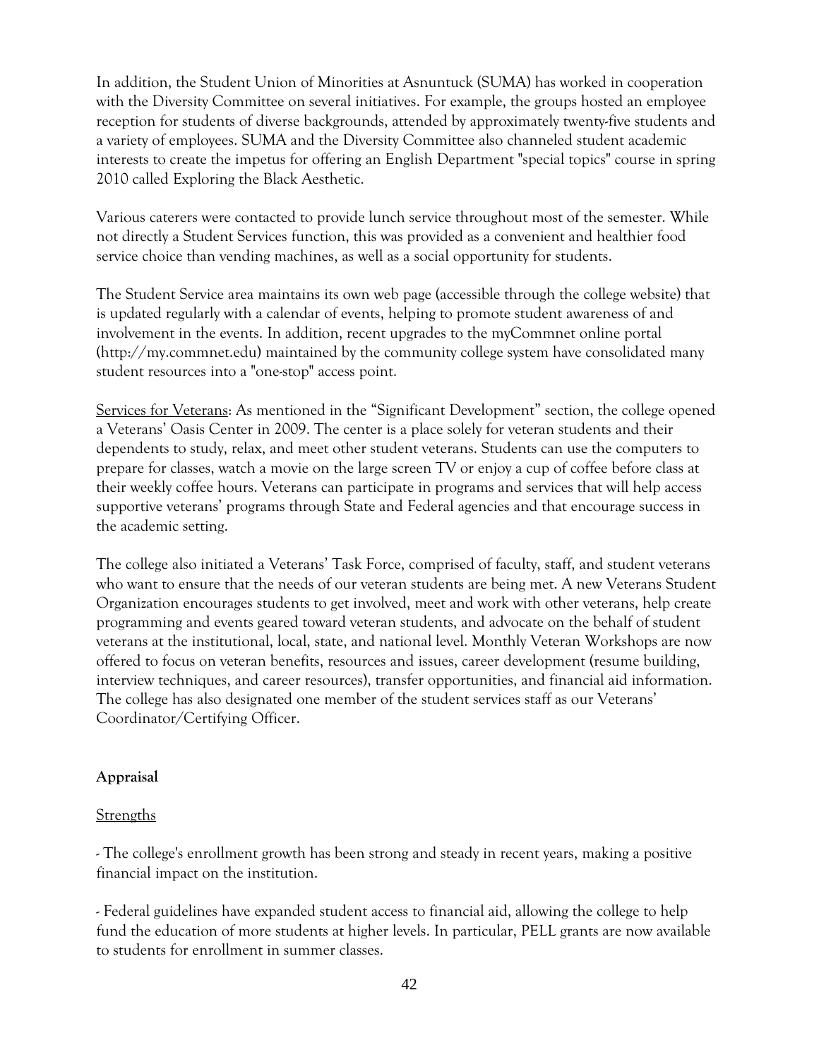In addition, the Student Union of Minorities at Asnuntuck (SUMA) has worked in cooperation with the Diversity Committee on several initiatives. For example, the groups hosted an employee reception for students of diverse backgrounds, attended by approximately twenty-five students and a variety of employees. SUMA and the Diversity Committee also channeled student academic interests to create the impetus for offering an English Department "special topics" course in spring 2010 called Exploring the Black Aesthetic.

Various caterers were contacted to provide lunch service throughout most of the semester. While not directly a Student Services function, this was provided as a convenient and healthier food service choice than vending machines, as well as a social opportunity for students.

The Student Service area maintains its own web page (accessible through the college website) that is updated regularly with a calendar of events, helping to promote student awareness of and involvement in the events. In addition, recent upgrades to the myCommnet online portal (http://my.commnet.edu) maintained by the community college system have consolidated many student resources into a "one-stop" access point.

Services for Veterans: As mentioned in the "Significant Development" section, the college opened a Veterans' Oasis Center in 2009. The center is a place solely for veteran students and their dependents to study, relax, and meet other student veterans. Students can use the computers to prepare for classes, watch a movie on the large screen TV or enjoy a cup of coffee before class at their weekly coffee hours. Veterans can participate in programs and services that will help access supportive veterans' programs through State and Federal agencies and that encourage success in the academic setting.

The college also initiated a Veterans' Task Force, comprised of faculty, staff, and student veterans who want to ensure that the needs of our veteran students are being met. A new Veterans Student Organization encourages students to get involved, meet and work with other veterans, help create programming and events geared toward veteran students, and advocate on the behalf of student veterans at the institutional, local, state, and national level. Monthly Veteran Workshops are now offered to focus on veteran benefits, resources and issues, career development (resume building, interview techniques, and career resources), transfer opportunities, and financial aid information. The college has also designated one member of the student services staff as our Veterans' Coordinator/Certifying Officer.

**Appraisal**

Strengths

- The college's enrollment growth has been strong and steady in recent years, making a positive financial impact on the institution.

- Federal guidelines have expanded student access to financial aid, allowing the college to help fund the education of more students at higher levels. In particular, PELL grants are now available to students for enrollment in summer classes.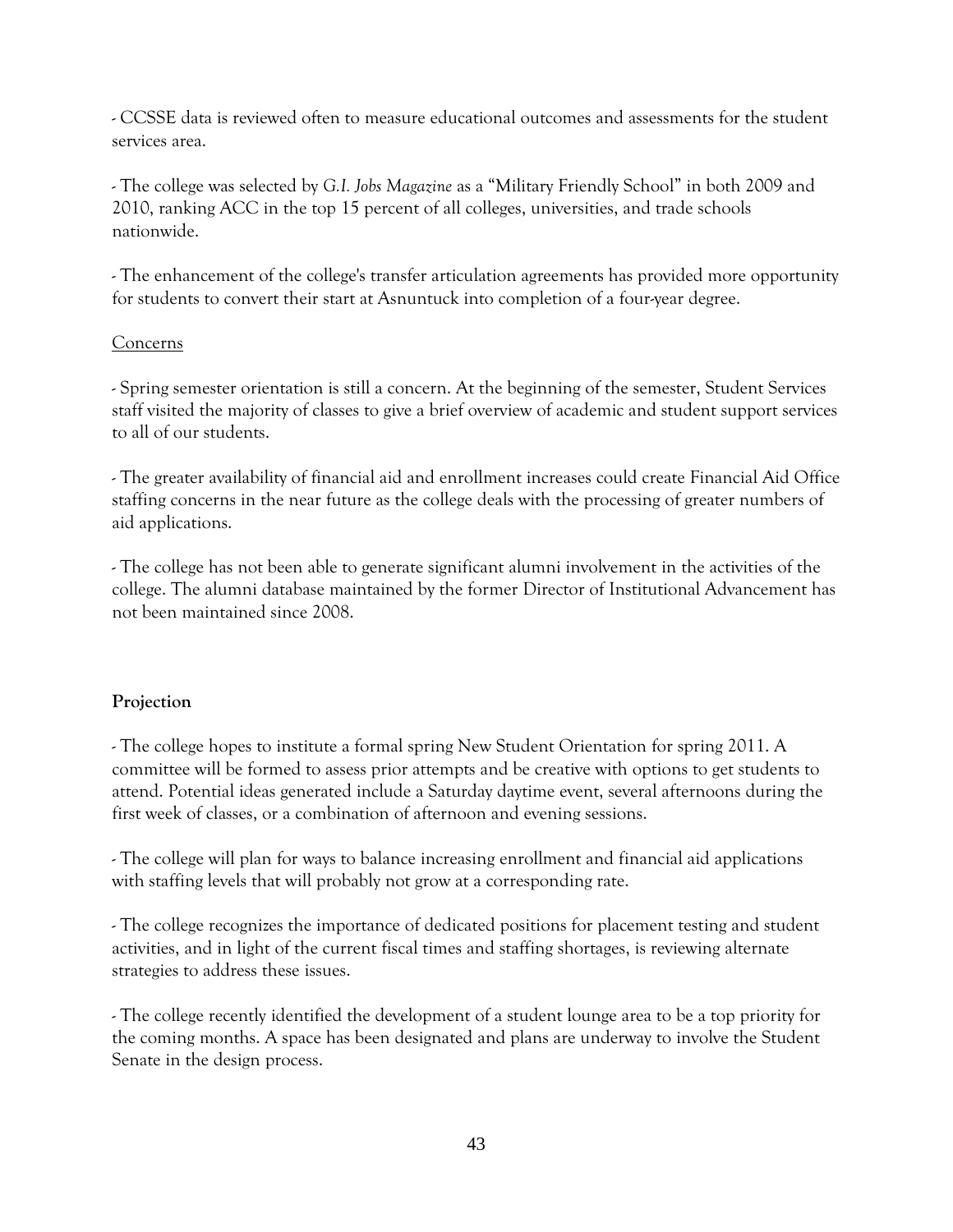- CCSSE data is reviewed often to measure educational outcomes and assessments for the student services area.

- The college was selected by *G.I. Jobs Magazine* as a "Military Friendly School" in both 2009 and 2010, ranking ACC in the top 15 percent of all colleges, universities, and trade schools nationwide.

- The enhancement of the college's transfer articulation agreements has provided more opportunity for students to convert their start at Asnuntuck into completion of a four-year degree.

<u>Concerns</u>

- Spring semester orientation is still a concern. At the beginning of the semester, Student Services staff visited the majority of classes to give a brief overview of academic and student support services to all of our students.

- The greater availability of financial aid and enrollment increases could create Financial Aid Office staffing concerns in the near future as the college deals with the processing of greater numbers of aid applications.

- The college has not been able to generate significant alumni involvement in the activities of the college. The alumni database maintained by the former Director of Institutional Advancement has not been maintained since 2008.

**Projection**

- The college hopes to institute a formal spring New Student Orientation for spring 2011. A committee will be formed to assess prior attempts and be creative with options to get students to attend. Potential ideas generated include a Saturday daytime event, several afternoons during the first week of classes, or a combination of afternoon and evening sessions.

- The college will plan for ways to balance increasing enrollment and financial aid applications with staffing levels that will probably not grow at a corresponding rate.

- The college recognizes the importance of dedicated positions for placement testing and student activities, and in light of the current fiscal times and staffing shortages, is reviewing alternate strategies to address these issues.

- The college recently identified the development of a student lounge area to be a top priority for the coming months. A space has been designated and plans are underway to involve the Student Senate in the design process.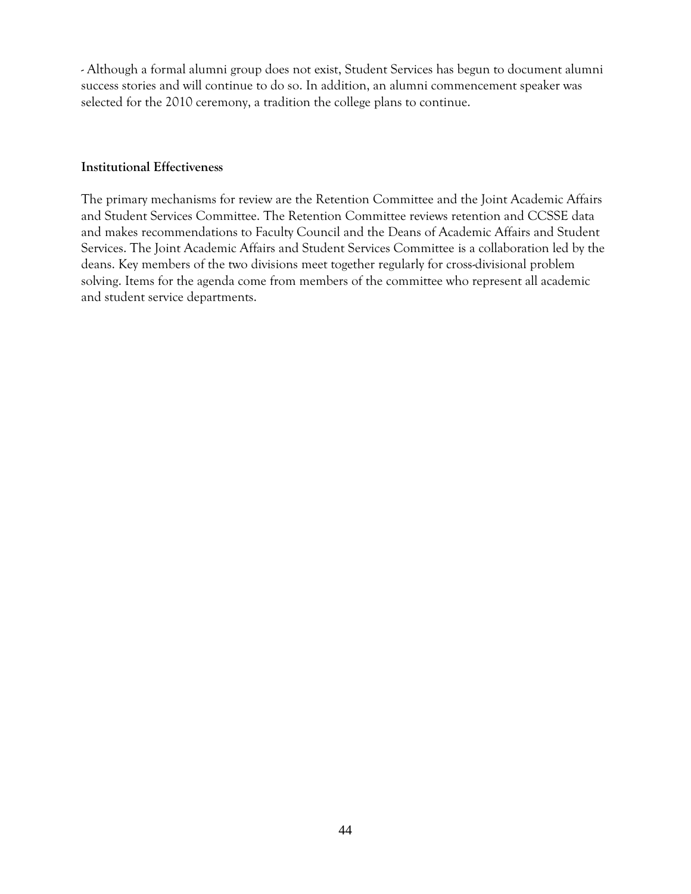- Although a formal alumni group does not exist, Student Services has begun to document alumni success stories and will continue to do so. In addition, an alumni commencement speaker was selected for the 2010 ceremony, a tradition the college plans to continue.

**Institutional Effectiveness**

The primary mechanisms for review are the Retention Committee and the Joint Academic Affairs and Student Services Committee. The Retention Committee reviews retention and CCSSE data and makes recommendations to Faculty Council and the Deans of Academic Affairs and Student Services. The Joint Academic Affairs and Student Services Committee is a collaboration led by the deans. Key members of the two divisions meet together regularly for cross-divisional problem solving. Items for the agenda come from members of the committee who represent all academic and student service departments.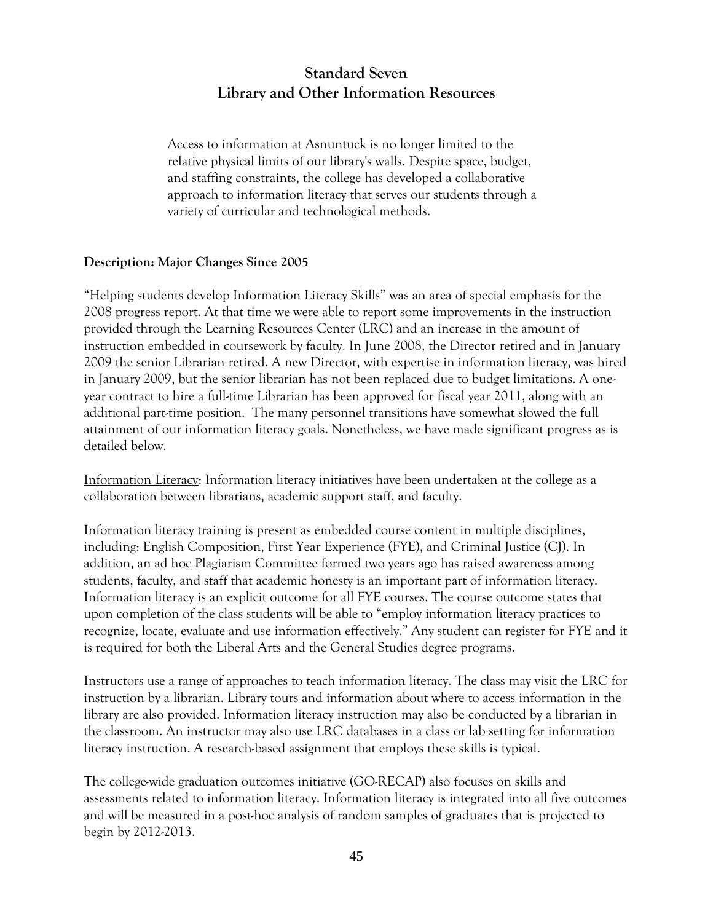# Standard Seven
# Library and Other Information Resources

> Access to information at Asnuntuck is no longer limited to the relative physical limits of our library's walls. Despite space, budget, and staffing constraints, the college has developed a collaborative approach to information literacy that serves our students through a variety of curricular and technological methods.

**Description: Major Changes Since 2005**

"Helping students develop Information Literacy Skills" was an area of special emphasis for the 2008 progress report. At that time we were able to report some improvements in the instruction provided through the Learning Resources Center (LRC) and an increase in the amount of instruction embedded in coursework by faculty. In June 2008, the Director retired and in January 2009 the senior Librarian retired. A new Director, with expertise in information literacy, was hired in January 2009, but the senior librarian has not been replaced due to budget limitations. A one-year contract to hire a full-time Librarian has been approved for fiscal year 2011, along with an additional part-time position. The many personnel transitions have somewhat slowed the full attainment of our information literacy goals. Nonetheless, we have made significant progress as is detailed below.

<u>Information Literacy</u>: Information literacy initiatives have been undertaken at the college as a collaboration between librarians, academic support staff, and faculty.

Information literacy training is present as embedded course content in multiple disciplines, including: English Composition, First Year Experience (FYE), and Criminal Justice (CJ). In addition, an ad hoc Plagiarism Committee formed two years ago has raised awareness among students, faculty, and staff that academic honesty is an important part of information literacy. Information literacy is an explicit outcome for all FYE courses. The course outcome states that upon completion of the class students will be able to "employ information literacy practices to recognize, locate, evaluate and use information effectively." Any student can register for FYE and it is required for both the Liberal Arts and the General Studies degree programs.

Instructors use a range of approaches to teach information literacy. The class may visit the LRC for instruction by a librarian. Library tours and information about where to access information in the library are also provided. Information literacy instruction may also be conducted by a librarian in the classroom. An instructor may also use LRC databases in a class or lab setting for information literacy instruction. A research-based assignment that employs these skills is typical.

The college-wide graduation outcomes initiative (GO-RECAP) also focuses on skills and assessments related to information literacy. Information literacy is integrated into all five outcomes and will be measured in a post-hoc analysis of random samples of graduates that is projected to begin by 2012-2013.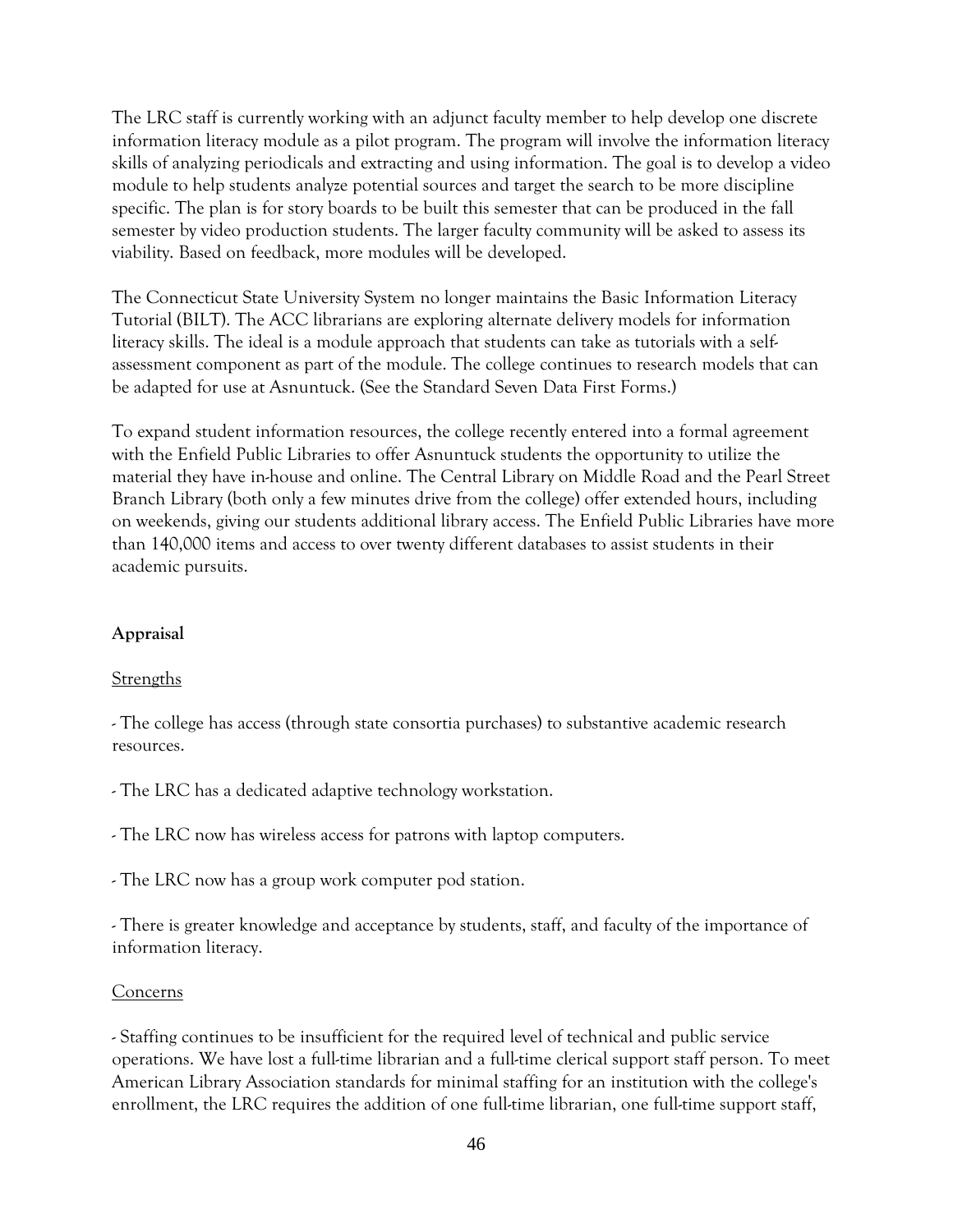The LRC staff is currently working with an adjunct faculty member to help develop one discrete information literacy module as a pilot program. The program will involve the information literacy skills of analyzing periodicals and extracting and using information. The goal is to develop a video module to help students analyze potential sources and target the search to be more discipline specific. The plan is for story boards to be built this semester that can be produced in the fall semester by video production students. The larger faculty community will be asked to assess its viability. Based on feedback, more modules will be developed.

The Connecticut State University System no longer maintains the Basic Information Literacy Tutorial (BILT). The ACC librarians are exploring alternate delivery models for information literacy skills. The ideal is a module approach that students can take as tutorials with a self-assessment component as part of the module. The college continues to research models that can be adapted for use at Asnuntuck. (See the Standard Seven Data First Forms.)

To expand student information resources, the college recently entered into a formal agreement with the Enfield Public Libraries to offer Asnuntuck students the opportunity to utilize the material they have in-house and online. The Central Library on Middle Road and the Pearl Street Branch Library (both only a few minutes drive from the college) offer extended hours, including on weekends, giving our students additional library access. The Enfield Public Libraries have more than 140,000 items and access to over twenty different databases to assist students in their academic pursuits.

**Appraisal**

Strengths

- The college has access (through state consortia purchases) to substantive academic research resources.

- The LRC has a dedicated adaptive technology workstation.

- The LRC now has wireless access for patrons with laptop computers.

- The LRC now has a group work computer pod station.

- There is greater knowledge and acceptance by students, staff, and faculty of the importance of information literacy.

Concerns

- Staffing continues to be insufficient for the required level of technical and public service operations. We have lost a full-time librarian and a full-time clerical support staff person. To meet American Library Association standards for minimal staffing for an institution with the college's enrollment, the LRC requires the addition of one full-time librarian, one full-time support staff,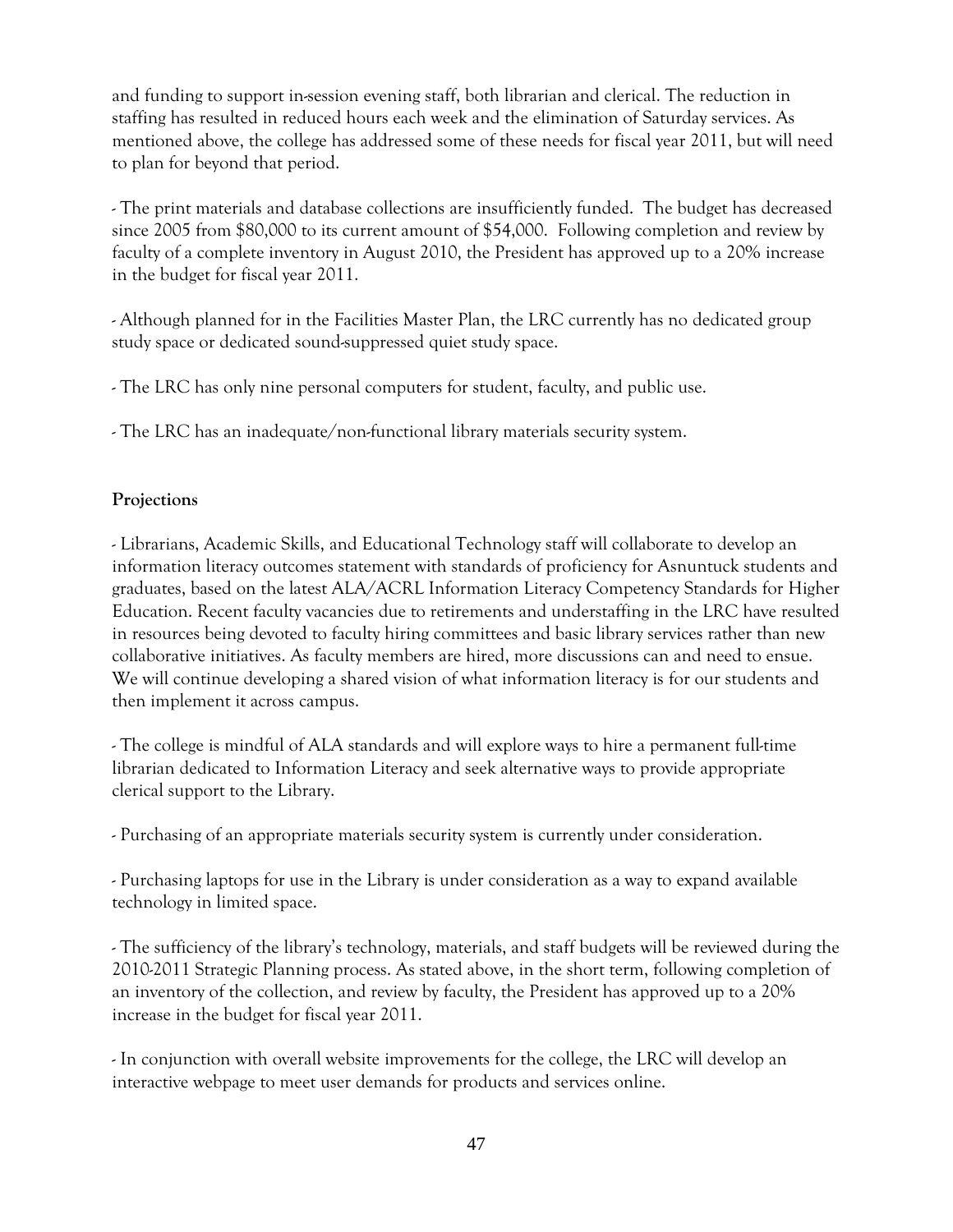and funding to support in-session evening staff, both librarian and clerical. The reduction in staffing has resulted in reduced hours each week and the elimination of Saturday services. As mentioned above, the college has addressed some of these needs for fiscal year 2011, but will need to plan for beyond that period.

- The print materials and database collections are insufficiently funded. The budget has decreased since 2005 from $80,000 to its current amount of $54,000. Following completion and review by faculty of a complete inventory in August 2010, the President has approved up to a 20% increase in the budget for fiscal year 2011.

- Although planned for in the Facilities Master Plan, the LRC currently has no dedicated group study space or dedicated sound-suppressed quiet study space.

- The LRC has only nine personal computers for student, faculty, and public use.

- The LRC has an inadequate/non-functional library materials security system.

**Projections**

- Librarians, Academic Skills, and Educational Technology staff will collaborate to develop an information literacy outcomes statement with standards of proficiency for Asnuntuck students and graduates, based on the latest ALA/ACRL Information Literacy Competency Standards for Higher Education. Recent faculty vacancies due to retirements and understaffing in the LRC have resulted in resources being devoted to faculty hiring committees and basic library services rather than new collaborative initiatives. As faculty members are hired, more discussions can and need to ensue. We will continue developing a shared vision of what information literacy is for our students and then implement it across campus.

- The college is mindful of ALA standards and will explore ways to hire a permanent full-time librarian dedicated to Information Literacy and seek alternative ways to provide appropriate clerical support to the Library.

- Purchasing of an appropriate materials security system is currently under consideration.

- Purchasing laptops for use in the Library is under consideration as a way to expand available technology in limited space.

- The sufficiency of the library's technology, materials, and staff budgets will be reviewed during the 2010-2011 Strategic Planning process. As stated above, in the short term, following completion of an inventory of the collection, and review by faculty, the President has approved up to a 20% increase in the budget for fiscal year 2011.

- In conjunction with overall website improvements for the college, the LRC will develop an interactive webpage to meet user demands for products and services online.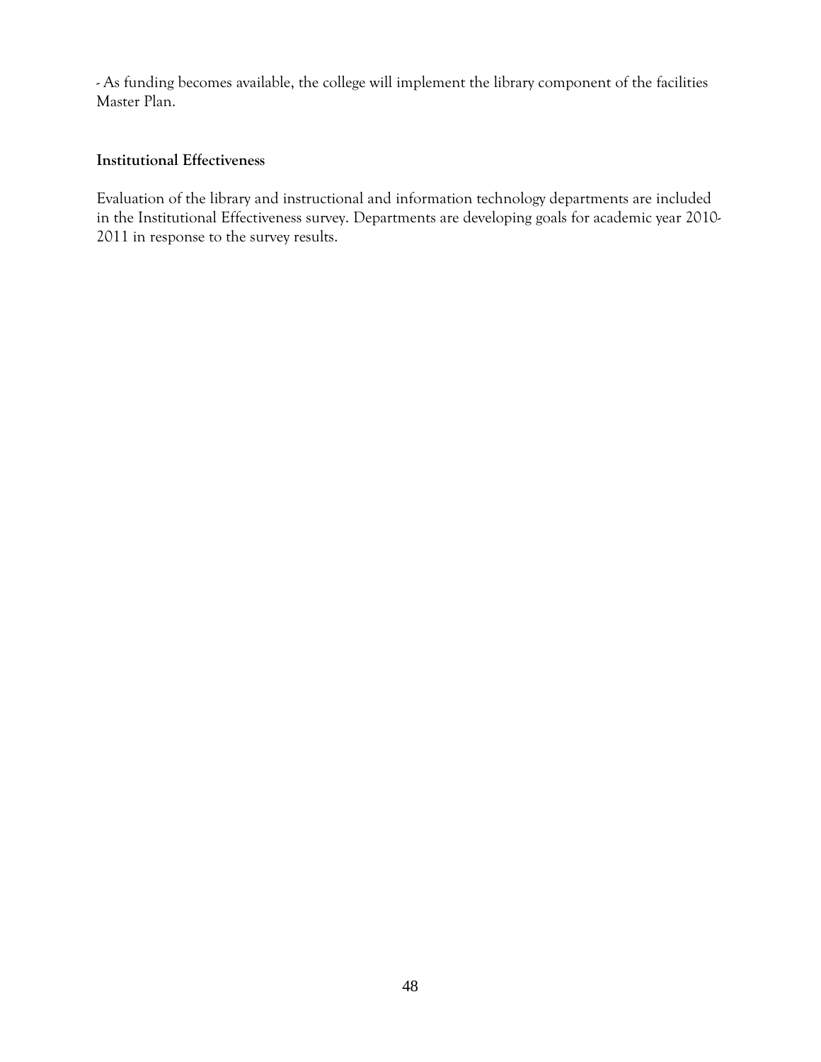- As funding becomes available, the college will implement the library component of the facilities Master Plan.

**Institutional Effectiveness**

Evaluation of the library and instructional and information technology departments are included in the Institutional Effectiveness survey. Departments are developing goals for academic year 2010-2011 in response to the survey results.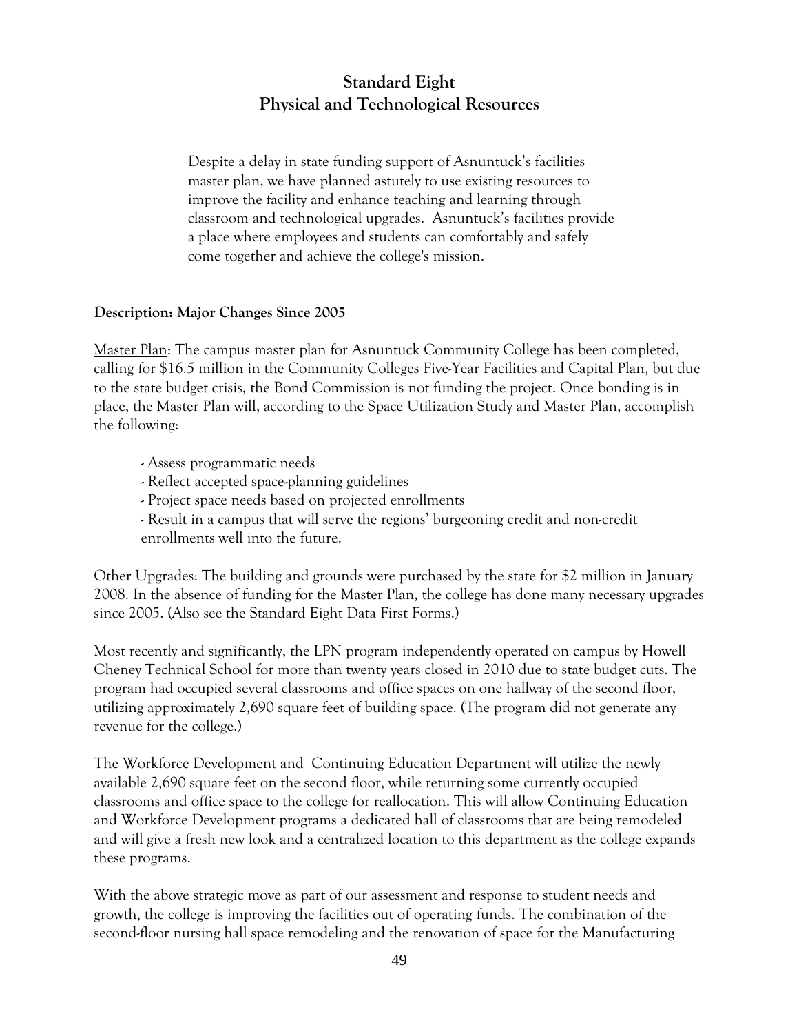## Standard Eight
## Physical and Technological Resources

> Despite a delay in state funding support of Asnuntuck's facilities master plan, we have planned astutely to use existing resources to improve the facility and enhance teaching and learning through classroom and technological upgrades. Asnuntuck's facilities provide a place where employees and students can comfortably and safely come together and achieve the college's mission.

**Description: Major Changes Since 2005**

Master Plan: The campus master plan for Asnuntuck Community College has been completed, calling for $16.5 million in the Community Colleges Five-Year Facilities and Capital Plan, but due to the state budget crisis, the Bond Commission is not funding the project. Once bonding is in place, the Master Plan will, according to the Space Utilization Study and Master Plan, accomplish the following:

- Assess programmatic needs
- Reflect accepted space-planning guidelines
- Project space needs based on projected enrollments
- Result in a campus that will serve the regions' burgeoning credit and non-credit enrollments well into the future.

Other Upgrades: The building and grounds were purchased by the state for $2 million in January 2008. In the absence of funding for the Master Plan, the college has done many necessary upgrades since 2005. (Also see the Standard Eight Data First Forms.)

Most recently and significantly, the LPN program independently operated on campus by Howell Cheney Technical School for more than twenty years closed in 2010 due to state budget cuts. The program had occupied several classrooms and office spaces on one hallway of the second floor, utilizing approximately 2,690 square feet of building space. (The program did not generate any revenue for the college.)

The Workforce Development and Continuing Education Department will utilize the newly available 2,690 square feet on the second floor, while returning some currently occupied classrooms and office space to the college for reallocation. This will allow Continuing Education and Workforce Development programs a dedicated hall of classrooms that are being remodeled and will give a fresh new look and a centralized location to this department as the college expands these programs.

With the above strategic move as part of our assessment and response to student needs and growth, the college is improving the facilities out of operating funds. The combination of the second-floor nursing hall space remodeling and the renovation of space for the Manufacturing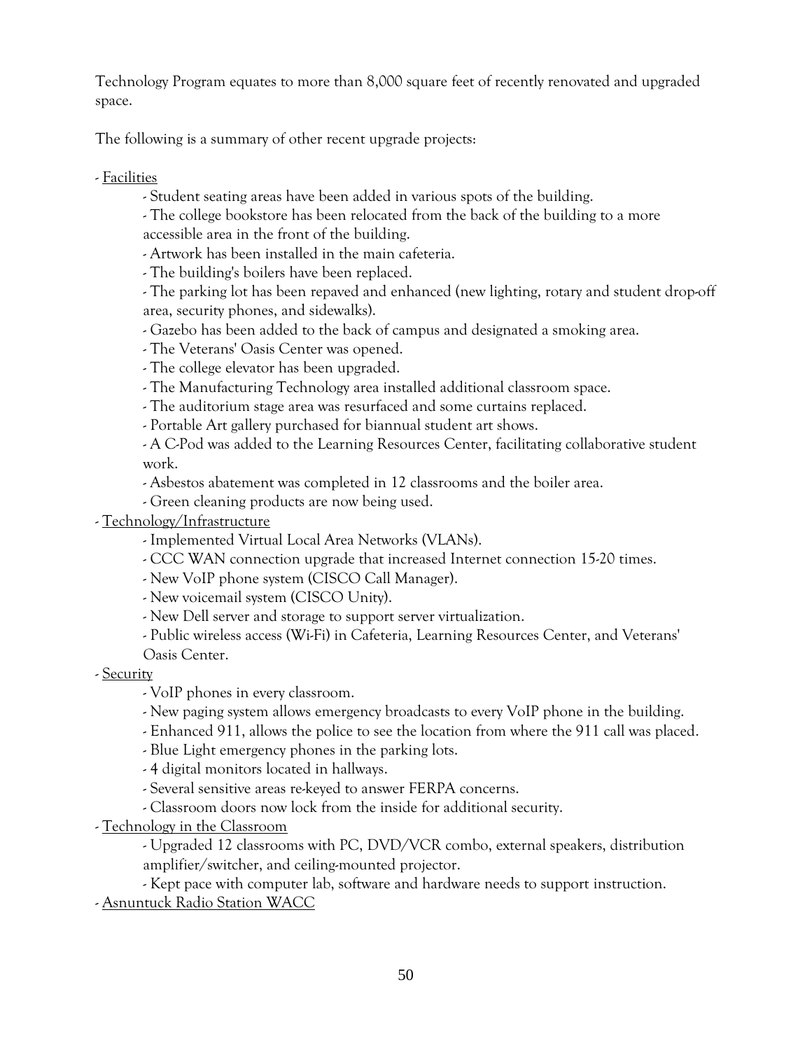Technology Program equates to more than 8,000 square feet of recently renovated and upgraded space.

The following is a summary of other recent upgrade projects:

- <u>Facilities</u>
    - Student seating areas have been added in various spots of the building.
    - The college bookstore has been relocated from the back of the building to a more accessible area in the front of the building.
    - Artwork has been installed in the main cafeteria.
    - The building's boilers have been replaced.
    - The parking lot has been repaved and enhanced (new lighting, rotary and student drop-off area, security phones, and sidewalks).
    - Gazebo has been added to the back of campus and designated a smoking area.
    - The Veterans' Oasis Center was opened.
    - The college elevator has been upgraded.
    - The Manufacturing Technology area installed additional classroom space.
    - The auditorium stage area was resurfaced and some curtains replaced.
    - Portable Art gallery purchased for biannual student art shows.
    - A C-Pod was added to the Learning Resources Center, facilitating collaborative student work.
    - Asbestos abatement was completed in 12 classrooms and the boiler area.
    - Green cleaning products are now being used.
- <u>Technology/Infrastructure</u>
    - Implemented Virtual Local Area Networks (VLANs).
    - CCC WAN connection upgrade that increased Internet connection 15-20 times.
    - New VoIP phone system (CISCO Call Manager).
    - New voicemail system (CISCO Unity).
    - New Dell server and storage to support server virtualization.
    - Public wireless access (Wi-Fi) in Cafeteria, Learning Resources Center, and Veterans' Oasis Center.
- <u>Security</u>
    - VoIP phones in every classroom.
    - New paging system allows emergency broadcasts to every VoIP phone in the building.
    - Enhanced 911, allows the police to see the location from where the 911 call was placed.
    - Blue Light emergency phones in the parking lots.
    - 4 digital monitors located in hallways.
    - Several sensitive areas re-keyed to answer FERPA concerns.
    - Classroom doors now lock from the inside for additional security.
- <u>Technology in the Classroom</u>
    - Upgraded 12 classrooms with PC, DVD/VCR combo, external speakers, distribution amplifier/switcher, and ceiling-mounted projector.
    - Kept pace with computer lab, software and hardware needs to support instruction.
- <u>Asnuntuck Radio Station WACC</u>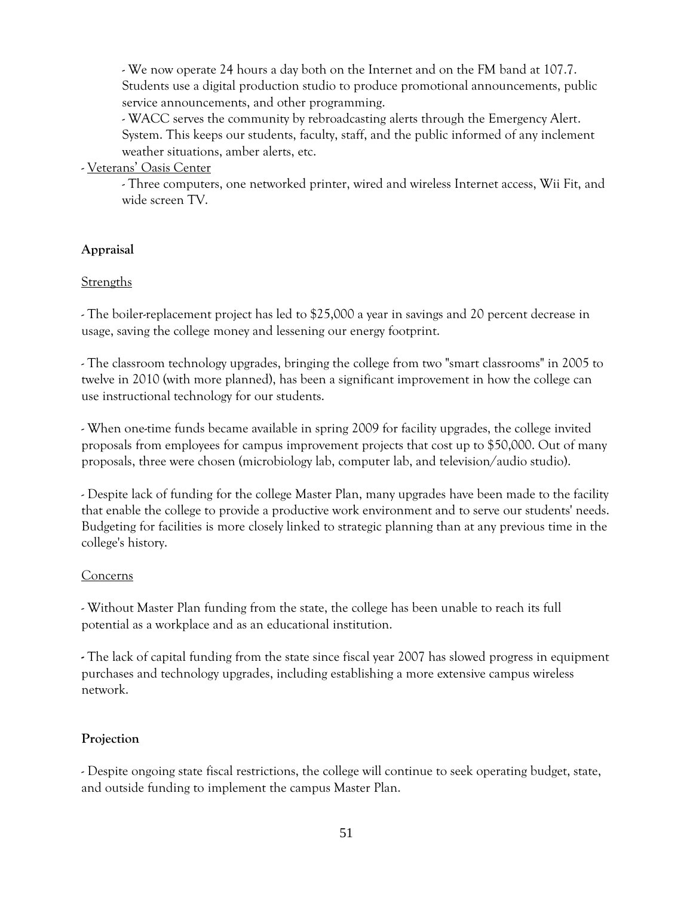- We now operate 24 hours a day both on the Internet and on the FM band at 107.7. Students use a digital production studio to produce promotional announcements, public service announcements, and other programming.
- WACC serves the community by rebroadcasting alerts through the Emergency Alert. System. This keeps our students, faculty, staff, and the public informed of any inclement weather situations, amber alerts, etc.

- Veterans' Oasis Center
    - Three computers, one networked printer, wired and wireless Internet access, Wii Fit, and wide screen TV.

**Appraisal**

Strengths

- The boiler-replacement project has led to $25,000 a year in savings and 20 percent decrease in usage, saving the college money and lessening our energy footprint.

- The classroom technology upgrades, bringing the college from two "smart classrooms" in 2005 to twelve in 2010 (with more planned), has been a significant improvement in how the college can use instructional technology for our students.

- When one-time funds became available in spring 2009 for facility upgrades, the college invited proposals from employees for campus improvement projects that cost up to $50,000. Out of many proposals, three were chosen (microbiology lab, computer lab, and television/audio studio).

- Despite lack of funding for the college Master Plan, many upgrades have been made to the facility that enable the college to provide a productive work environment and to serve our students' needs. Budgeting for facilities is more closely linked to strategic planning than at any previous time in the college's history.

Concerns

- Without Master Plan funding from the state, the college has been unable to reach its full potential as a workplace and as an educational institution.

- The lack of capital funding from the state since fiscal year 2007 has slowed progress in equipment purchases and technology upgrades, including establishing a more extensive campus wireless network.

**Projection**

- Despite ongoing state fiscal restrictions, the college will continue to seek operating budget, state, and outside funding to implement the campus Master Plan.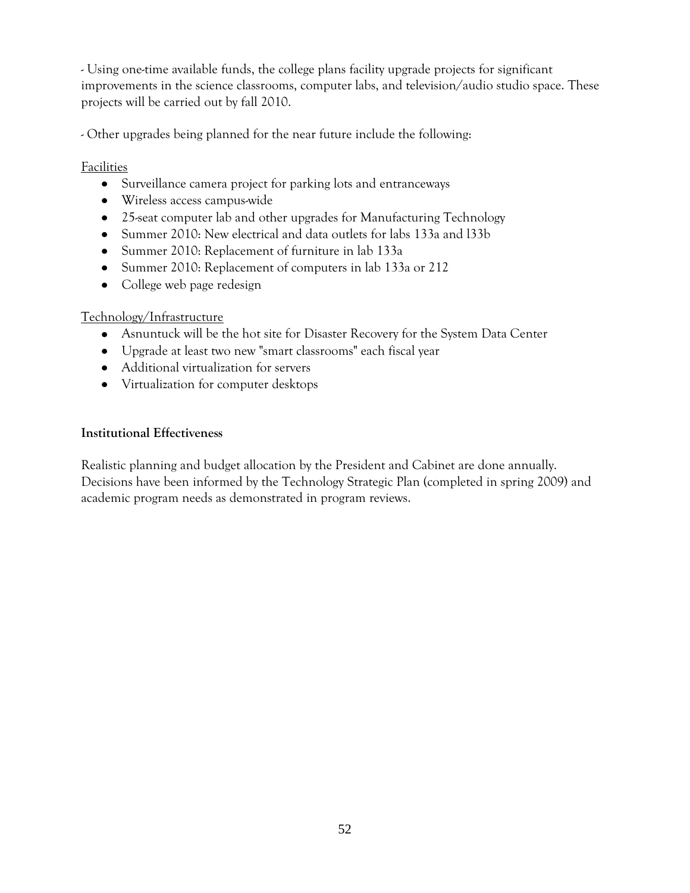- Using one-time available funds, the college plans facility upgrade projects for significant improvements in the science classrooms, computer labs, and television/audio studio space. These projects will be carried out by fall 2010.

- Other upgrades being planned for the near future include the following:

<u>Facilities</u>

- Surveillance camera project for parking lots and entranceways
- Wireless access campus-wide
- 25-seat computer lab and other upgrades for Manufacturing Technology
- Summer 2010: New electrical and data outlets for labs 133a and l33b
- Summer 2010: Replacement of furniture in lab 133a
- Summer 2010: Replacement of computers in lab 133a or 212
- College web page redesign

<u>Technology/Infrastructure</u>

- Asnuntuck will be the hot site for Disaster Recovery for the System Data Center
- Upgrade at least two new "smart classrooms" each fiscal year
- Additional virtualization for servers
- Virtualization for computer desktops

**Institutional Effectiveness**

Realistic planning and budget allocation by the President and Cabinet are done annually. Decisions have been informed by the Technology Strategic Plan (completed in spring 2009) and academic program needs as demonstrated in program reviews.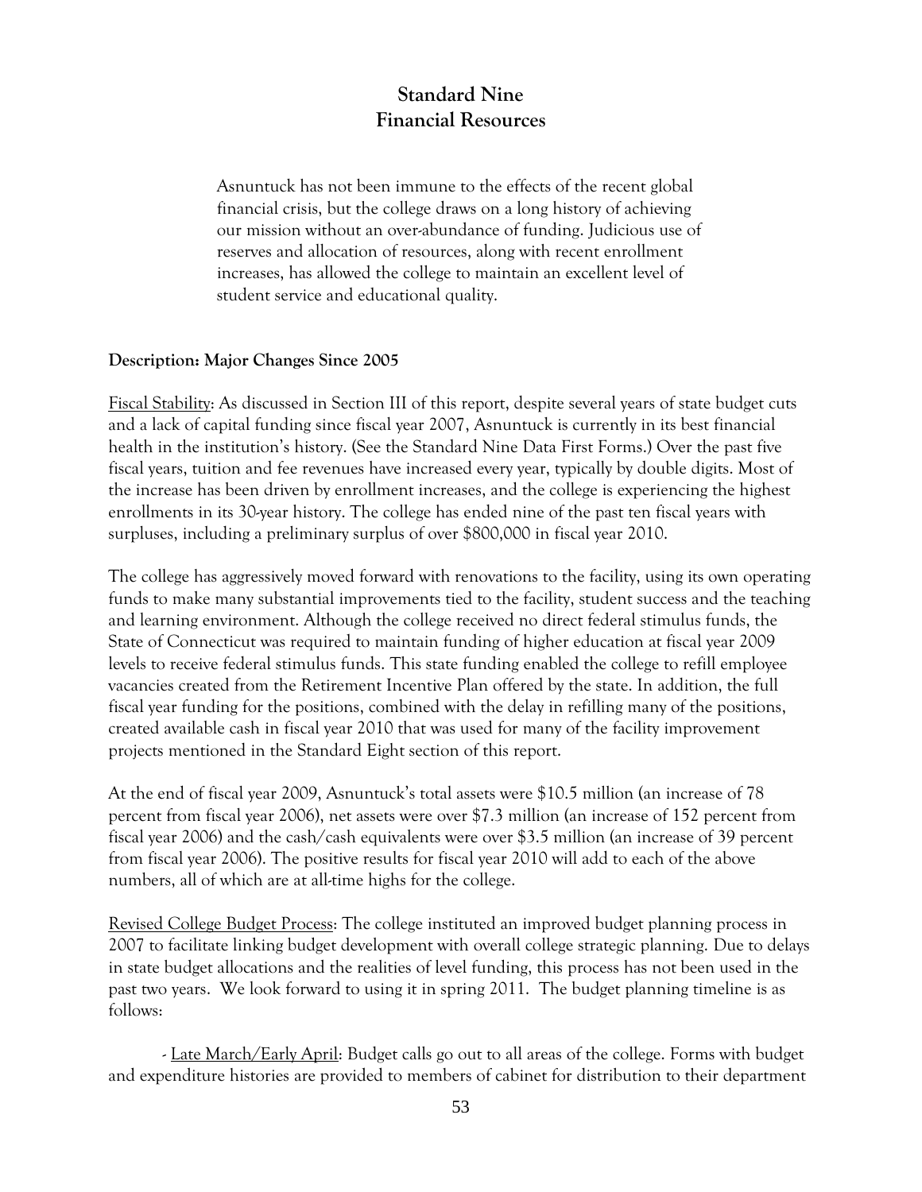# Standard Nine
# Financial Resources

> Asnuntuck has not been immune to the effects of the recent global financial crisis, but the college draws on a long history of achieving our mission without an over-abundance of funding. Judicious use of reserves and allocation of resources, along with recent enrollment increases, has allowed the college to maintain an excellent level of student service and educational quality.

**Description: Major Changes Since 2005**

Fiscal Stability: As discussed in Section III of this report, despite several years of state budget cuts and a lack of capital funding since fiscal year 2007, Asnuntuck is currently in its best financial health in the institution's history. (See the Standard Nine Data First Forms.) Over the past five fiscal years, tuition and fee revenues have increased every year, typically by double digits. Most of the increase has been driven by enrollment increases, and the college is experiencing the highest enrollments in its 30-year history. The college has ended nine of the past ten fiscal years with surpluses, including a preliminary surplus of over $800,000 in fiscal year 2010.

The college has aggressively moved forward with renovations to the facility, using its own operating funds to make many substantial improvements tied to the facility, student success and the teaching and learning environment. Although the college received no direct federal stimulus funds, the State of Connecticut was required to maintain funding of higher education at fiscal year 2009 levels to receive federal stimulus funds. This state funding enabled the college to refill employee vacancies created from the Retirement Incentive Plan offered by the state. In addition, the full fiscal year funding for the positions, combined with the delay in refilling many of the positions, created available cash in fiscal year 2010 that was used for many of the facility improvement projects mentioned in the Standard Eight section of this report.

At the end of fiscal year 2009, Asnuntuck's total assets were $10.5 million (an increase of 78 percent from fiscal year 2006), net assets were over $7.3 million (an increase of 152 percent from fiscal year 2006) and the cash/cash equivalents were over $3.5 million (an increase of 39 percent from fiscal year 2006). The positive results for fiscal year 2010 will add to each of the above numbers, all of which are at all-time highs for the college.

Revised College Budget Process: The college instituted an improved budget planning process in 2007 to facilitate linking budget development with overall college strategic planning. Due to delays in state budget allocations and the realities of level funding, this process has not been used in the past two years. We look forward to using it in spring 2011. The budget planning timeline is as follows:

- Late March/Early April: Budget calls go out to all areas of the college. Forms with budget and expenditure histories are provided to members of cabinet for distribution to their department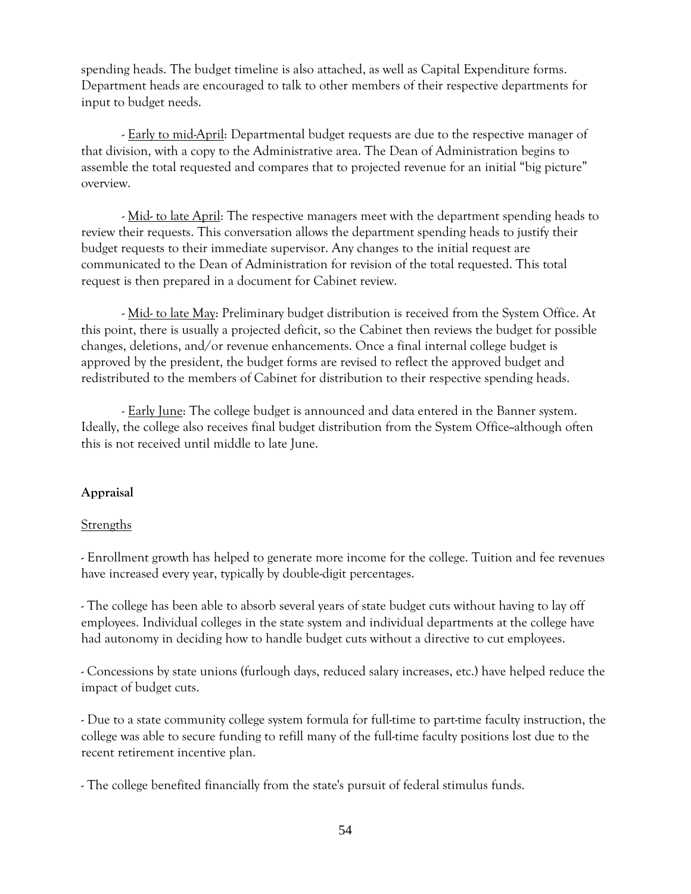spending heads. The budget timeline is also attached, as well as Capital Expenditure forms. Department heads are encouraged to talk to other members of their respective departments for input to budget needs.

- Early to mid-April: Departmental budget requests are due to the respective manager of that division, with a copy to the Administrative area. The Dean of Administration begins to assemble the total requested and compares that to projected revenue for an initial "big picture" overview.

- Mid- to late April: The respective managers meet with the department spending heads to review their requests. This conversation allows the department spending heads to justify their budget requests to their immediate supervisor. Any changes to the initial request are communicated to the Dean of Administration for revision of the total requested. This total request is then prepared in a document for Cabinet review.

- Mid- to late May: Preliminary budget distribution is received from the System Office. At this point, there is usually a projected deficit, so the Cabinet then reviews the budget for possible changes, deletions, and/or revenue enhancements. Once a final internal college budget is approved by the president, the budget forms are revised to reflect the approved budget and redistributed to the members of Cabinet for distribution to their respective spending heads.

- Early June: The college budget is announced and data entered in the Banner system. Ideally, the college also receives final budget distribution from the System Office--although often this is not received until middle to late June.

**Appraisal**

Strengths

- Enrollment growth has helped to generate more income for the college. Tuition and fee revenues have increased every year, typically by double-digit percentages.

- The college has been able to absorb several years of state budget cuts without having to lay off employees. Individual colleges in the state system and individual departments at the college have had autonomy in deciding how to handle budget cuts without a directive to cut employees.

- Concessions by state unions (furlough days, reduced salary increases, etc.) have helped reduce the impact of budget cuts.

- Due to a state community college system formula for full-time to part-time faculty instruction, the college was able to secure funding to refill many of the full-time faculty positions lost due to the recent retirement incentive plan.

- The college benefited financially from the state's pursuit of federal stimulus funds.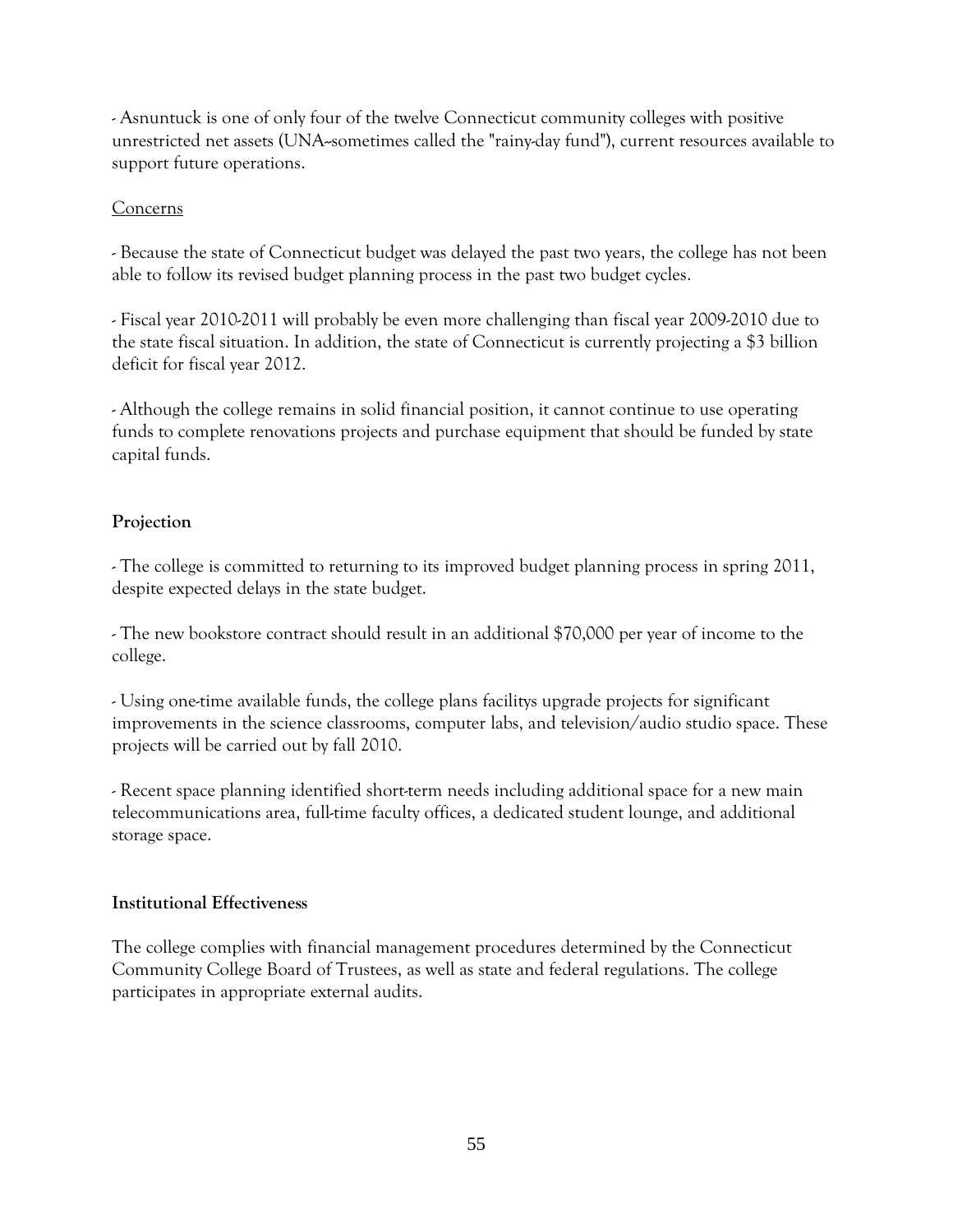- Asnuntuck is one of only four of the twelve Connecticut community colleges with positive unrestricted net assets (UNA--sometimes called the "rainy-day fund"), current resources available to support future operations.

<u>Concerns</u>

- Because the state of Connecticut budget was delayed the past two years, the college has not been able to follow its revised budget planning process in the past two budget cycles.

- Fiscal year 2010-2011 will probably be even more challenging than fiscal year 2009-2010 due to the state fiscal situation. In addition, the state of Connecticut is currently projecting a $3 billion deficit for fiscal year 2012.

- Although the college remains in solid financial position, it cannot continue to use operating funds to complete renovations projects and purchase equipment that should be funded by state capital funds.

**Projection**

- The college is committed to returning to its improved budget planning process in spring 2011, despite expected delays in the state budget.

- The new bookstore contract should result in an additional $70,000 per year of income to the college.

- Using one-time available funds, the college plans facilitys upgrade projects for significant improvements in the science classrooms, computer labs, and television/audio studio space. These projects will be carried out by fall 2010.

- Recent space planning identified short-term needs including additional space for a new main telecommunications area, full-time faculty offices, a dedicated student lounge, and additional storage space.

**Institutional Effectiveness**

The college complies with financial management procedures determined by the Connecticut Community College Board of Trustees, as well as state and federal regulations. The college participates in appropriate external audits.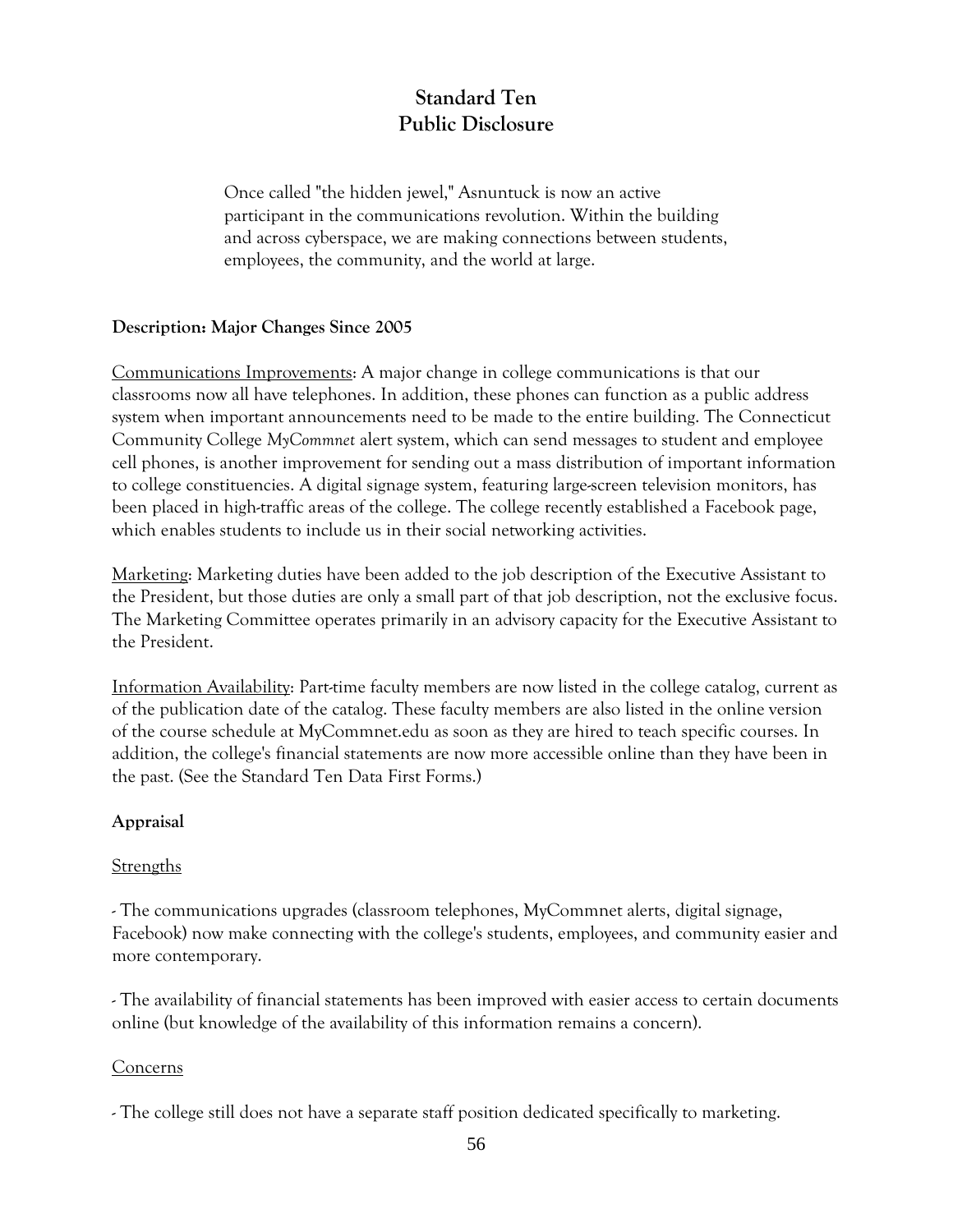# Standard Ten
# Public Disclosure

> Once called "the hidden jewel," Asnuntuck is now an active participant in the communications revolution. Within the building and across cyberspace, we are making connections between students, employees, the community, and the world at large.

**Description: Major Changes Since 2005**

Communications Improvements: A major change in college communications is that our classrooms now all have telephones. In addition, these phones can function as a public address system when important announcements need to be made to the entire building. The Connecticut Community College *MyCommnet* alert system, which can send messages to student and employee cell phones, is another improvement for sending out a mass distribution of important information to college constituencies. A digital signage system, featuring large-screen television monitors, has been placed in high-traffic areas of the college. The college recently established a Facebook page, which enables students to include us in their social networking activities.

Marketing: Marketing duties have been added to the job description of the Executive Assistant to the President, but those duties are only a small part of that job description, not the exclusive focus. The Marketing Committee operates primarily in an advisory capacity for the Executive Assistant to the President.

Information Availability: Part-time faculty members are now listed in the college catalog, current as of the publication date of the catalog. These faculty members are also listed in the online version of the course schedule at MyCommnet.edu as soon as they are hired to teach specific courses. In addition, the college's financial statements are now more accessible online than they have been in the past. (See the Standard Ten Data First Forms.)

**Appraisal**

Strengths

- The communications upgrades (classroom telephones, MyCommnet alerts, digital signage, Facebook) now make connecting with the college's students, employees, and community easier and more contemporary.

- The availability of financial statements has been improved with easier access to certain documents online (but knowledge of the availability of this information remains a concern).

Concerns

- The college still does not have a separate staff position dedicated specifically to marketing.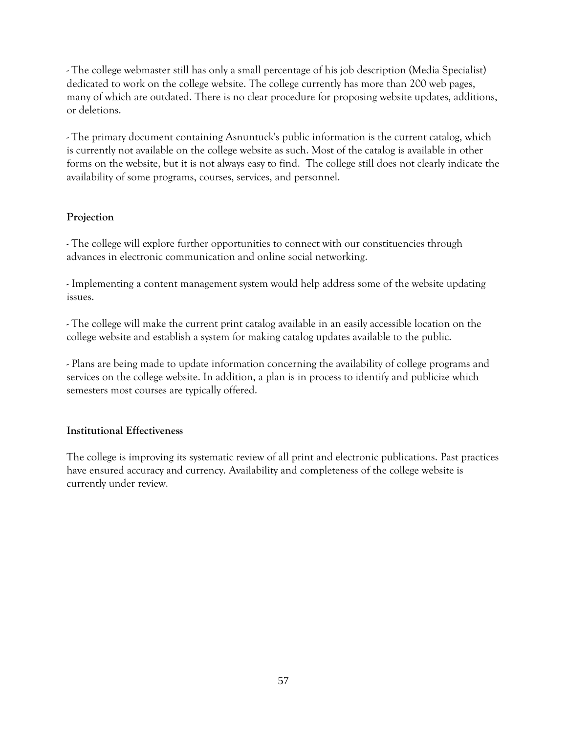- The college webmaster still has only a small percentage of his job description (Media Specialist) dedicated to work on the college website. The college currently has more than 200 web pages, many of which are outdated. There is no clear procedure for proposing website updates, additions, or deletions.

- The primary document containing Asnuntuck's public information is the current catalog, which is currently not available on the college website as such. Most of the catalog is available in other forms on the website, but it is not always easy to find.  The college still does not clearly indicate the availability of some programs, courses, services, and personnel.

**Projection**

- The college will explore further opportunities to connect with our constituencies through advances in electronic communication and online social networking.

- Implementing a content management system would help address some of the website updating issues.

- The college will make the current print catalog available in an easily accessible location on the college website and establish a system for making catalog updates available to the public.

- Plans are being made to update information concerning the availability of college programs and services on the college website. In addition, a plan is in process to identify and publicize which semesters most courses are typically offered.

**Institutional Effectiveness**

The college is improving its systematic review of all print and electronic publications. Past practices have ensured accuracy and currency. Availability and completeness of the college website is currently under review.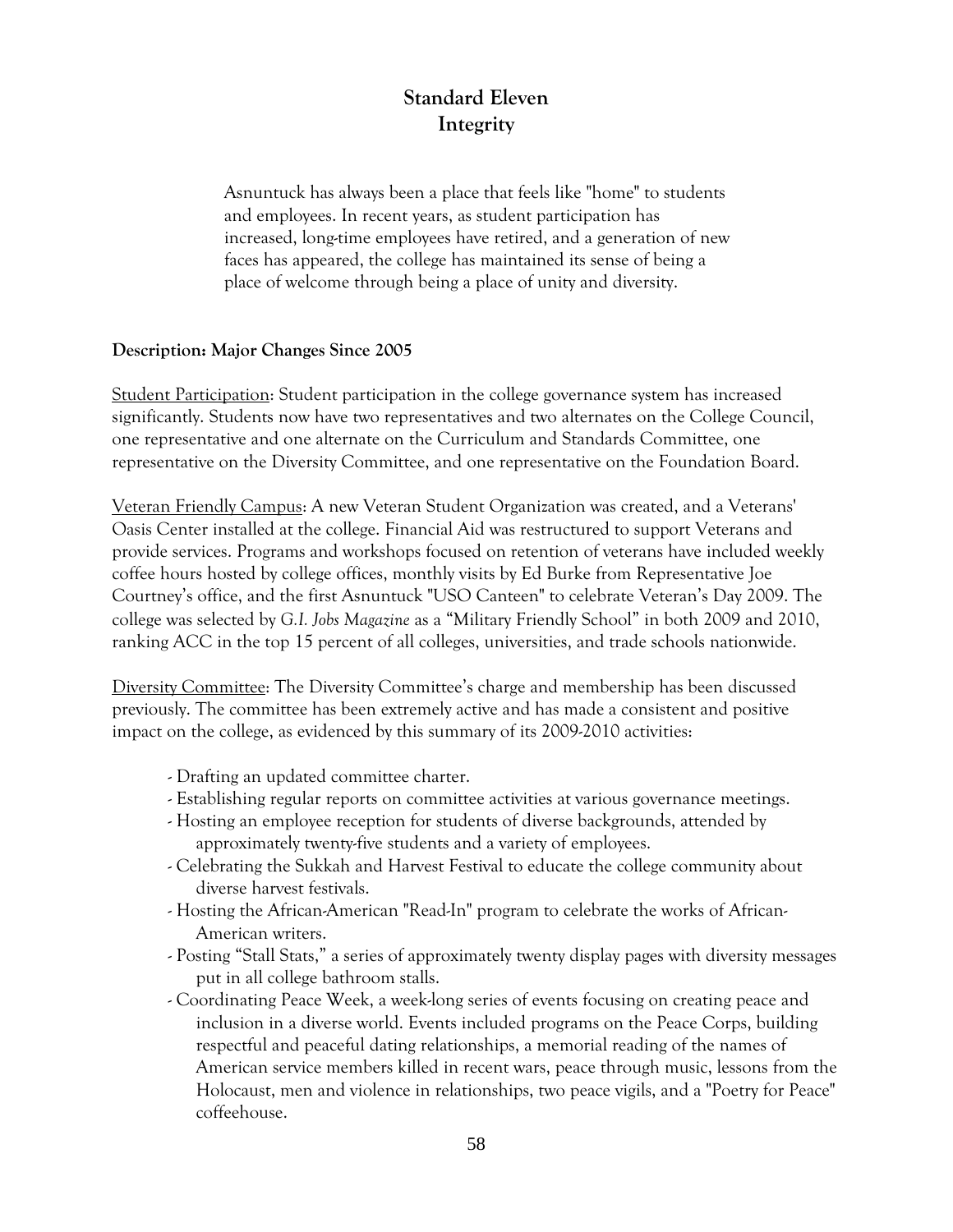# Standard Eleven
# Integrity

> Asnuntuck has always been a place that feels like "home" to students and employees. In recent years, as student participation has increased, long-time employees have retired, and a generation of new faces has appeared, the college has maintained its sense of being a place of welcome through being a place of unity and diversity.

**Description: Major Changes Since 2005**

Student Participation: Student participation in the college governance system has increased significantly. Students now have two representatives and two alternates on the College Council, one representative and one alternate on the Curriculum and Standards Committee, one representative on the Diversity Committee, and one representative on the Foundation Board.

Veteran Friendly Campus: A new Veteran Student Organization was created, and a Veterans' Oasis Center installed at the college. Financial Aid was restructured to support Veterans and provide services. Programs and workshops focused on retention of veterans have included weekly coffee hours hosted by college offices, monthly visits by Ed Burke from Representative Joe Courtney's office, and the first Asnuntuck "USO Canteen" to celebrate Veteran's Day 2009. The college was selected by *G.I. Jobs Magazine* as a "Military Friendly School" in both 2009 and 2010, ranking ACC in the top 15 percent of all colleges, universities, and trade schools nationwide.

Diversity Committee: The Diversity Committee's charge and membership has been discussed previously. The committee has been extremely active and has made a consistent and positive impact on the college, as evidenced by this summary of its 2009-2010 activities:

- Drafting an updated committee charter.
- Establishing regular reports on committee activities at various governance meetings.
- Hosting an employee reception for students of diverse backgrounds, attended by approximately twenty-five students and a variety of employees.
- Celebrating the Sukkah and Harvest Festival to educate the college community about diverse harvest festivals.
- Hosting the African-American "Read-In" program to celebrate the works of African-American writers.
- Posting "Stall Stats," a series of approximately twenty display pages with diversity messages put in all college bathroom stalls.
- Coordinating Peace Week, a week-long series of events focusing on creating peace and inclusion in a diverse world. Events included programs on the Peace Corps, building respectful and peaceful dating relationships, a memorial reading of the names of American service members killed in recent wars, peace through music, lessons from the Holocaust, men and violence in relationships, two peace vigils, and a "Poetry for Peace" coffeehouse.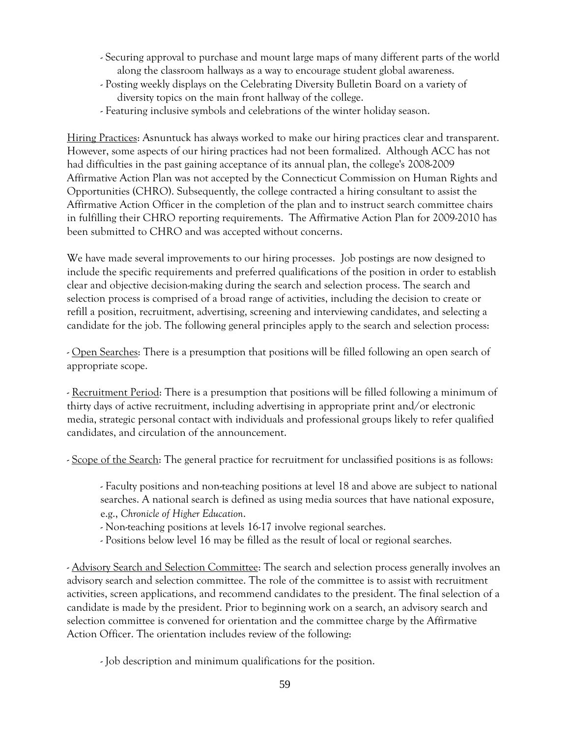- Securing approval to purchase and mount large maps of many different parts of the world along the classroom hallways as a way to encourage student global awareness.
- Posting weekly displays on the Celebrating Diversity Bulletin Board on a variety of diversity topics on the main front hallway of the college.
- Featuring inclusive symbols and celebrations of the winter holiday season.

Hiring Practices: Asnuntuck has always worked to make our hiring practices clear and transparent. However, some aspects of our hiring practices had not been formalized. Although ACC has not had difficulties in the past gaining acceptance of its annual plan, the college's 2008-2009 Affirmative Action Plan was not accepted by the Connecticut Commission on Human Rights and Opportunities (CHRO). Subsequently, the college contracted a hiring consultant to assist the Affirmative Action Officer in the completion of the plan and to instruct search committee chairs in fulfilling their CHRO reporting requirements. The Affirmative Action Plan for 2009-2010 has been submitted to CHRO and was accepted without concerns.

We have made several improvements to our hiring processes. Job postings are now designed to include the specific requirements and preferred qualifications of the position in order to establish clear and objective decision-making during the search and selection process. The search and selection process is comprised of a broad range of activities, including the decision to create or refill a position, recruitment, advertising, screening and interviewing candidates, and selecting a candidate for the job. The following general principles apply to the search and selection process:

- Open Searches: There is a presumption that positions will be filled following an open search of appropriate scope.

- Recruitment Period: There is a presumption that positions will be filled following a minimum of thirty days of active recruitment, including advertising in appropriate print and/or electronic media, strategic personal contact with individuals and professional groups likely to refer qualified candidates, and circulation of the announcement.

- Scope of the Search: The general practice for recruitment for unclassified positions is as follows:

  - Faculty positions and non-teaching positions at level 18 and above are subject to national searches. A national search is defined as using media sources that have national exposure, e.g., *Chronicle of Higher Education*.
  - Non-teaching positions at levels 16-17 involve regional searches.
  - Positions below level 16 may be filled as the result of local or regional searches.

- Advisory Search and Selection Committee: The search and selection process generally involves an advisory search and selection committee. The role of the committee is to assist with recruitment activities, screen applications, and recommend candidates to the president. The final selection of a candidate is made by the president. Prior to beginning work on a search, an advisory search and selection committee is convened for orientation and the committee charge by the Affirmative Action Officer. The orientation includes review of the following:

  - Job description and minimum qualifications for the position.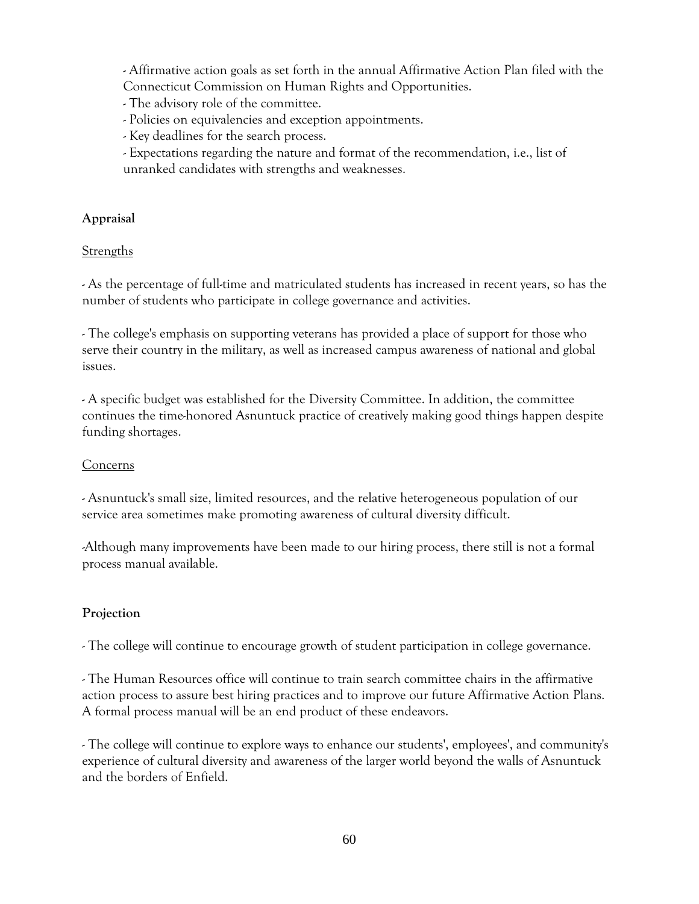- Affirmative action goals as set forth in the annual Affirmative Action Plan filed with the Connecticut Commission on Human Rights and Opportunities.
- The advisory role of the committee.
- Policies on equivalencies and exception appointments.
- Key deadlines for the search process.
- Expectations regarding the nature and format of the recommendation, i.e., list of unranked candidates with strengths and weaknesses.

**Appraisal**

Strengths

- As the percentage of full-time and matriculated students has increased in recent years, so has the number of students who participate in college governance and activities.

- The college's emphasis on supporting veterans has provided a place of support for those who serve their country in the military, as well as increased campus awareness of national and global issues.

- A specific budget was established for the Diversity Committee. In addition, the committee continues the time-honored Asnuntuck practice of creatively making good things happen despite funding shortages.

Concerns

- Asnuntuck's small size, limited resources, and the relative heterogeneous population of our service area sometimes make promoting awareness of cultural diversity difficult.

-Although many improvements have been made to our hiring process, there still is not a formal process manual available.

**Projection**

- The college will continue to encourage growth of student participation in college governance.

- The Human Resources office will continue to train search committee chairs in the affirmative action process to assure best hiring practices and to improve our future Affirmative Action Plans. A formal process manual will be an end product of these endeavors.

- The college will continue to explore ways to enhance our students', employees', and community's experience of cultural diversity and awareness of the larger world beyond the walls of Asnuntuck and the borders of Enfield.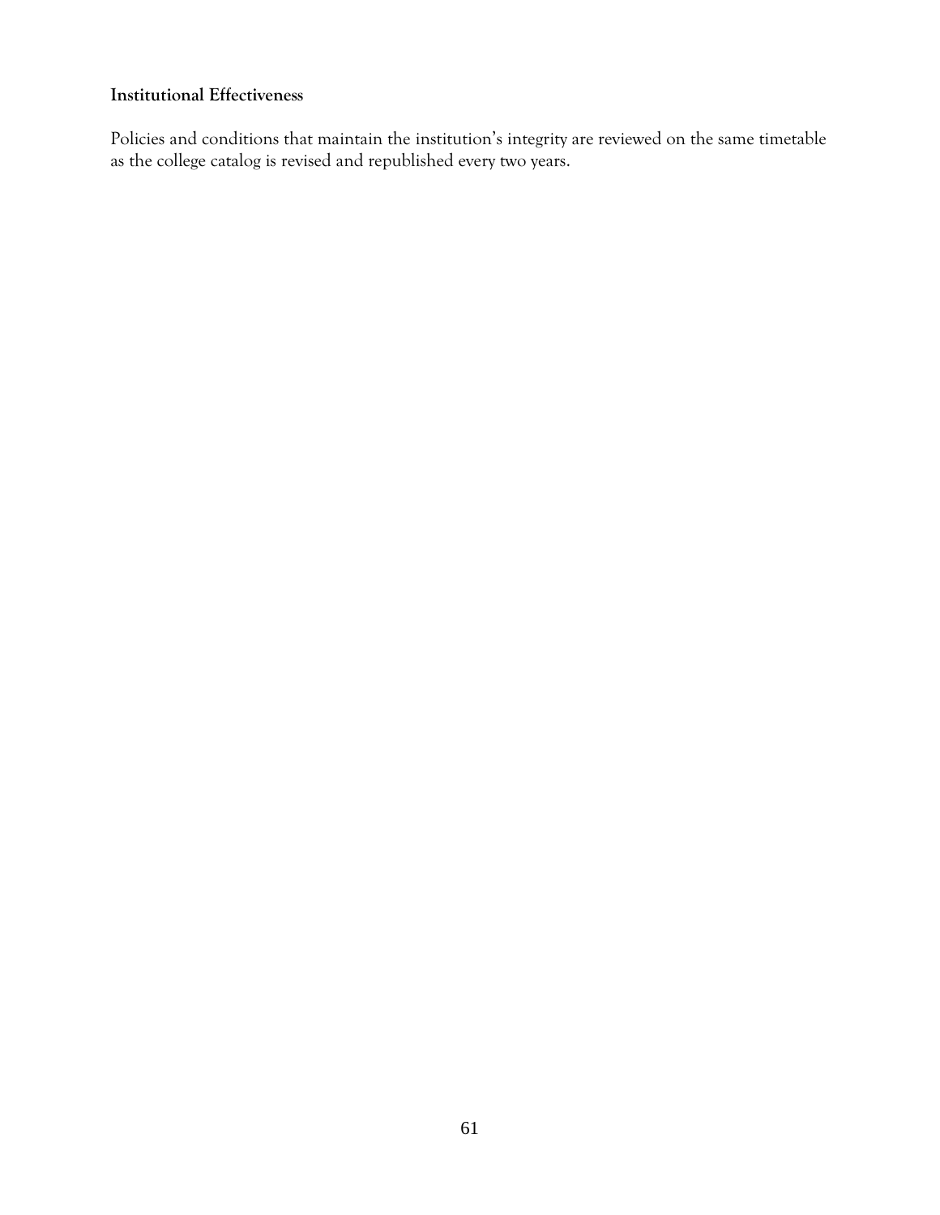**Institutional Effectiveness**

Policies and conditions that maintain the institution's integrity are reviewed on the same timetable as the college catalog is revised and republished every two years.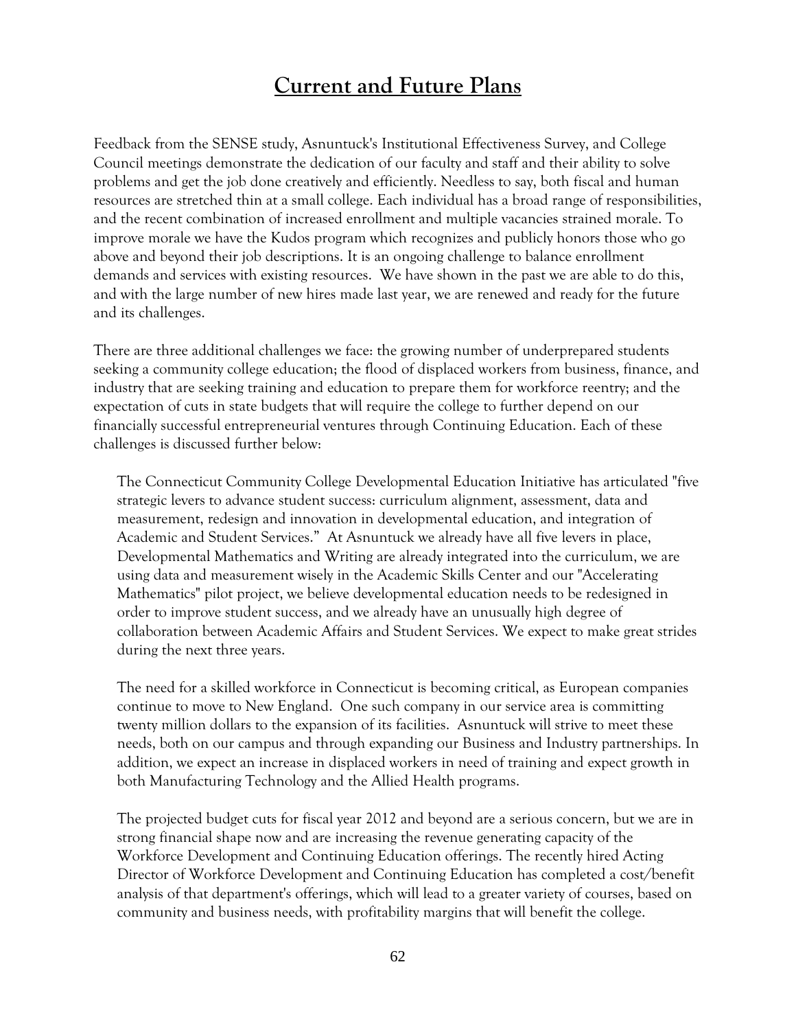# Current and Future Plans

Feedback from the SENSE study, Asnuntuck's Institutional Effectiveness Survey, and College Council meetings demonstrate the dedication of our faculty and staff and their ability to solve problems and get the job done creatively and efficiently. Needless to say, both fiscal and human resources are stretched thin at a small college. Each individual has a broad range of responsibilities, and the recent combination of increased enrollment and multiple vacancies strained morale. To improve morale we have the Kudos program which recognizes and publicly honors those who go above and beyond their job descriptions. It is an ongoing challenge to balance enrollment demands and services with existing resources. We have shown in the past we are able to do this, and with the large number of new hires made last year, we are renewed and ready for the future and its challenges.

There are three additional challenges we face: the growing number of underprepared students seeking a community college education; the flood of displaced workers from business, finance, and industry that are seeking training and education to prepare them for workforce reentry; and the expectation of cuts in state budgets that will require the college to further depend on our financially successful entrepreneurial ventures through Continuing Education. Each of these challenges is discussed further below:

> The Connecticut Community College Developmental Education Initiative has articulated "five strategic levers to advance student success: curriculum alignment, assessment, data and measurement, redesign and innovation in developmental education, and integration of Academic and Student Services." At Asnuntuck we already have all five levers in place, Developmental Mathematics and Writing are already integrated into the curriculum, we are using data and measurement wisely in the Academic Skills Center and our "Accelerating Mathematics" pilot project, we believe developmental education needs to be redesigned in order to improve student success, and we already have an unusually high degree of collaboration between Academic Affairs and Student Services. We expect to make great strides during the next three years.
>
> The need for a skilled workforce in Connecticut is becoming critical, as European companies continue to move to New England. One such company in our service area is committing twenty million dollars to the expansion of its facilities. Asnuntuck will strive to meet these needs, both on our campus and through expanding our Business and Industry partnerships. In addition, we expect an increase in displaced workers in need of training and expect growth in both Manufacturing Technology and the Allied Health programs.
>
> The projected budget cuts for fiscal year 2012 and beyond are a serious concern, but we are in strong financial shape now and are increasing the revenue generating capacity of the Workforce Development and Continuing Education offerings. The recently hired Acting Director of Workforce Development and Continuing Education has completed a cost/benefit analysis of that department's offerings, which will lead to a greater variety of courses, based on community and business needs, with profitability margins that will benefit the college.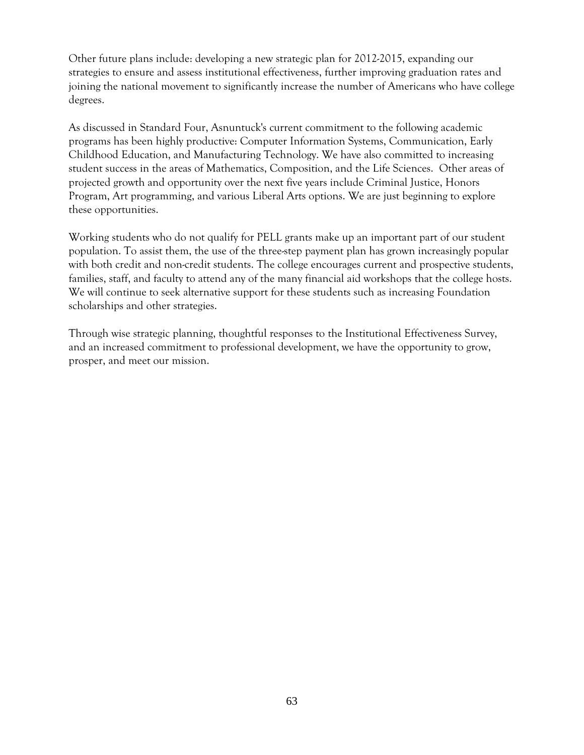Other future plans include: developing a new strategic plan for 2012-2015, expanding our strategies to ensure and assess institutional effectiveness, further improving graduation rates and joining the national movement to significantly increase the number of Americans who have college degrees.

As discussed in Standard Four, Asnuntuck's current commitment to the following academic programs has been highly productive: Computer Information Systems, Communication, Early Childhood Education, and Manufacturing Technology. We have also committed to increasing student success in the areas of Mathematics, Composition, and the Life Sciences. Other areas of projected growth and opportunity over the next five years include Criminal Justice, Honors Program, Art programming, and various Liberal Arts options. We are just beginning to explore these opportunities.

Working students who do not qualify for PELL grants make up an important part of our student population. To assist them, the use of the three-step payment plan has grown increasingly popular with both credit and non-credit students. The college encourages current and prospective students, families, staff, and faculty to attend any of the many financial aid workshops that the college hosts. We will continue to seek alternative support for these students such as increasing Foundation scholarships and other strategies.

Through wise strategic planning, thoughtful responses to the Institutional Effectiveness Survey, and an increased commitment to professional development, we have the opportunity to grow, prosper, and meet our mission.